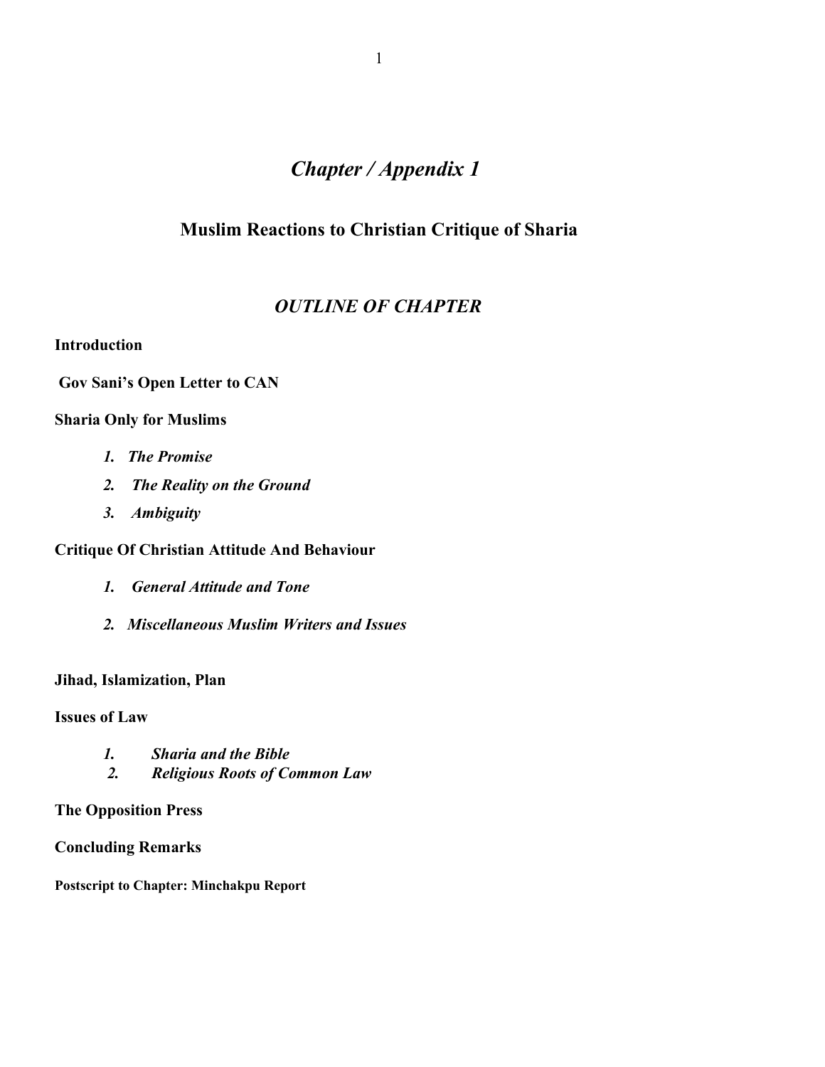# *Chapter / Appendix 1*

## Muslim Reactions to Christian Critique of Sharia

### *OUTLINE OF CHAPTER*

**Introduction**

**Gov Sani's Open Letter to CAN**

**Sharia Only for Muslims**

1. ***The Promise***
2. ***The Reality on the Ground***
3. ***Ambiguity***

**Critique Of Christian Attitude And Behaviour**

1. ***General Attitude and Tone***
2. ***Miscellaneous Muslim Writers and Issues***

**Jihad, Islamization, Plan**

**Issues of Law**

1. ***Sharia and the Bible***
2. ***Religious Roots of Common Law***

**The Opposition Press**

**Concluding Remarks**

**Postscript to Chapter: Minchakpu Report**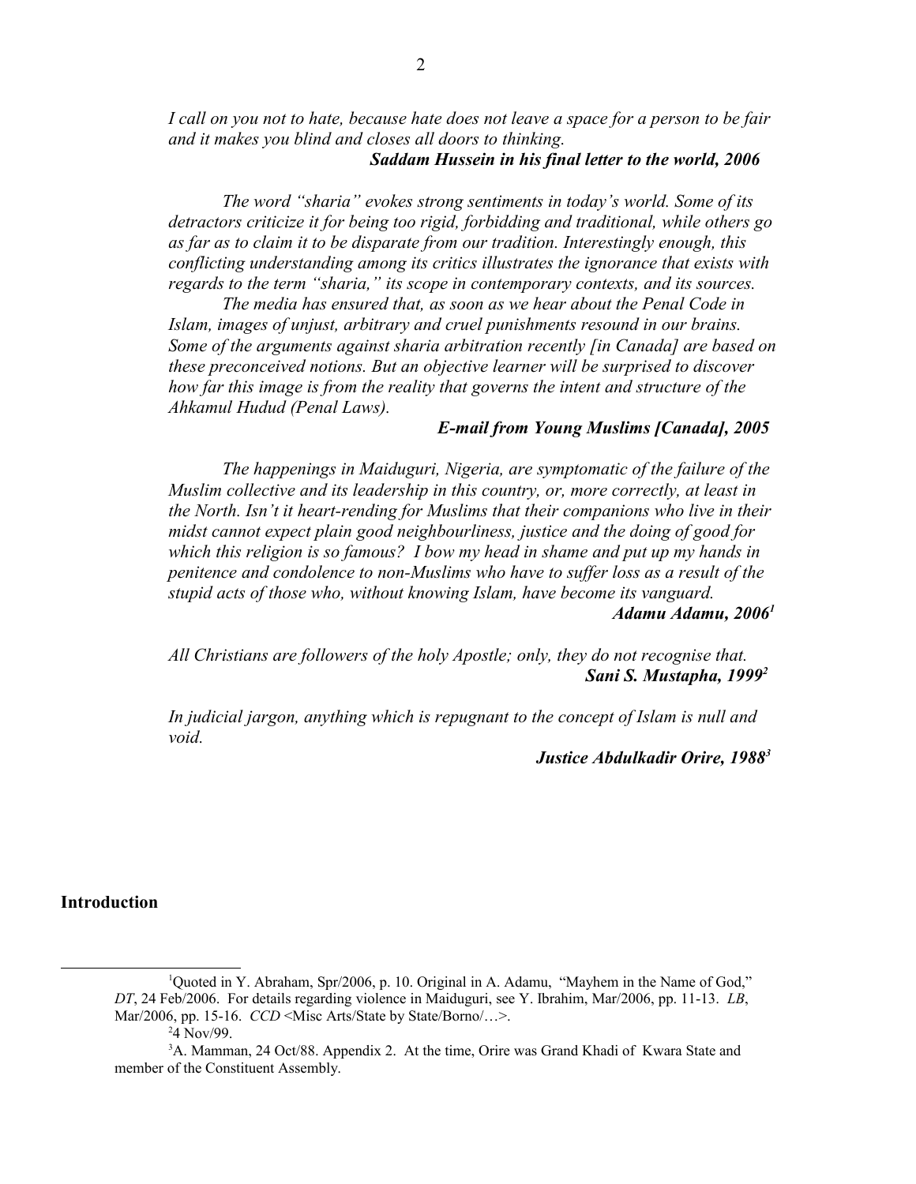*I call on you not to hate, because hate does not leave a space for a person to be fair and it makes you blind and closes all doors to thinking.*

***Saddam Hussein in his final letter to the world, 2006***

*The word "sharia" evokes strong sentiments in today's world. Some of its detractors criticize it for being too rigid, forbidding and traditional, while others go as far as to claim it to be disparate from our tradition. Interestingly enough, this conflicting understanding among its critics illustrates the ignorance that exists with regards to the term "sharia," its scope in contemporary contexts, and its sources.*

*The media has ensured that, as soon as we hear about the Penal Code in Islam, images of unjust, arbitrary and cruel punishments resound in our brains. Some of the arguments against sharia arbitration recently [in Canada] are based on these preconceived notions. But an objective learner will be surprised to discover how far this image is from the reality that governs the intent and structure of the Ahkamul Hudud (Penal Laws).*

***E-mail from Young Muslims [Canada], 2005***

*The happenings in Maiduguri, Nigeria, are symptomatic of the failure of the Muslim collective and its leadership in this country, or, more correctly, at least in the North. Isn't it heart-rending for Muslims that their companions who live in their midst cannot expect plain good neighbourliness, justice and the doing of good for which this religion is so famous? I bow my head in shame and put up my hands in penitence and condolence to non-Muslims who have to suffer loss as a result of the stupid acts of those who, without knowing Islam, have become its vanguard.*

***Adamu Adamu, 2006***[1]

*All Christians are followers of the holy Apostle; only, they do not recognise that.*

***Sani S. Mustapha, 1999***[2]

*In judicial jargon, anything which is repugnant to the concept of Islam is null and void.*

***Justice Abdulkadir Orire, 1988***[3]

## Introduction

---

[1] Quoted in Y. Abraham, Spr/2006, p. 10. Original in A. Adamu, "Mayhem in the Name of God," *DT*, 24 Feb/2006. For details regarding violence in Maiduguri, see Y. Ibrahim, Mar/2006, pp. 11-13. *LB*, Mar/2006, pp. 15-16. *CCD* <Misc Arts/State by State/Borno/…>.

[2] 4 Nov/99.

[3] A. Mamman, 24 Oct/88. Appendix 2. At the time, Orire was Grand Khadi of Kwara State and member of the Constituent Assembly.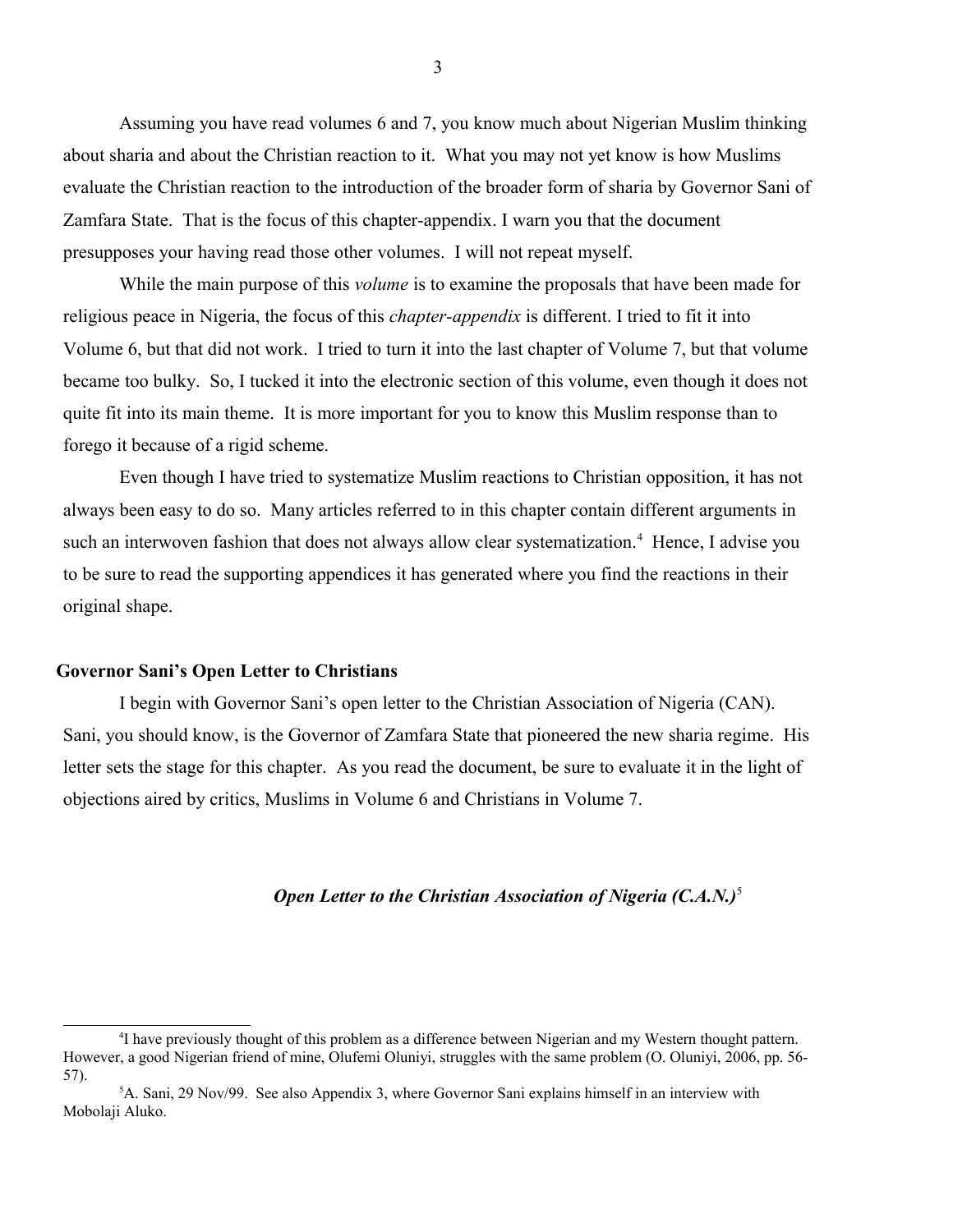Assuming you have read volumes 6 and 7, you know much about Nigerian Muslim thinking about sharia and about the Christian reaction to it. What you may not yet know is how Muslims evaluate the Christian reaction to the introduction of the broader form of sharia by Governor Sani of Zamfara State. That is the focus of this chapter-appendix. I warn you that the document presupposes your having read those other volumes. I will not repeat myself.

While the main purpose of this *volume* is to examine the proposals that have been made for religious peace in Nigeria, the focus of this *chapter-appendix* is different. I tried to fit it into Volume 6, but that did not work. I tried to turn it into the last chapter of Volume 7, but that volume became too bulky. So, I tucked it into the electronic section of this volume, even though it does not quite fit into its main theme. It is more important for you to know this Muslim response than to forego it because of a rigid scheme.

Even though I have tried to systematize Muslim reactions to Christian opposition, it has not always been easy to do so. Many articles referred to in this chapter contain different arguments in such an interwoven fashion that does not always allow clear systematization.[4] Hence, I advise you to be sure to read the supporting appendices it has generated where you find the reactions in their original shape.

## Governor Sani's Open Letter to Christians

I begin with Governor Sani's open letter to the Christian Association of Nigeria (CAN). Sani, you should know, is the Governor of Zamfara State that pioneered the new sharia regime. His letter sets the stage for this chapter. As you read the document, be sure to evaluate it in the light of objections aired by critics, Muslims in Volume 6 and Christians in Volume 7.

***Open Letter to the Christian Association of Nigeria (C.A.N.)***[5]

---

[4] I have previously thought of this problem as a difference between Nigerian and my Western thought pattern. However, a good Nigerian friend of mine, Olufemi Oluniyi, struggles with the same problem (O. Oluniyi, 2006, pp. 56-57).

[5] A. Sani, 29 Nov/99. See also Appendix 3, where Governor Sani explains himself in an interview with Mobolaji Aluko.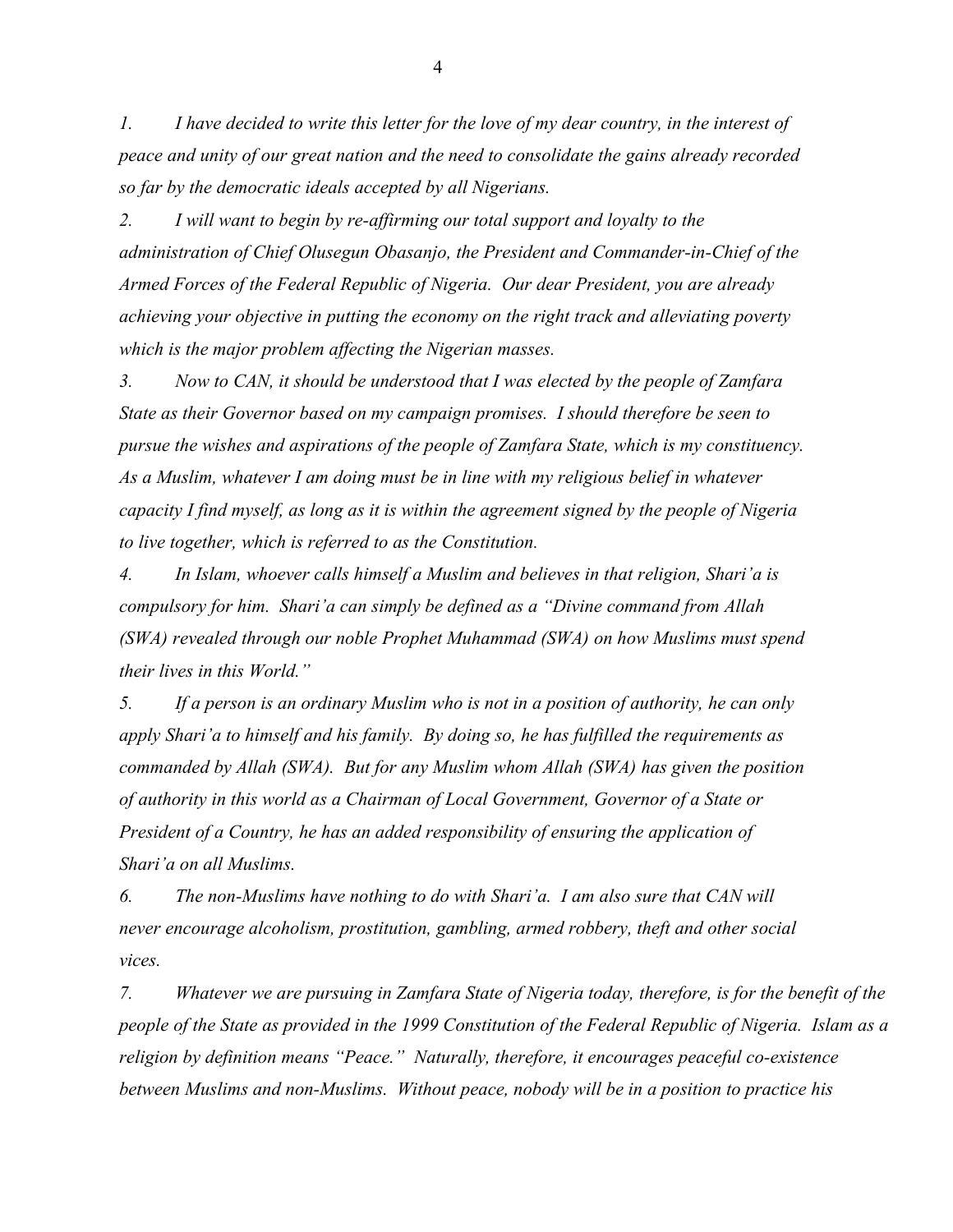*1. I have decided to write this letter for the love of my dear country, in the interest of peace and unity of our great nation and the need to consolidate the gains already recorded so far by the democratic ideals accepted by all Nigerians.*

*2. I will want to begin by re-affirming our total support and loyalty to the administration of Chief Olusegun Obasanjo, the President and Commander-in-Chief of the Armed Forces of the Federal Republic of Nigeria. Our dear President, you are already achieving your objective in putting the economy on the right track and alleviating poverty which is the major problem affecting the Nigerian masses.*

*3. Now to CAN, it should be understood that I was elected by the people of Zamfara State as their Governor based on my campaign promises. I should therefore be seen to pursue the wishes and aspirations of the people of Zamfara State, which is my constituency. As a Muslim, whatever I am doing must be in line with my religious belief in whatever capacity I find myself, as long as it is within the agreement signed by the people of Nigeria to live together, which is referred to as the Constitution.*

*4. In Islam, whoever calls himself a Muslim and believes in that religion, Shari'a is compulsory for him. Shari'a can simply be defined as a "Divine command from Allah (SWA) revealed through our noble Prophet Muhammad (SWA) on how Muslims must spend their lives in this World."*

*5. If a person is an ordinary Muslim who is not in a position of authority, he can only apply Shari'a to himself and his family. By doing so, he has fulfilled the requirements as commanded by Allah (SWA). But for any Muslim whom Allah (SWA) has given the position of authority in this world as a Chairman of Local Government, Governor of a State or President of a Country, he has an added responsibility of ensuring the application of Shari'a on all Muslims.*

*6. The non-Muslims have nothing to do with Shari'a. I am also sure that CAN will never encourage alcoholism, prostitution, gambling, armed robbery, theft and other social vices.*

*7. Whatever we are pursuing in Zamfara State of Nigeria today, therefore, is for the benefit of the people of the State as provided in the 1999 Constitution of the Federal Republic of Nigeria. Islam as a religion by definition means "Peace." Naturally, therefore, it encourages peaceful co-existence between Muslims and non-Muslims. Without peace, nobody will be in a position to practice his*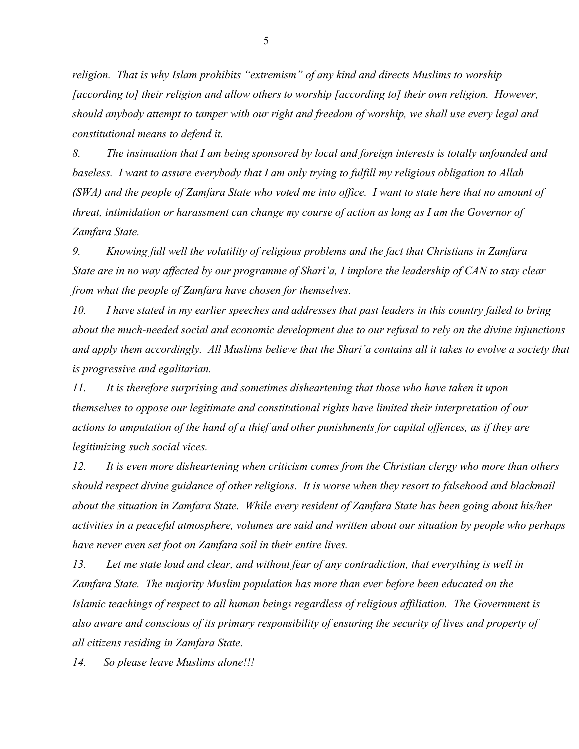*religion. That is why Islam prohibits "extremism" of any kind and directs Muslims to worship [according to] their religion and allow others to worship [according to] their own religion. However, should anybody attempt to tamper with our right and freedom of worship, we shall use every legal and constitutional means to defend it.*

*8. The insinuation that I am being sponsored by local and foreign interests is totally unfounded and baseless. I want to assure everybody that I am only trying to fulfill my religious obligation to Allah (SWA) and the people of Zamfara State who voted me into office. I want to state here that no amount of threat, intimidation or harassment can change my course of action as long as I am the Governor of Zamfara State.*

*9. Knowing full well the volatility of religious problems and the fact that Christians in Zamfara State are in no way affected by our programme of Shari'a, I implore the leadership of CAN to stay clear from what the people of Zamfara have chosen for themselves.*

*10. I have stated in my earlier speeches and addresses that past leaders in this country failed to bring about the much-needed social and economic development due to our refusal to rely on the divine injunctions and apply them accordingly. All Muslims believe that the Shari'a contains all it takes to evolve a society that is progressive and egalitarian.*

*11. It is therefore surprising and sometimes disheartening that those who have taken it upon themselves to oppose our legitimate and constitutional rights have limited their interpretation of our actions to amputation of the hand of a thief and other punishments for capital offences, as if they are legitimizing such social vices.*

*12. It is even more disheartening when criticism comes from the Christian clergy who more than others should respect divine guidance of other religions. It is worse when they resort to falsehood and blackmail about the situation in Zamfara State. While every resident of Zamfara State has been going about his/her activities in a peaceful atmosphere, volumes are said and written about our situation by people who perhaps have never even set foot on Zamfara soil in their entire lives.*

*13. Let me state loud and clear, and without fear of any contradiction, that everything is well in Zamfara State. The majority Muslim population has more than ever before been educated on the Islamic teachings of respect to all human beings regardless of religious affiliation. The Government is also aware and conscious of its primary responsibility of ensuring the security of lives and property of all citizens residing in Zamfara State.*

*14. So please leave Muslims alone!!!*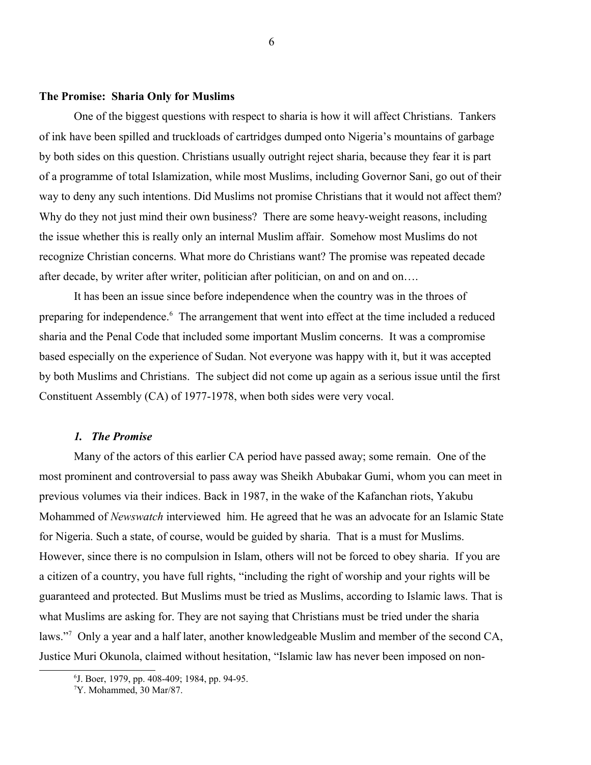## The Promise: Sharia Only for Muslims

One of the biggest questions with respect to sharia is how it will affect Christians. Tankers of ink have been spilled and truckloads of cartridges dumped onto Nigeria's mountains of garbage by both sides on this question. Christians usually outright reject sharia, because they fear it is part of a programme of total Islamization, while most Muslims, including Governor Sani, go out of their way to deny any such intentions. Did Muslims not promise Christians that it would not affect them? Why do they not just mind their own business? There are some heavy-weight reasons, including the issue whether this is really only an internal Muslim affair. Somehow most Muslims do not recognize Christian concerns. What more do Christians want? The promise was repeated decade after decade, by writer after writer, politician after politician, on and on and on….

It has been an issue since before independence when the country was in the throes of preparing for independence.[6] The arrangement that went into effect at the time included a reduced sharia and the Penal Code that included some important Muslim concerns. It was a compromise based especially on the experience of Sudan. Not everyone was happy with it, but it was accepted by both Muslims and Christians. The subject did not come up again as a serious issue until the first Constituent Assembly (CA) of 1977-1978, when both sides were very vocal.

### *1. The Promise*

Many of the actors of this earlier CA period have passed away; some remain. One of the most prominent and controversial to pass away was Sheikh Abubakar Gumi, whom you can meet in previous volumes via their indices. Back in 1987, in the wake of the Kafanchan riots, Yakubu Mohammed of *Newswatch* interviewed him. He agreed that he was an advocate for an Islamic State for Nigeria. Such a state, of course, would be guided by sharia. That is a must for Muslims. However, since there is no compulsion in Islam, others will not be forced to obey sharia. If you are a citizen of a country, you have full rights, "including the right of worship and your rights will be guaranteed and protected. But Muslims must be tried as Muslims, according to Islamic laws. That is what Muslims are asking for. They are not saying that Christians must be tried under the sharia laws."[7] Only a year and a half later, another knowledgeable Muslim and member of the second CA, Justice Muri Okunola, claimed without hesitation, "Islamic law has never been imposed on non-

---

[6] J. Boer, 1979, pp. 408-409; 1984, pp. 94-95.

[7] Y. Mohammed, 30 Mar/87.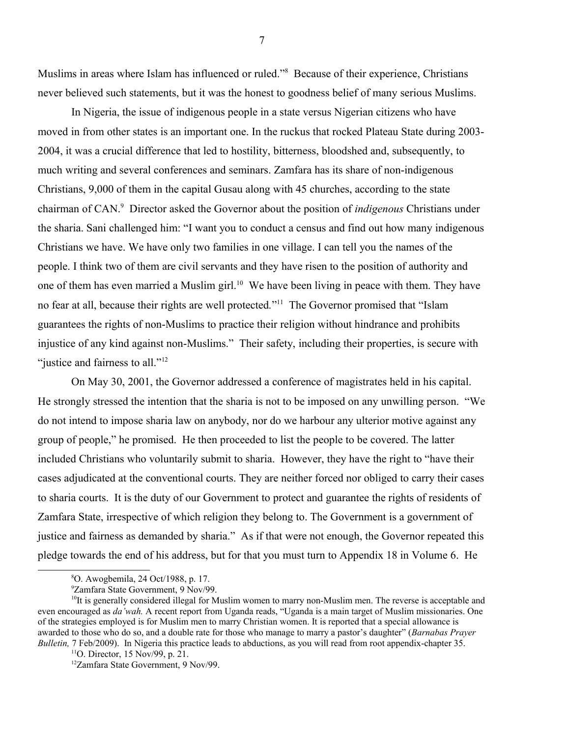Muslims in areas where Islam has influenced or ruled."[8] Because of their experience, Christians never believed such statements, but it was the honest to goodness belief of many serious Muslims.

In Nigeria, the issue of indigenous people in a state versus Nigerian citizens who have moved in from other states is an important one. In the ruckus that rocked Plateau State during 2003-2004, it was a crucial difference that led to hostility, bitterness, bloodshed and, subsequently, to much writing and several conferences and seminars. Zamfara has its share of non-indigenous Christians, 9,000 of them in the capital Gusau along with 45 churches, according to the state chairman of CAN.[9] Director asked the Governor about the position of *indigenous* Christians under the sharia. Sani challenged him: "I want you to conduct a census and find out how many indigenous Christians we have. We have only two families in one village. I can tell you the names of the people. I think two of them are civil servants and they have risen to the position of authority and one of them has even married a Muslim girl.[10] We have been living in peace with them. They have no fear at all, because their rights are well protected."[11] The Governor promised that "Islam guarantees the rights of non-Muslims to practice their religion without hindrance and prohibits injustice of any kind against non-Muslims." Their safety, including their properties, is secure with "justice and fairness to all."[12]

On May 30, 2001, the Governor addressed a conference of magistrates held in his capital. He strongly stressed the intention that the sharia is not to be imposed on any unwilling person. "We do not intend to impose sharia law on anybody, nor do we harbour any ulterior motive against any group of people," he promised. He then proceeded to list the people to be covered. The latter included Christians who voluntarily submit to sharia. However, they have the right to "have their cases adjudicated at the conventional courts. They are neither forced nor obliged to carry their cases to sharia courts. It is the duty of our Government to protect and guarantee the rights of residents of Zamfara State, irrespective of which religion they belong to. The Government is a government of justice and fairness as demanded by sharia." As if that were not enough, the Governor repeated this pledge towards the end of his address, but for that you must turn to Appendix 18 in Volume 6. He

---

[8] O. Awogbemila, 24 Oct/1988, p. 17.

[9] Zamfara State Government, 9 Nov/99.

[10] It is generally considered illegal for Muslim women to marry non-Muslim men. The reverse is acceptable and even encouraged as *da'wah.* A recent report from Uganda reads, "Uganda is a main target of Muslim missionaries. One of the strategies employed is for Muslim men to marry Christian women. It is reported that a special allowance is awarded to those who do so, and a double rate for those who manage to marry a pastor's daughter" (*Barnabas Prayer Bulletin,* 7 Feb/2009). In Nigeria this practice leads to abductions, as you will read from root appendix-chapter 35.

[11] O. Director, 15 Nov/99, p. 21.

[12] Zamfara State Government, 9 Nov/99.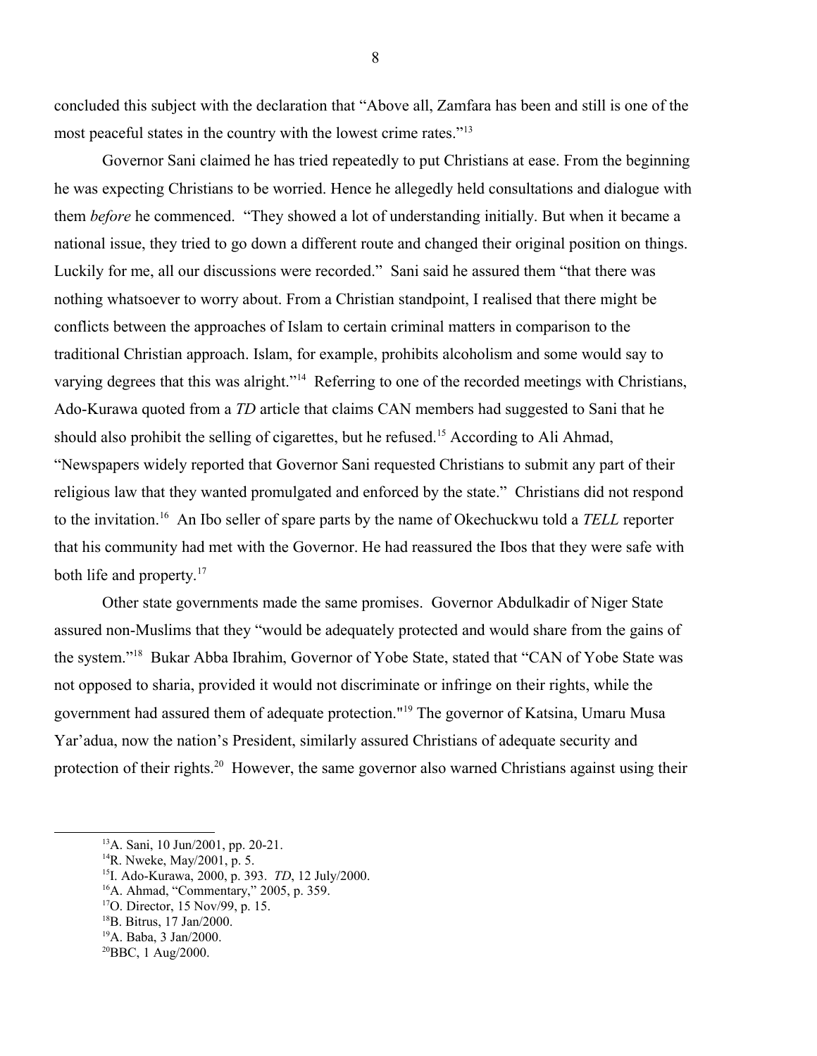concluded this subject with the declaration that "Above all, Zamfara has been and still is one of the most peaceful states in the country with the lowest crime rates."[13]

Governor Sani claimed he has tried repeatedly to put Christians at ease. From the beginning he was expecting Christians to be worried. Hence he allegedly held consultations and dialogue with them *before* he commenced. "They showed a lot of understanding initially. But when it became a national issue, they tried to go down a different route and changed their original position on things. Luckily for me, all our discussions were recorded." Sani said he assured them "that there was nothing whatsoever to worry about. From a Christian standpoint, I realised that there might be conflicts between the approaches of Islam to certain criminal matters in comparison to the traditional Christian approach. Islam, for example, prohibits alcoholism and some would say to varying degrees that this was alright."[14] Referring to one of the recorded meetings with Christians, Ado-Kurawa quoted from a *TD* article that claims CAN members had suggested to Sani that he should also prohibit the selling of cigarettes, but he refused.[15] According to Ali Ahmad, "Newspapers widely reported that Governor Sani requested Christians to submit any part of their religious law that they wanted promulgated and enforced by the state." Christians did not respond to the invitation.[16] An Ibo seller of spare parts by the name of Okechuckwu told a *TELL* reporter that his community had met with the Governor. He had reassured the Ibos that they were safe with both life and property.[17]

Other state governments made the same promises. Governor Abdulkadir of Niger State assured non-Muslims that they "would be adequately protected and would share from the gains of the system."[18] Bukar Abba Ibrahim, Governor of Yobe State, stated that "CAN of Yobe State was not opposed to sharia, provided it would not discriminate or infringe on their rights, while the government had assured them of adequate protection."[19] The governor of Katsina, Umaru Musa Yar'adua, now the nation's President, similarly assured Christians of adequate security and protection of their rights.[20] However, the same governor also warned Christians against using their

---

[13] A. Sani, 10 Jun/2001, pp. 20-21.

[14] R. Nweke, May/2001, p. 5.

[15] I. Ado-Kurawa, 2000, p. 393. *TD*, 12 July/2000.

[16] A. Ahmad, "Commentary," 2005, p. 359.

[17] O. Director, 15 Nov/99, p. 15.

[18] B. Bitrus, 17 Jan/2000.

[19] A. Baba, 3 Jan/2000.

[20] BBC, 1 Aug/2000.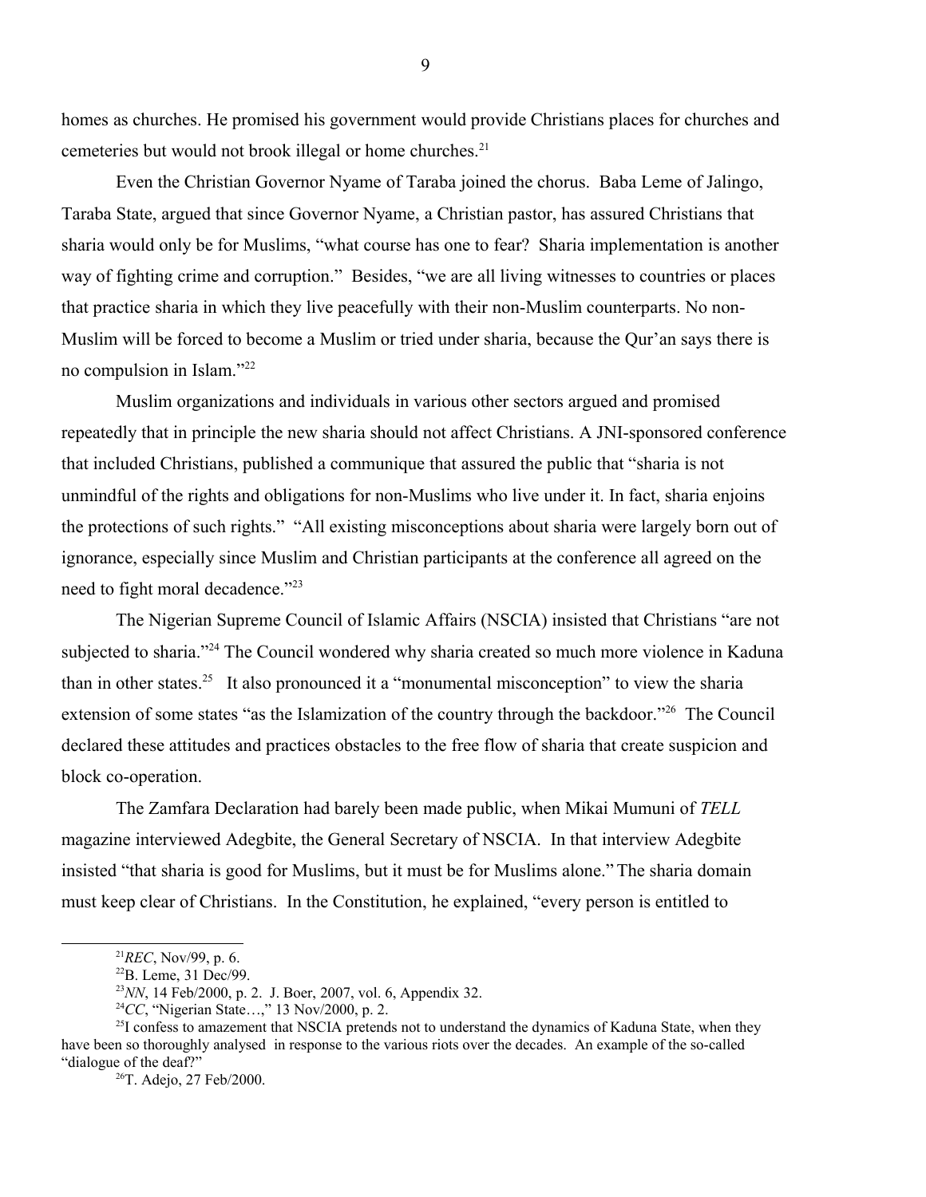homes as churches. He promised his government would provide Christians places for churches and cemeteries but would not brook illegal or home churches.[21]

Even the Christian Governor Nyame of Taraba joined the chorus. Baba Leme of Jalingo, Taraba State, argued that since Governor Nyame, a Christian pastor, has assured Christians that sharia would only be for Muslims, "what course has one to fear? Sharia implementation is another way of fighting crime and corruption." Besides, "we are all living witnesses to countries or places that practice sharia in which they live peacefully with their non-Muslim counterparts. No non-Muslim will be forced to become a Muslim or tried under sharia, because the Qur'an says there is no compulsion in Islam."[22]

Muslim organizations and individuals in various other sectors argued and promised repeatedly that in principle the new sharia should not affect Christians. A JNI-sponsored conference that included Christians, published a communique that assured the public that "sharia is not unmindful of the rights and obligations for non-Muslims who live under it. In fact, sharia enjoins the protections of such rights." "All existing misconceptions about sharia were largely born out of ignorance, especially since Muslim and Christian participants at the conference all agreed on the need to fight moral decadence."[23]

The Nigerian Supreme Council of Islamic Affairs (NSCIA) insisted that Christians "are not subjected to sharia."[24] The Council wondered why sharia created so much more violence in Kaduna than in other states.[25] It also pronounced it a "monumental misconception" to view the sharia extension of some states "as the Islamization of the country through the backdoor."[26] The Council declared these attitudes and practices obstacles to the free flow of sharia that create suspicion and block co-operation.

The Zamfara Declaration had barely been made public, when Mikai Mumuni of *TELL* magazine interviewed Adegbite, the General Secretary of NSCIA. In that interview Adegbite insisted "that sharia is good for Muslims, but it must be for Muslims alone." The sharia domain must keep clear of Christians. In the Constitution, he explained, "every person is entitled to

---

[21] *REC*, Nov/99, p. 6.

[22] B. Leme, 31 Dec/99.

[23] *NN*, 14 Feb/2000, p. 2. J. Boer, 2007, vol. 6, Appendix 32.

[24] *CC*, "Nigerian State…," 13 Nov/2000, p. 2.

[25] I confess to amazement that NSCIA pretends not to understand the dynamics of Kaduna State, when they have been so thoroughly analysed in response to the various riots over the decades. An example of the so-called "dialogue of the deaf?"

[26] T. Adejo, 27 Feb/2000.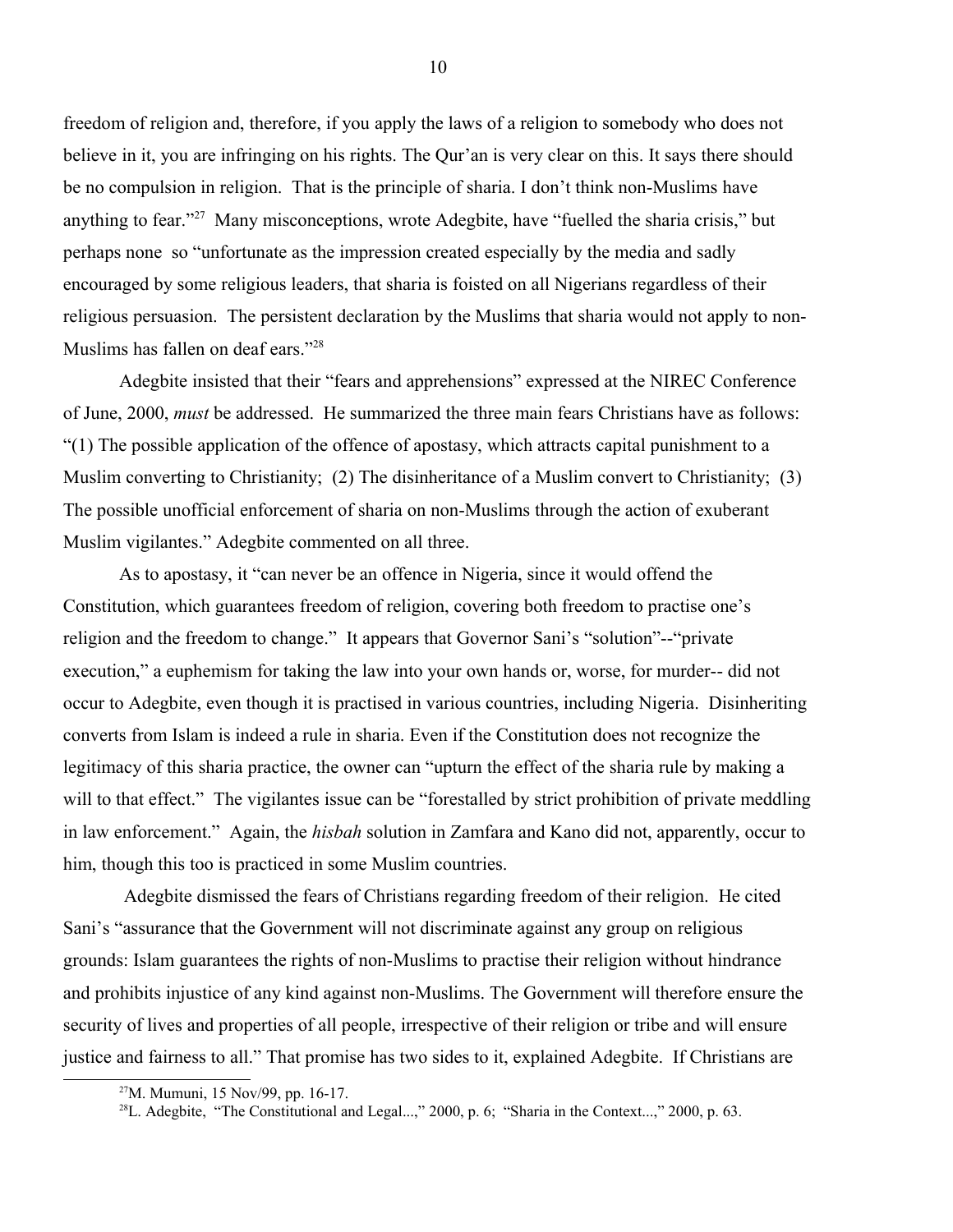freedom of religion and, therefore, if you apply the laws of a religion to somebody who does not believe in it, you are infringing on his rights. The Qur'an is very clear on this. It says there should be no compulsion in religion. That is the principle of sharia. I don't think non-Muslims have anything to fear."[27] Many misconceptions, wrote Adegbite, have "fuelled the sharia crisis," but perhaps none so "unfortunate as the impression created especially by the media and sadly encouraged by some religious leaders, that sharia is foisted on all Nigerians regardless of their religious persuasion. The persistent declaration by the Muslims that sharia would not apply to non-Muslims has fallen on deaf ears."[28]

Adegbite insisted that their "fears and apprehensions" expressed at the NIREC Conference of June, 2000, *must* be addressed. He summarized the three main fears Christians have as follows: "(1) The possible application of the offence of apostasy, which attracts capital punishment to a Muslim converting to Christianity; (2) The disinheritance of a Muslim convert to Christianity; (3) The possible unofficial enforcement of sharia on non-Muslims through the action of exuberant Muslim vigilantes." Adegbite commented on all three.

As to apostasy, it "can never be an offence in Nigeria, since it would offend the Constitution, which guarantees freedom of religion, covering both freedom to practise one's religion and the freedom to change." It appears that Governor Sani's "solution"--"private execution," a euphemism for taking the law into your own hands or, worse, for murder-- did not occur to Adegbite, even though it is practised in various countries, including Nigeria. Disinheriting converts from Islam is indeed a rule in sharia. Even if the Constitution does not recognize the legitimacy of this sharia practice, the owner can "upturn the effect of the sharia rule by making a will to that effect." The vigilantes issue can be "forestalled by strict prohibition of private meddling in law enforcement." Again, the *hisbah* solution in Zamfara and Kano did not, apparently, occur to him, though this too is practiced in some Muslim countries.

Adegbite dismissed the fears of Christians regarding freedom of their religion. He cited Sani's "assurance that the Government will not discriminate against any group on religious grounds: Islam guarantees the rights of non-Muslims to practise their religion without hindrance and prohibits injustice of any kind against non-Muslims. The Government will therefore ensure the security of lives and properties of all people, irrespective of their religion or tribe and will ensure justice and fairness to all." That promise has two sides to it, explained Adegbite. If Christians are

---

[27] M. Mumuni, 15 Nov/99, pp. 16-17.

[28] L. Adegbite, "The Constitutional and Legal...," 2000, p. 6; "Sharia in the Context...," 2000, p. 63.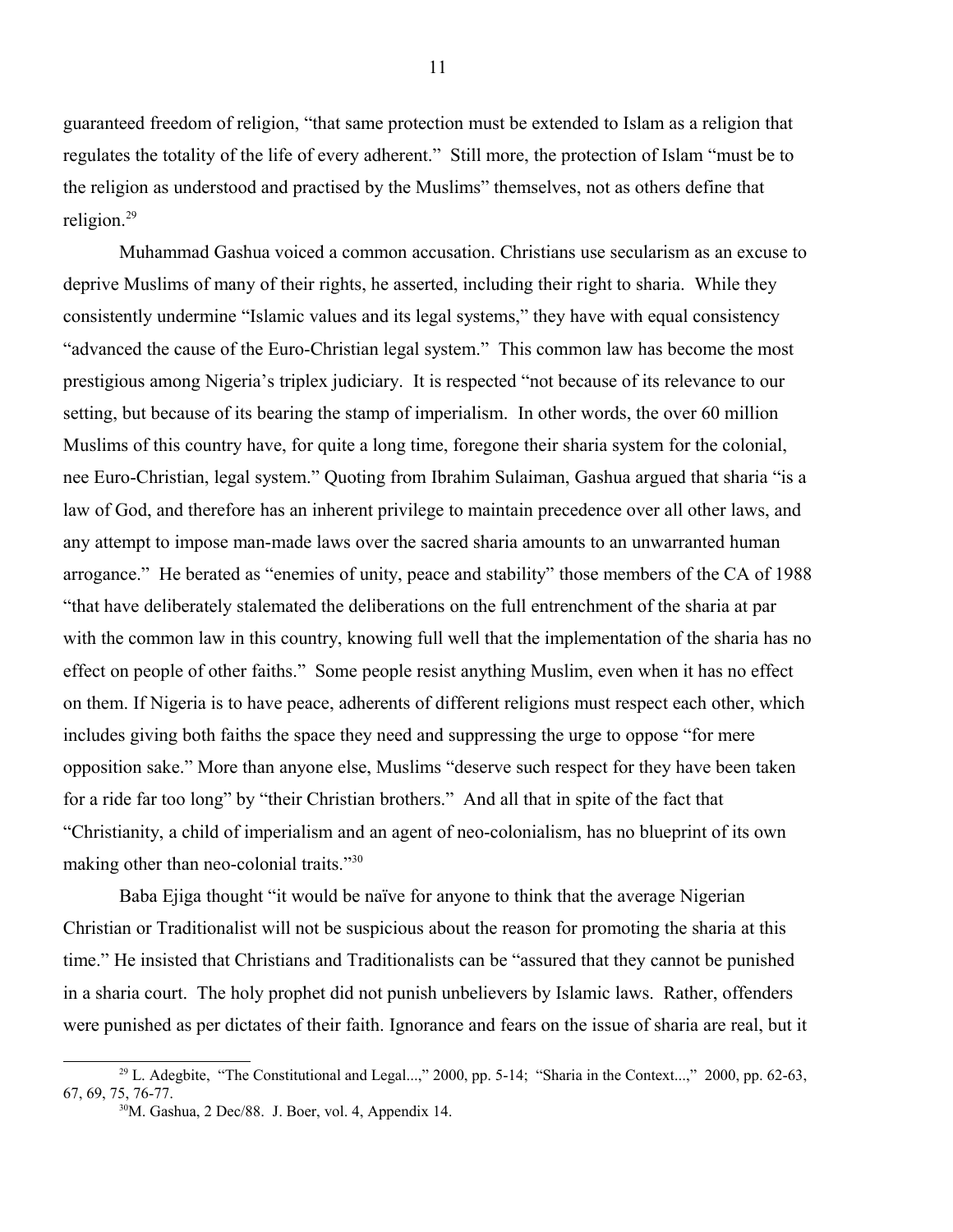guaranteed freedom of religion, "that same protection must be extended to Islam as a religion that regulates the totality of the life of every adherent." Still more, the protection of Islam "must be to the religion as understood and practised by the Muslims" themselves, not as others define that religion.[29]

Muhammad Gashua voiced a common accusation. Christians use secularism as an excuse to deprive Muslims of many of their rights, he asserted, including their right to sharia. While they consistently undermine "Islamic values and its legal systems," they have with equal consistency "advanced the cause of the Euro-Christian legal system." This common law has become the most prestigious among Nigeria's triplex judiciary. It is respected "not because of its relevance to our setting, but because of its bearing the stamp of imperialism. In other words, the over 60 million Muslims of this country have, for quite a long time, foregone their sharia system for the colonial, nee Euro-Christian, legal system." Quoting from Ibrahim Sulaiman, Gashua argued that sharia "is a law of God, and therefore has an inherent privilege to maintain precedence over all other laws, and any attempt to impose man-made laws over the sacred sharia amounts to an unwarranted human arrogance." He berated as "enemies of unity, peace and stability" those members of the CA of 1988 "that have deliberately stalemated the deliberations on the full entrenchment of the sharia at par with the common law in this country, knowing full well that the implementation of the sharia has no effect on people of other faiths." Some people resist anything Muslim, even when it has no effect on them. If Nigeria is to have peace, adherents of different religions must respect each other, which includes giving both faiths the space they need and suppressing the urge to oppose "for mere opposition sake." More than anyone else, Muslims "deserve such respect for they have been taken for a ride far too long" by "their Christian brothers." And all that in spite of the fact that "Christianity, a child of imperialism and an agent of neo-colonialism, has no blueprint of its own making other than neo-colonial traits."[30]

Baba Ejiga thought "it would be naïve for anyone to think that the average Nigerian Christian or Traditionalist will not be suspicious about the reason for promoting the sharia at this time." He insisted that Christians and Traditionalists can be "assured that they cannot be punished in a sharia court. The holy prophet did not punish unbelievers by Islamic laws. Rather, offenders were punished as per dictates of their faith. Ignorance and fears on the issue of sharia are real, but it

---

[29] L. Adegbite, "The Constitutional and Legal...," 2000, pp. 5-14; "Sharia in the Context...," 2000, pp. 62-63, 67, 69, 75, 76-77.

[30] M. Gashua, 2 Dec/88. J. Boer, vol. 4, Appendix 14.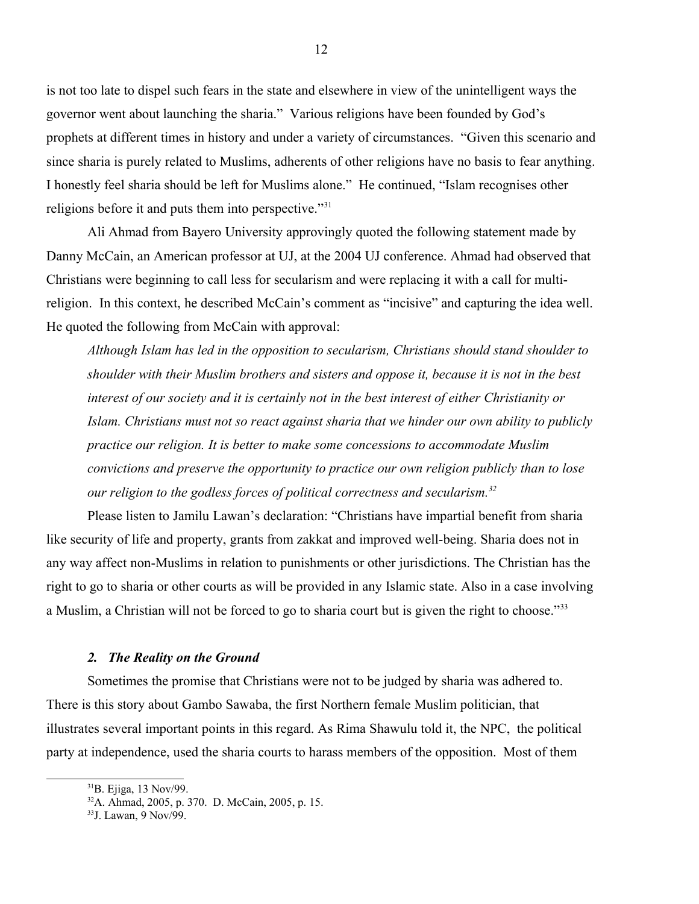is not too late to dispel such fears in the state and elsewhere in view of the unintelligent ways the governor went about launching the sharia." Various religions have been founded by God's prophets at different times in history and under a variety of circumstances. "Given this scenario and since sharia is purely related to Muslims, adherents of other religions have no basis to fear anything. I honestly feel sharia should be left for Muslims alone." He continued, "Islam recognises other religions before it and puts them into perspective."[31]

Ali Ahmad from Bayero University approvingly quoted the following statement made by Danny McCain, an American professor at UJ, at the 2004 UJ conference. Ahmad had observed that Christians were beginning to call less for secularism and were replacing it with a call for multi-religion. In this context, he described McCain's comment as "incisive" and capturing the idea well. He quoted the following from McCain with approval:

> *Although Islam has led in the opposition to secularism, Christians should stand shoulder to shoulder with their Muslim brothers and sisters and oppose it, because it is not in the best interest of our society and it is certainly not in the best interest of either Christianity or Islam. Christians must not so react against sharia that we hinder our own ability to publicly practice our religion. It is better to make some concessions to accommodate Muslim convictions and preserve the opportunity to practice our own religion publicly than to lose our religion to the godless forces of political correctness and secularism.*[32]

Please listen to Jamilu Lawan's declaration: "Christians have impartial benefit from sharia like security of life and property, grants from zakkat and improved well-being. Sharia does not in any way affect non-Muslims in relation to punishments or other jurisdictions. The Christian has the right to go to sharia or other courts as will be provided in any Islamic state. Also in a case involving a Muslim, a Christian will not be forced to go to sharia court but is given the right to choose."[33]

### *2. The Reality on the Ground*

Sometimes the promise that Christians were not to be judged by sharia was adhered to. There is this story about Gambo Sawaba, the first Northern female Muslim politician, that illustrates several important points in this regard. As Rima Shawulu told it, the NPC, the political party at independence, used the sharia courts to harass members of the opposition. Most of them

---

[31] B. Ejiga, 13 Nov/99.

[32] A. Ahmad, 2005, p. 370. D. McCain, 2005, p. 15.

[33] J. Lawan, 9 Nov/99.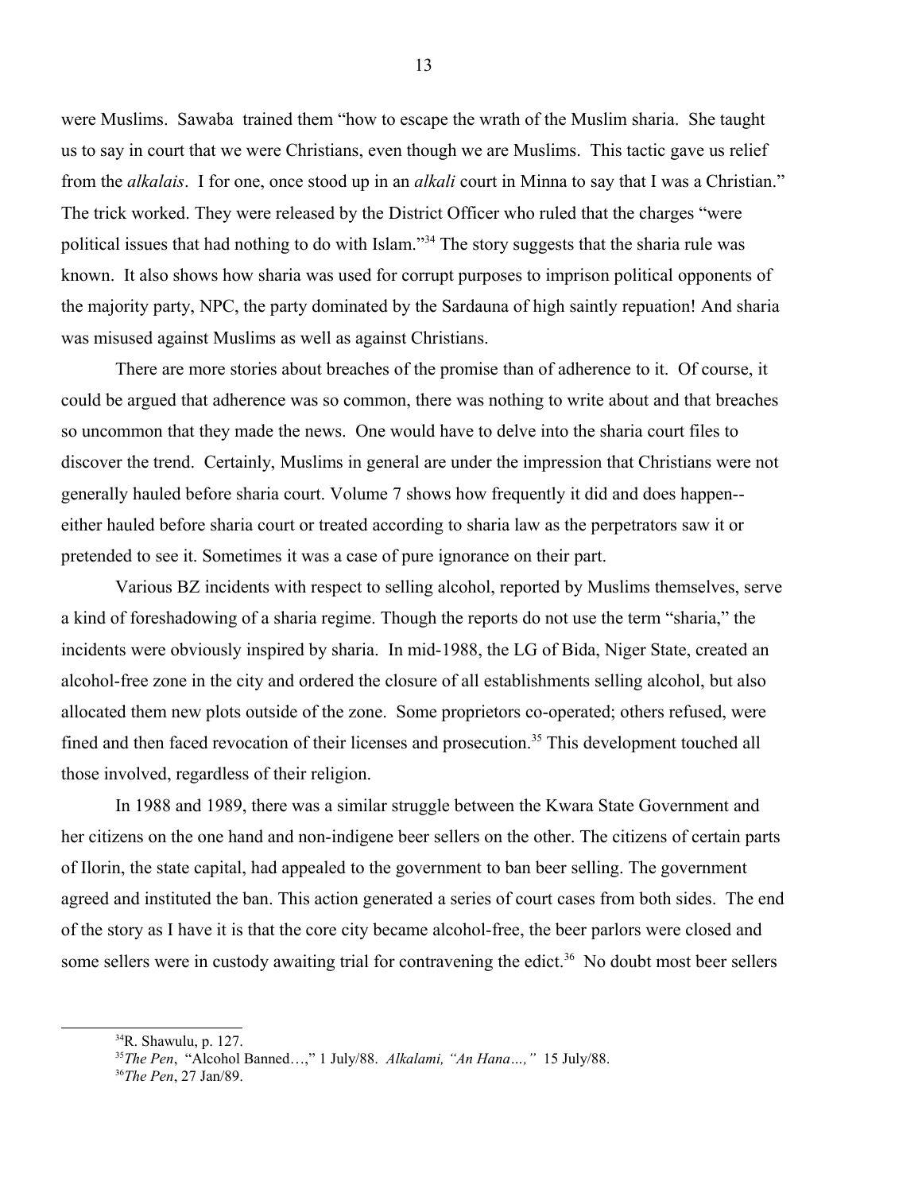were Muslims. Sawaba trained them "how to escape the wrath of the Muslim sharia. She taught us to say in court that we were Christians, even though we are Muslims. This tactic gave us relief from the *alkalais*. I for one, once stood up in an *alkali* court in Minna to say that I was a Christian." The trick worked. They were released by the District Officer who ruled that the charges "were political issues that had nothing to do with Islam."[34] The story suggests that the sharia rule was known. It also shows how sharia was used for corrupt purposes to imprison political opponents of the majority party, NPC, the party dominated by the Sardauna of high saintly repuation! And sharia was misused against Muslims as well as against Christians.

There are more stories about breaches of the promise than of adherence to it. Of course, it could be argued that adherence was so common, there was nothing to write about and that breaches so uncommon that they made the news. One would have to delve into the sharia court files to discover the trend. Certainly, Muslims in general are under the impression that Christians were not generally hauled before sharia court. Volume 7 shows how frequently it did and does happen--either hauled before sharia court or treated according to sharia law as the perpetrators saw it or pretended to see it. Sometimes it was a case of pure ignorance on their part.

Various BZ incidents with respect to selling alcohol, reported by Muslims themselves, serve a kind of foreshadowing of a sharia regime. Though the reports do not use the term "sharia," the incidents were obviously inspired by sharia. In mid-1988, the LG of Bida, Niger State, created an alcohol-free zone in the city and ordered the closure of all establishments selling alcohol, but also allocated them new plots outside of the zone. Some proprietors co-operated; others refused, were fined and then faced revocation of their licenses and prosecution.[35] This development touched all those involved, regardless of their religion.

In 1988 and 1989, there was a similar struggle between the Kwara State Government and her citizens on the one hand and non-indigene beer sellers on the other. The citizens of certain parts of Ilorin, the state capital, had appealed to the government to ban beer selling. The government agreed and instituted the ban. This action generated a series of court cases from both sides. The end of the story as I have it is that the core city became alcohol-free, the beer parlors were closed and some sellers were in custody awaiting trial for contravening the edict.[36] No doubt most beer sellers

---

[34] R. Shawulu, p. 127.

[35] *The Pen*, "Alcohol Banned…," 1 July/88. *Alkalami, "An Hana…,"* 15 July/88.

[36] *The Pen*, 27 Jan/89.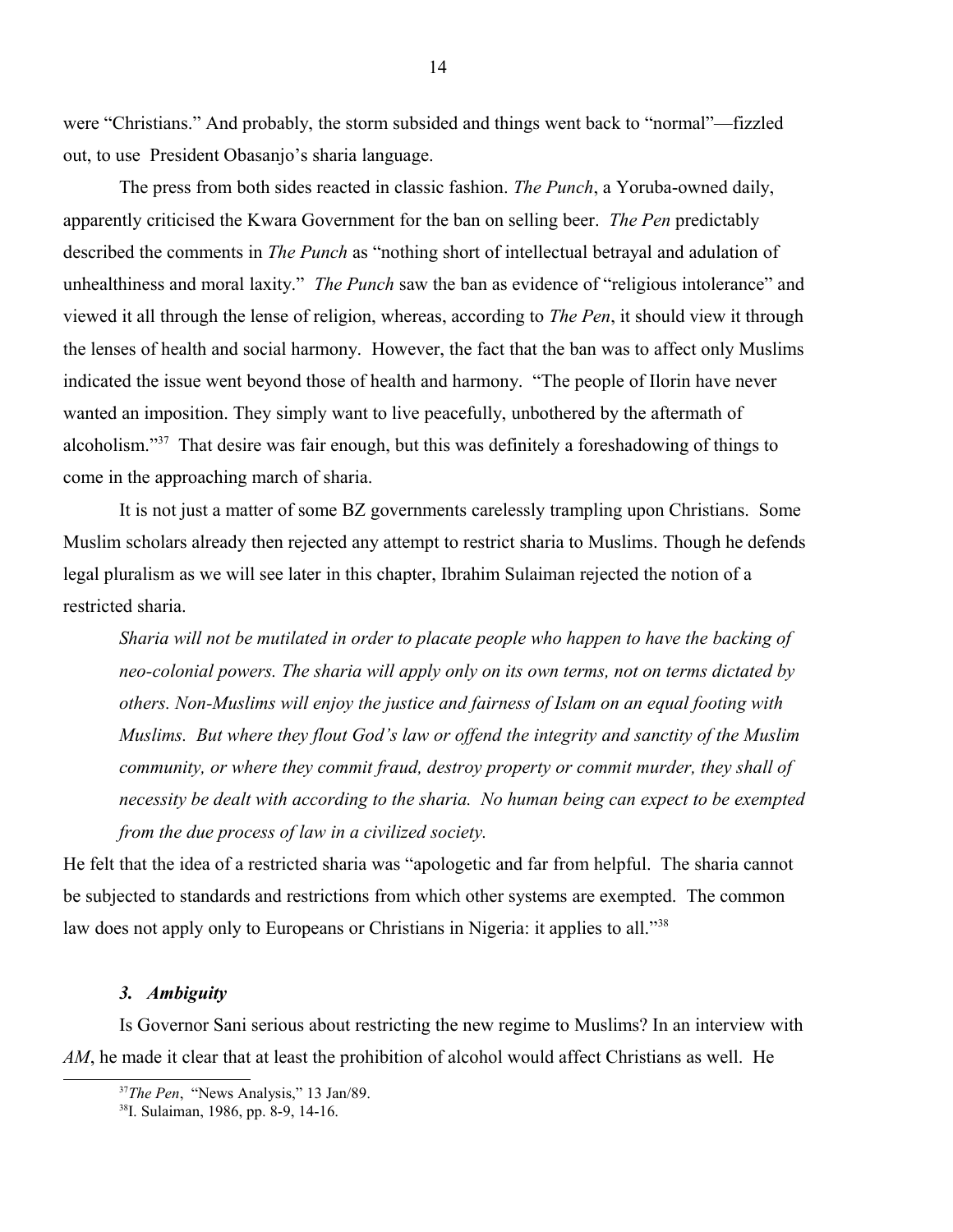were "Christians." And probably, the storm subsided and things went back to "normal"—fizzled out, to use President Obasanjo's sharia language.

The press from both sides reacted in classic fashion. *The Punch*, a Yoruba-owned daily, apparently criticised the Kwara Government for the ban on selling beer. *The Pen* predictably described the comments in *The Punch* as "nothing short of intellectual betrayal and adulation of unhealthiness and moral laxity." *The Punch* saw the ban as evidence of "religious intolerance" and viewed it all through the lense of religion, whereas, according to *The Pen*, it should view it through the lenses of health and social harmony. However, the fact that the ban was to affect only Muslims indicated the issue went beyond those of health and harmony. "The people of Ilorin have never wanted an imposition. They simply want to live peacefully, unbothered by the aftermath of alcoholism."[37] That desire was fair enough, but this was definitely a foreshadowing of things to come in the approaching march of sharia.

It is not just a matter of some BZ governments carelessly trampling upon Christians. Some Muslim scholars already then rejected any attempt to restrict sharia to Muslims. Though he defends legal pluralism as we will see later in this chapter, Ibrahim Sulaiman rejected the notion of a restricted sharia.

> *Sharia will not be mutilated in order to placate people who happen to have the backing of neo-colonial powers. The sharia will apply only on its own terms, not on terms dictated by others. Non-Muslims will enjoy the justice and fairness of Islam on an equal footing with Muslims. But where they flout God's law or offend the integrity and sanctity of the Muslim community, or where they commit fraud, destroy property or commit murder, they shall of necessity be dealt with according to the sharia. No human being can expect to be exempted from the due process of law in a civilized society.*

He felt that the idea of a restricted sharia was "apologetic and far from helpful. The sharia cannot be subjected to standards and restrictions from which other systems are exempted. The common law does not apply only to Europeans or Christians in Nigeria: it applies to all."[38]

### *3. Ambiguity*

Is Governor Sani serious about restricting the new regime to Muslims? In an interview with *AM*, he made it clear that at least the prohibition of alcohol would affect Christians as well. He

---

[37] *The Pen*, "News Analysis," 13 Jan/89.

[38] I. Sulaiman, 1986, pp. 8-9, 14-16.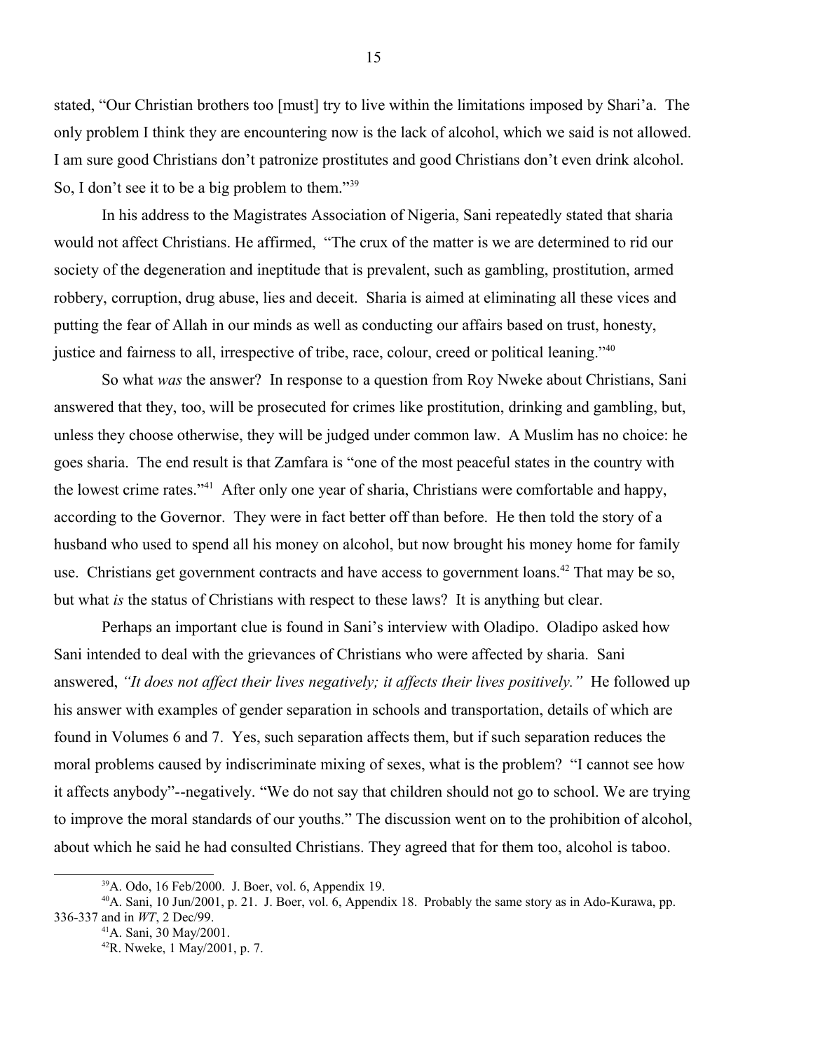stated, "Our Christian brothers too [must] try to live within the limitations imposed by Shari'a. The only problem I think they are encountering now is the lack of alcohol, which we said is not allowed. I am sure good Christians don't patronize prostitutes and good Christians don't even drink alcohol. So, I don't see it to be a big problem to them."[39]

In his address to the Magistrates Association of Nigeria, Sani repeatedly stated that sharia would not affect Christians. He affirmed, "The crux of the matter is we are determined to rid our society of the degeneration and ineptitude that is prevalent, such as gambling, prostitution, armed robbery, corruption, drug abuse, lies and deceit. Sharia is aimed at eliminating all these vices and putting the fear of Allah in our minds as well as conducting our affairs based on trust, honesty, justice and fairness to all, irrespective of tribe, race, colour, creed or political leaning."[40]

So what *was* the answer? In response to a question from Roy Nweke about Christians, Sani answered that they, too, will be prosecuted for crimes like prostitution, drinking and gambling, but, unless they choose otherwise, they will be judged under common law. A Muslim has no choice: he goes sharia. The end result is that Zamfara is "one of the most peaceful states in the country with the lowest crime rates."[41] After only one year of sharia, Christians were comfortable and happy, according to the Governor. They were in fact better off than before. He then told the story of a husband who used to spend all his money on alcohol, but now brought his money home for family use. Christians get government contracts and have access to government loans.[42] That may be so, but what *is* the status of Christians with respect to these laws? It is anything but clear.

Perhaps an important clue is found in Sani's interview with Oladipo. Oladipo asked how Sani intended to deal with the grievances of Christians who were affected by sharia. Sani answered, *"It does not affect their lives negatively; it affects their lives positively."* He followed up his answer with examples of gender separation in schools and transportation, details of which are found in Volumes 6 and 7. Yes, such separation affects them, but if such separation reduces the moral problems caused by indiscriminate mixing of sexes, what is the problem? "I cannot see how it affects anybody"--negatively. "We do not say that children should not go to school. We are trying to improve the moral standards of our youths." The discussion went on to the prohibition of alcohol, about which he said he had consulted Christians. They agreed that for them too, alcohol is taboo.

---

[39] A. Odo, 16 Feb/2000. J. Boer, vol. 6, Appendix 19.

[40] A. Sani, 10 Jun/2001, p. 21. J. Boer, vol. 6, Appendix 18. Probably the same story as in Ado-Kurawa, pp. 336-337 and in *WT*, 2 Dec/99.

[41] A. Sani, 30 May/2001.

[42] R. Nweke, 1 May/2001, p. 7.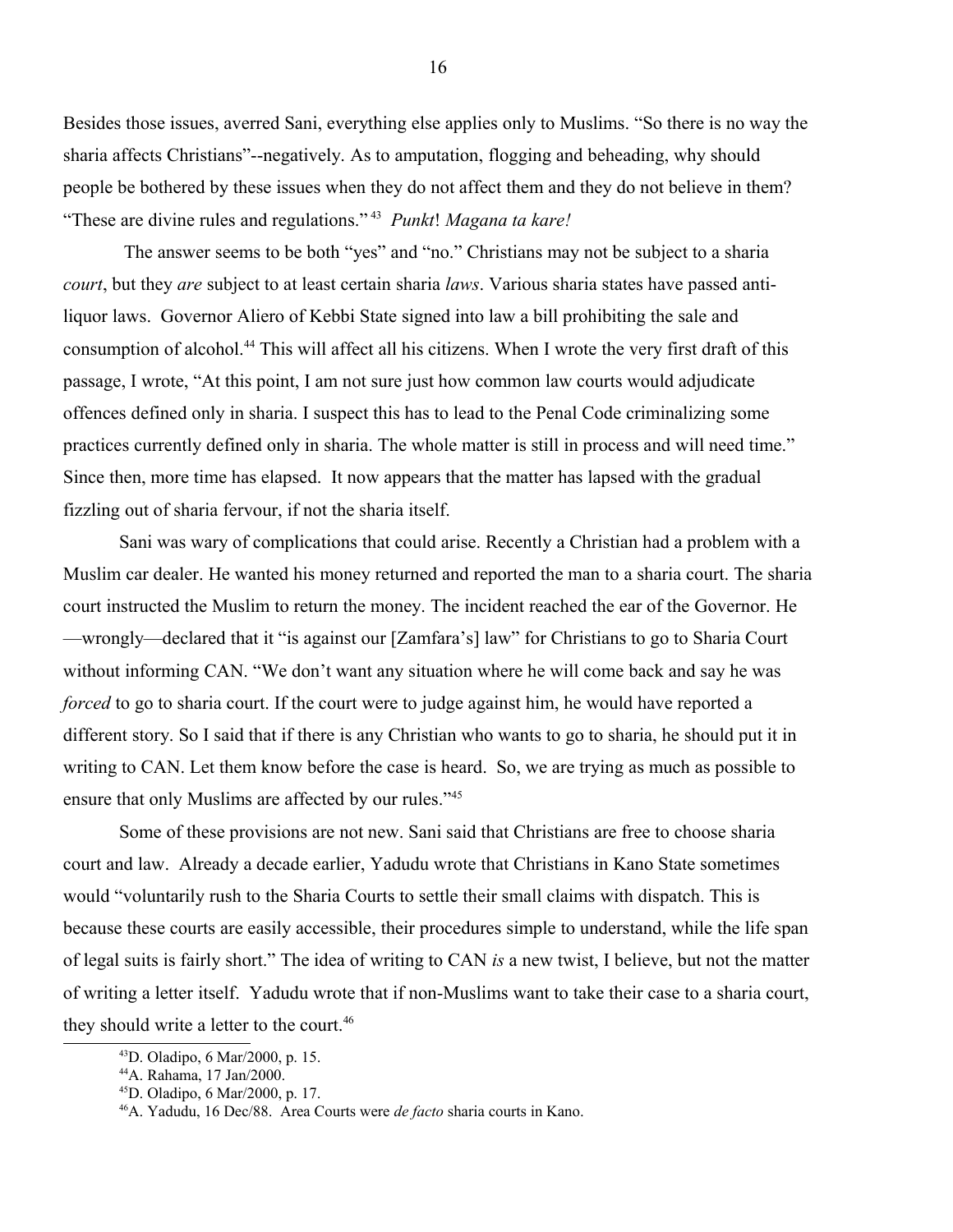Besides those issues, averred Sani, everything else applies only to Muslims. "So there is no way the sharia affects Christians"--negatively. As to amputation, flogging and beheading, why should people be bothered by these issues when they do not affect them and they do not believe in them? "These are divine rules and regulations."[43] *Punkt*! *Magana ta kare!*

The answer seems to be both "yes" and "no." Christians may not be subject to a sharia *court*, but they *are* subject to at least certain sharia *laws*. Various sharia states have passed anti-liquor laws. Governor Aliero of Kebbi State signed into law a bill prohibiting the sale and consumption of alcohol.[44] This will affect all his citizens. When I wrote the very first draft of this passage, I wrote, "At this point, I am not sure just how common law courts would adjudicate offences defined only in sharia. I suspect this has to lead to the Penal Code criminalizing some practices currently defined only in sharia. The whole matter is still in process and will need time." Since then, more time has elapsed. It now appears that the matter has lapsed with the gradual fizzling out of sharia fervour, if not the sharia itself.

Sani was wary of complications that could arise. Recently a Christian had a problem with a Muslim car dealer. He wanted his money returned and reported the man to a sharia court. The sharia court instructed the Muslim to return the money. The incident reached the ear of the Governor. He —wrongly—declared that it "is against our [Zamfara's] law" for Christians to go to Sharia Court without informing CAN. "We don't want any situation where he will come back and say he was *forced* to go to sharia court. If the court were to judge against him, he would have reported a different story. So I said that if there is any Christian who wants to go to sharia, he should put it in writing to CAN. Let them know before the case is heard. So, we are trying as much as possible to ensure that only Muslims are affected by our rules."[45]

Some of these provisions are not new. Sani said that Christians are free to choose sharia court and law. Already a decade earlier, Yadudu wrote that Christians in Kano State sometimes would "voluntarily rush to the Sharia Courts to settle their small claims with dispatch. This is because these courts are easily accessible, their procedures simple to understand, while the life span of legal suits is fairly short." The idea of writing to CAN *is* a new twist, I believe, but not the matter of writing a letter itself. Yadudu wrote that if non-Muslims want to take their case to a sharia court, they should write a letter to the court.[46]

---

[43] D. Oladipo, 6 Mar/2000, p. 15.

[44] A. Rahama, 17 Jan/2000.

[45] D. Oladipo, 6 Mar/2000, p. 17.

[46] A. Yadudu, 16 Dec/88. Area Courts were *de facto* sharia courts in Kano.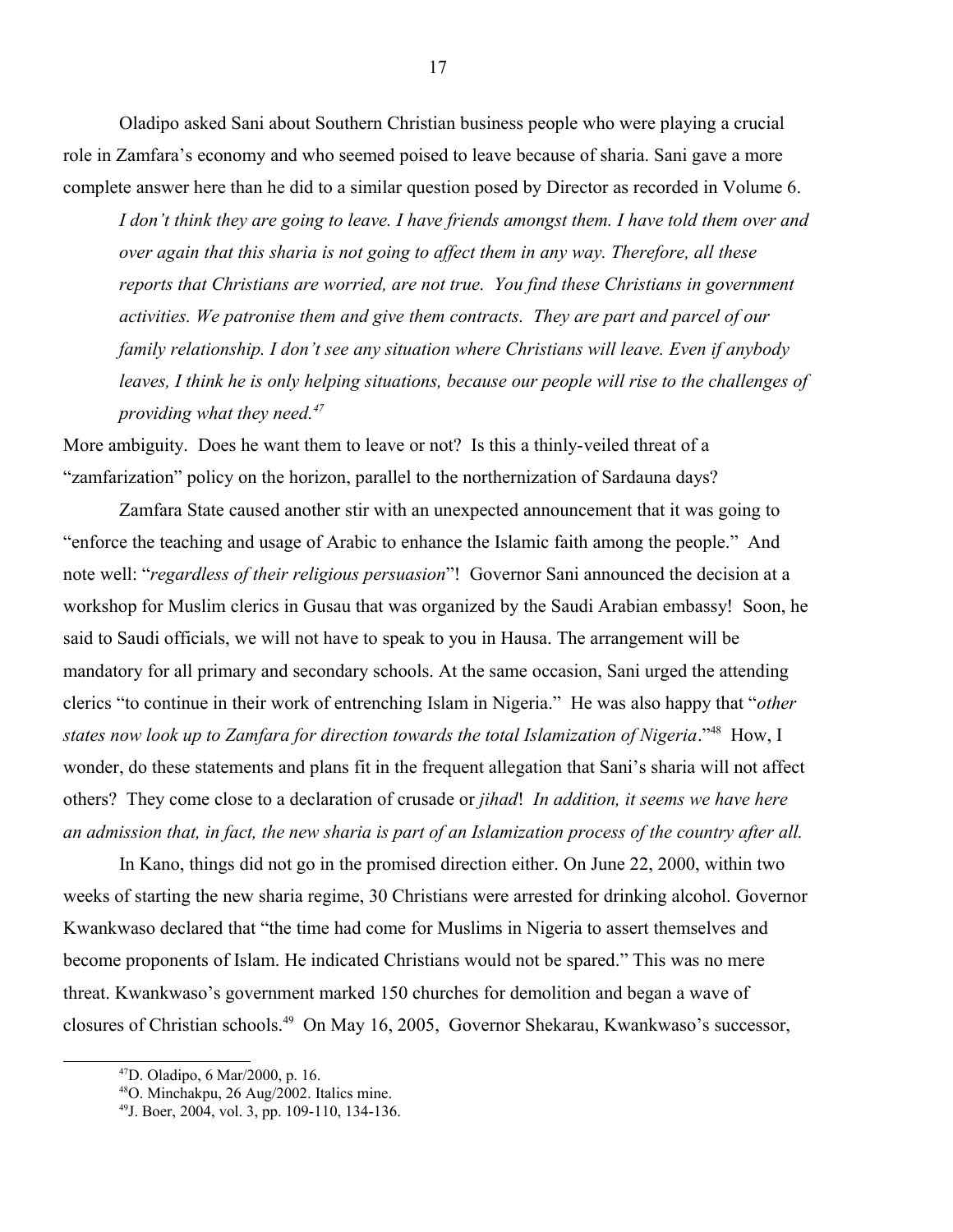Oladipo asked Sani about Southern Christian business people who were playing a crucial role in Zamfara's economy and who seemed poised to leave because of sharia. Sani gave a more complete answer here than he did to a similar question posed by Director as recorded in Volume 6.

> *I don't think they are going to leave. I have friends amongst them. I have told them over and over again that this sharia is not going to affect them in any way. Therefore, all these reports that Christians are worried, are not true. You find these Christians in government activities. We patronise them and give them contracts. They are part and parcel of our family relationship. I don't see any situation where Christians will leave. Even if anybody leaves, I think he is only helping situations, because our people will rise to the challenges of providing what they need.*[47]

More ambiguity. Does he want them to leave or not? Is this a thinly-veiled threat of a "zamfarization" policy on the horizon, parallel to the northernization of Sardauna days?

Zamfara State caused another stir with an unexpected announcement that it was going to "enforce the teaching and usage of Arabic to enhance the Islamic faith among the people." And note well: "*regardless of their religious persuasion*"! Governor Sani announced the decision at a workshop for Muslim clerics in Gusau that was organized by the Saudi Arabian embassy! Soon, he said to Saudi officials, we will not have to speak to you in Hausa. The arrangement will be mandatory for all primary and secondary schools. At the same occasion, Sani urged the attending clerics "to continue in their work of entrenching Islam in Nigeria." He was also happy that "*other states now look up to Zamfara for direction towards the total Islamization of Nigeria*."[48] How, I wonder, do these statements and plans fit in the frequent allegation that Sani's sharia will not affect others? They come close to a declaration of crusade or *jihad*! *In addition, it seems we have here an admission that, in fact, the new sharia is part of an Islamization process of the country after all.*

In Kano, things did not go in the promised direction either. On June 22, 2000, within two weeks of starting the new sharia regime, 30 Christians were arrested for drinking alcohol. Governor Kwankwaso declared that "the time had come for Muslims in Nigeria to assert themselves and become proponents of Islam. He indicated Christians would not be spared." This was no mere threat. Kwankwaso's government marked 150 churches for demolition and began a wave of closures of Christian schools.[49] On May 16, 2005, Governor Shekarau, Kwankwaso's successor,

---

[47] D. Oladipo, 6 Mar/2000, p. 16.

[48] O. Minchakpu, 26 Aug/2002. Italics mine.

[49] J. Boer, 2004, vol. 3, pp. 109-110, 134-136.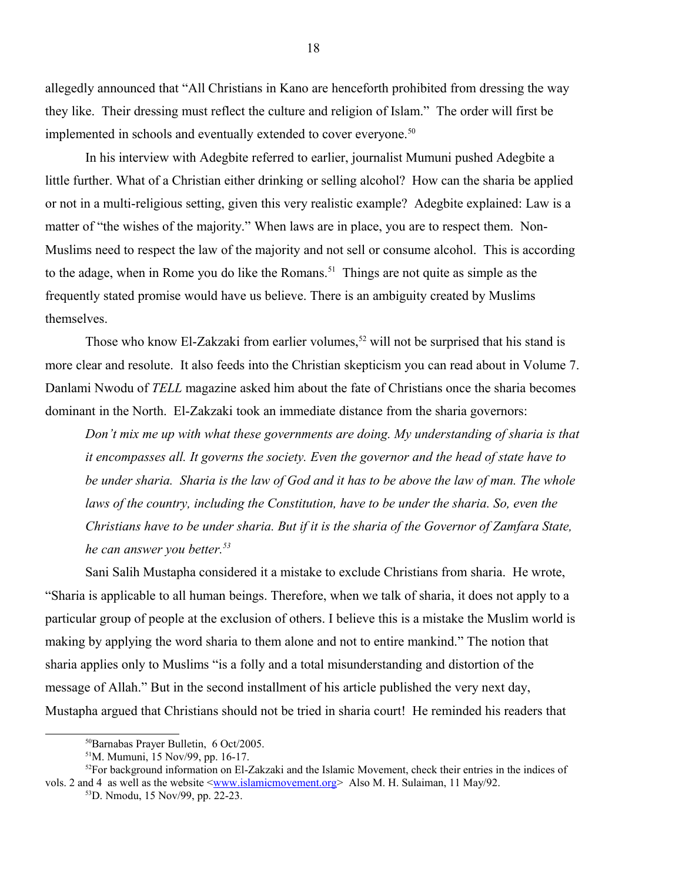allegedly announced that "All Christians in Kano are henceforth prohibited from dressing the way they like. Their dressing must reflect the culture and religion of Islam." The order will first be implemented in schools and eventually extended to cover everyone.[50]

In his interview with Adegbite referred to earlier, journalist Mumuni pushed Adegbite a little further. What of a Christian either drinking or selling alcohol? How can the sharia be applied or not in a multi-religious setting, given this very realistic example? Adegbite explained: Law is a matter of "the wishes of the majority." When laws are in place, you are to respect them. Non-Muslims need to respect the law of the majority and not sell or consume alcohol. This is according to the adage, when in Rome you do like the Romans.[51] Things are not quite as simple as the frequently stated promise would have us believe. There is an ambiguity created by Muslims themselves.

Those who know El-Zakzaki from earlier volumes,[52] will not be surprised that his stand is more clear and resolute. It also feeds into the Christian skepticism you can read about in Volume 7. Danlami Nwodu of *TELL* magazine asked him about the fate of Christians once the sharia becomes dominant in the North. El-Zakzaki took an immediate distance from the sharia governors:

> *Don't mix me up with what these governments are doing. My understanding of sharia is that it encompasses all. It governs the society. Even the governor and the head of state have to be under sharia. Sharia is the law of God and it has to be above the law of man. The whole laws of the country, including the Constitution, have to be under the sharia. So, even the Christians have to be under sharia. But if it is the sharia of the Governor of Zamfara State, he can answer you better.*[53]

Sani Salih Mustapha considered it a mistake to exclude Christians from sharia. He wrote, "Sharia is applicable to all human beings. Therefore, when we talk of sharia, it does not apply to a particular group of people at the exclusion of others. I believe this is a mistake the Muslim world is making by applying the word sharia to them alone and not to entire mankind." The notion that sharia applies only to Muslims "is a folly and a total misunderstanding and distortion of the message of Allah." But in the second installment of his article published the very next day, Mustapha argued that Christians should not be tried in sharia court! He reminded his readers that

---

[50] Barnabas Prayer Bulletin, 6 Oct/2005.

[51] M. Mumuni, 15 Nov/99, pp. 16-17.

[52] For background information on El-Zakzaki and the Islamic Movement, check their entries in the indices of vols. 2 and 4 as well as the website <www.islamicmovement.org> Also M. H. Sulaiman, 11 May/92.

[53] D. Nmodu, 15 Nov/99, pp. 22-23.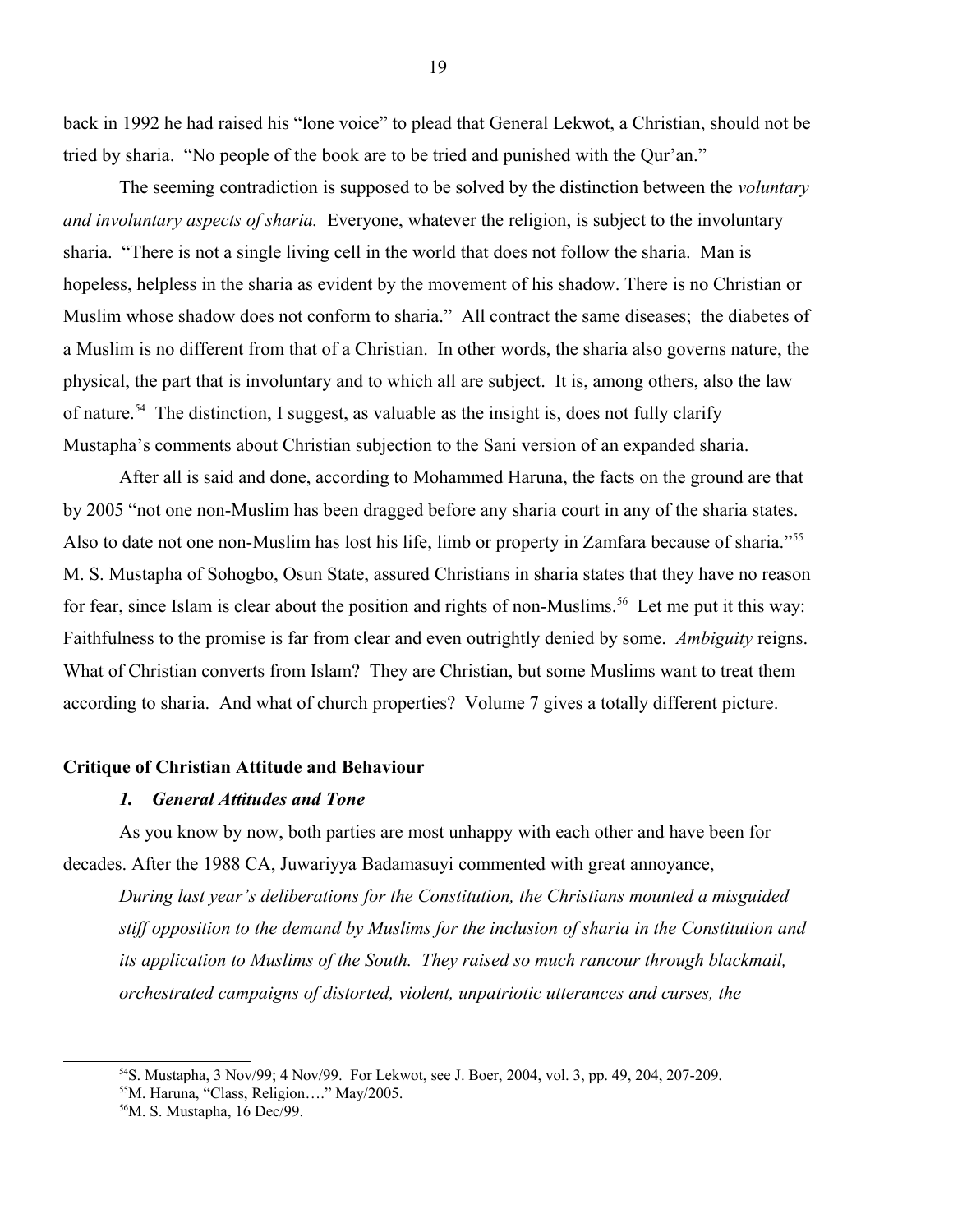back in 1992 he had raised his "lone voice" to plead that General Lekwot, a Christian, should not be tried by sharia. "No people of the book are to be tried and punished with the Qur'an."

The seeming contradiction is supposed to be solved by the distinction between the *voluntary and involuntary aspects of sharia.* Everyone, whatever the religion, is subject to the involuntary sharia. "There is not a single living cell in the world that does not follow the sharia. Man is hopeless, helpless in the sharia as evident by the movement of his shadow. There is no Christian or Muslim whose shadow does not conform to sharia." All contract the same diseases; the diabetes of a Muslim is no different from that of a Christian. In other words, the sharia also governs nature, the physical, the part that is involuntary and to which all are subject. It is, among others, also the law of nature.[54] The distinction, I suggest, as valuable as the insight is, does not fully clarify Mustapha's comments about Christian subjection to the Sani version of an expanded sharia.

After all is said and done, according to Mohammed Haruna, the facts on the ground are that by 2005 "not one non-Muslim has been dragged before any sharia court in any of the sharia states. Also to date not one non-Muslim has lost his life, limb or property in Zamfara because of sharia."[55] M. S. Mustapha of Sohogbo, Osun State, assured Christians in sharia states that they have no reason for fear, since Islam is clear about the position and rights of non-Muslims.[56] Let me put it this way: Faithfulness to the promise is far from clear and even outrightly denied by some. *Ambiguity* reigns. What of Christian converts from Islam? They are Christian, but some Muslims want to treat them according to sharia. And what of church properties? Volume 7 gives a totally different picture.

## Critique of Christian Attitude and Behaviour

### *1. General Attitudes and Tone*

As you know by now, both parties are most unhappy with each other and have been for decades. After the 1988 CA, Juwariyya Badamasuyi commented with great annoyance,

> *During last year's deliberations for the Constitution, the Christians mounted a misguided stiff opposition to the demand by Muslims for the inclusion of sharia in the Constitution and its application to Muslims of the South. They raised so much rancour through blackmail, orchestrated campaigns of distorted, violent, unpatriotic utterances and curses, the*

---

[54] S. Mustapha, 3 Nov/99; 4 Nov/99. For Lekwot, see J. Boer, 2004, vol. 3, pp. 49, 204, 207-209.

[55] M. Haruna, "Class, Religion…." May/2005.

[56] M. S. Mustapha, 16 Dec/99.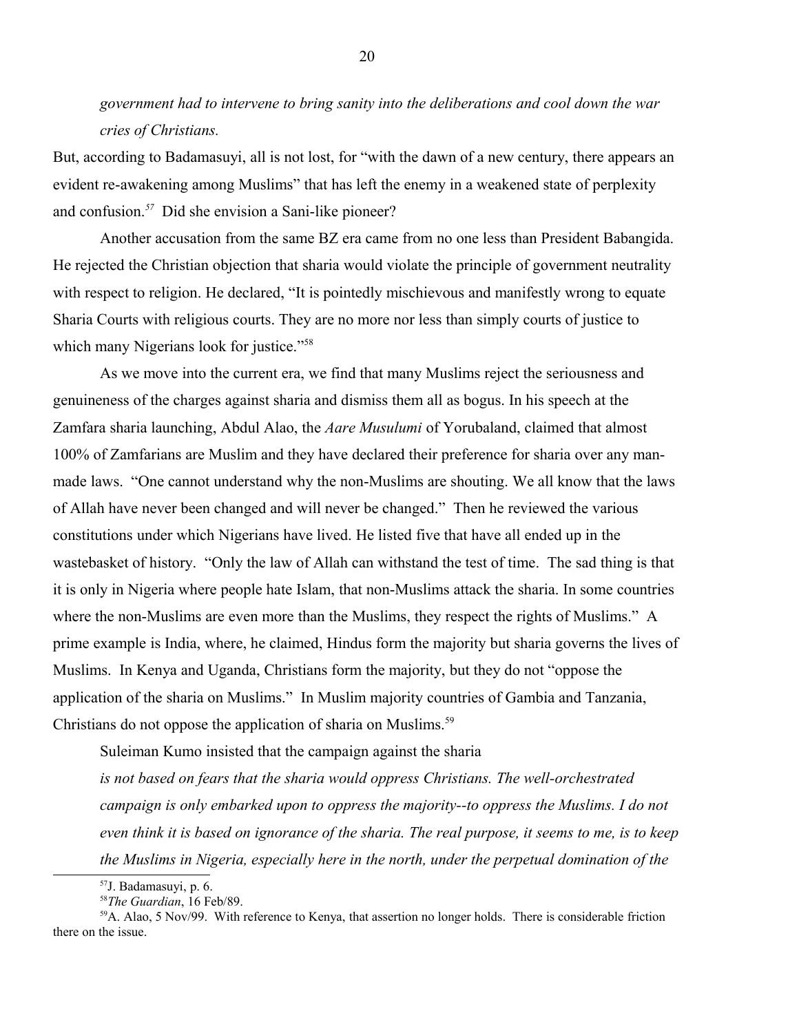*government had to intervene to bring sanity into the deliberations and cool down the war cries of Christians.*

But, according to Badamasuyi, all is not lost, for "with the dawn of a new century, there appears an evident re-awakening among Muslims" that has left the enemy in a weakened state of perplexity and confusion.[57] Did she envision a Sani-like pioneer?

Another accusation from the same BZ era came from no one less than President Babangida. He rejected the Christian objection that sharia would violate the principle of government neutrality with respect to religion. He declared, "It is pointedly mischievous and manifestly wrong to equate Sharia Courts with religious courts. They are no more nor less than simply courts of justice to which many Nigerians look for justice."[58]

As we move into the current era, we find that many Muslims reject the seriousness and genuineness of the charges against sharia and dismiss them all as bogus. In his speech at the Zamfara sharia launching, Abdul Alao, the *Aare Musulumi* of Yorubaland, claimed that almost 100% of Zamfarians are Muslim and they have declared their preference for sharia over any man-made laws. "One cannot understand why the non-Muslims are shouting. We all know that the laws of Allah have never been changed and will never be changed." Then he reviewed the various constitutions under which Nigerians have lived. He listed five that have all ended up in the wastebasket of history. "Only the law of Allah can withstand the test of time. The sad thing is that it is only in Nigeria where people hate Islam, that non-Muslims attack the sharia. In some countries where the non-Muslims are even more than the Muslims, they respect the rights of Muslims." A prime example is India, where, he claimed, Hindus form the majority but sharia governs the lives of Muslims. In Kenya and Uganda, Christians form the majority, but they do not "oppose the application of the sharia on Muslims." In Muslim majority countries of Gambia and Tanzania, Christians do not oppose the application of sharia on Muslims.[59]

Suleiman Kumo insisted that the campaign against the sharia

*is not based on fears that the sharia would oppress Christians. The well-orchestrated campaign is only embarked upon to oppress the majority--to oppress the Muslims. I do not even think it is based on ignorance of the sharia. The real purpose, it seems to me, is to keep the Muslims in Nigeria, especially here in the north, under the perpetual domination of the*

---

[57] J. Badamasuyi, p. 6.

[58] *The Guardian*, 16 Feb/89.

[59] A. Alao, 5 Nov/99. With reference to Kenya, that assertion no longer holds. There is considerable friction there on the issue.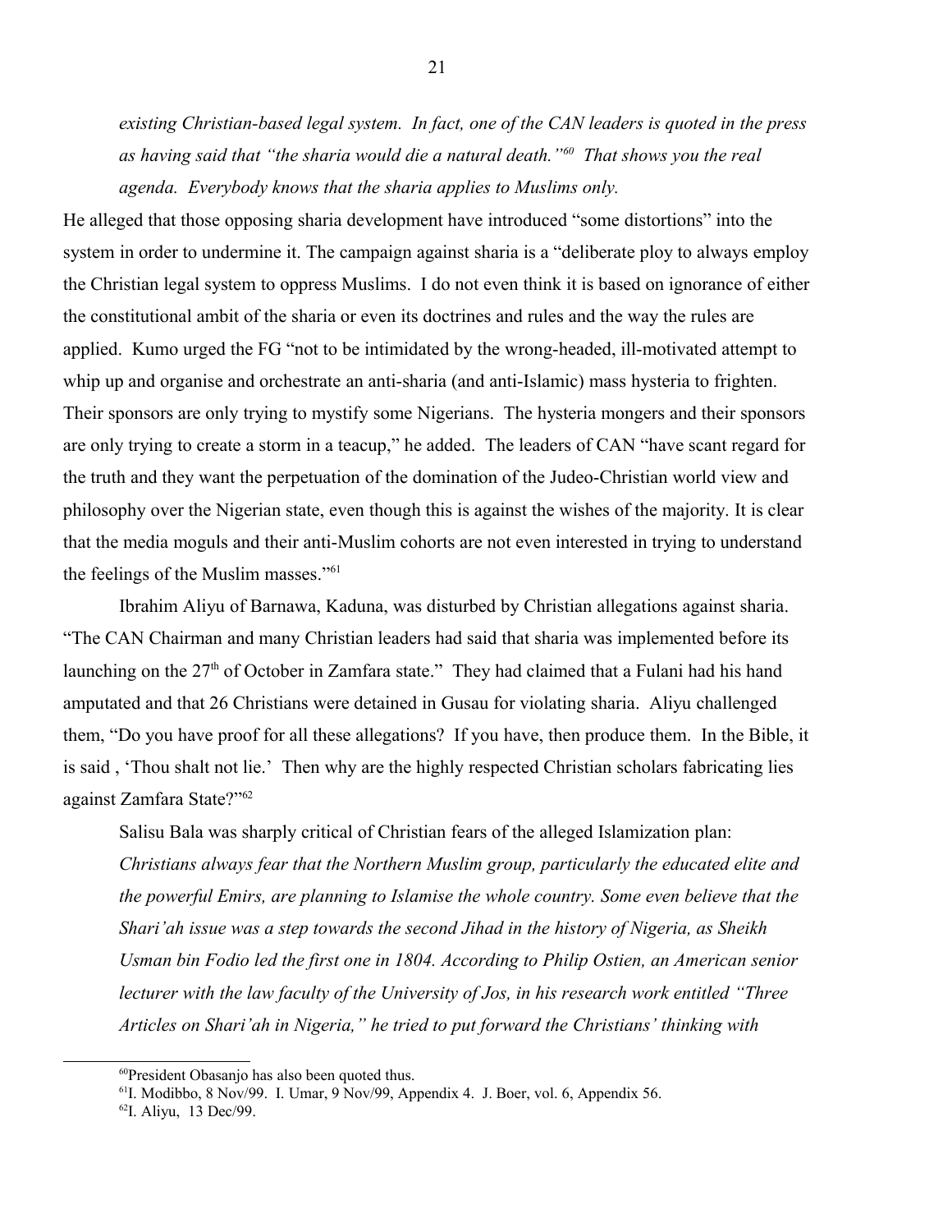*existing Christian-based legal system. In fact, one of the CAN leaders is quoted in the press as having said that "the sharia would die a natural death."[60] That shows you the real agenda. Everybody knows that the sharia applies to Muslims only.*

He alleged that those opposing sharia development have introduced "some distortions" into the system in order to undermine it. The campaign against sharia is a "deliberate ploy to always employ the Christian legal system to oppress Muslims. I do not even think it is based on ignorance of either the constitutional ambit of the sharia or even its doctrines and rules and the way the rules are applied. Kumo urged the FG "not to be intimidated by the wrong-headed, ill-motivated attempt to whip up and organise and orchestrate an anti-sharia (and anti-Islamic) mass hysteria to frighten. Their sponsors are only trying to mystify some Nigerians. The hysteria mongers and their sponsors are only trying to create a storm in a teacup," he added. The leaders of CAN "have scant regard for the truth and they want the perpetuation of the domination of the Judeo-Christian world view and philosophy over the Nigerian state, even though this is against the wishes of the majority. It is clear that the media moguls and their anti-Muslim cohorts are not even interested in trying to understand the feelings of the Muslim masses."[61]

Ibrahim Aliyu of Barnawa, Kaduna, was disturbed by Christian allegations against sharia. "The CAN Chairman and many Christian leaders had said that sharia was implemented before its launching on the 27th of October in Zamfara state." They had claimed that a Fulani had his hand amputated and that 26 Christians were detained in Gusau for violating sharia. Aliyu challenged them, "Do you have proof for all these allegations? If you have, then produce them. In the Bible, it is said , 'Thou shalt not lie.' Then why are the highly respected Christian scholars fabricating lies against Zamfara State?"[62]

Salisu Bala was sharply critical of Christian fears of the alleged Islamization plan:

*Christians always fear that the Northern Muslim group, particularly the educated elite and the powerful Emirs, are planning to Islamise the whole country. Some even believe that the Shari'ah issue was a step towards the second Jihad in the history of Nigeria, as Sheikh Usman bin Fodio led the first one in 1804. According to Philip Ostien, an American senior lecturer with the law faculty of the University of Jos, in his research work entitled "Three Articles on Shari'ah in Nigeria," he tried to put forward the Christians' thinking with*

---

[60] President Obasanjo has also been quoted thus.

[61] I. Modibbo, 8 Nov/99. I. Umar, 9 Nov/99, Appendix 4. J. Boer, vol. 6, Appendix 56.

[62] I. Aliyu, 13 Dec/99.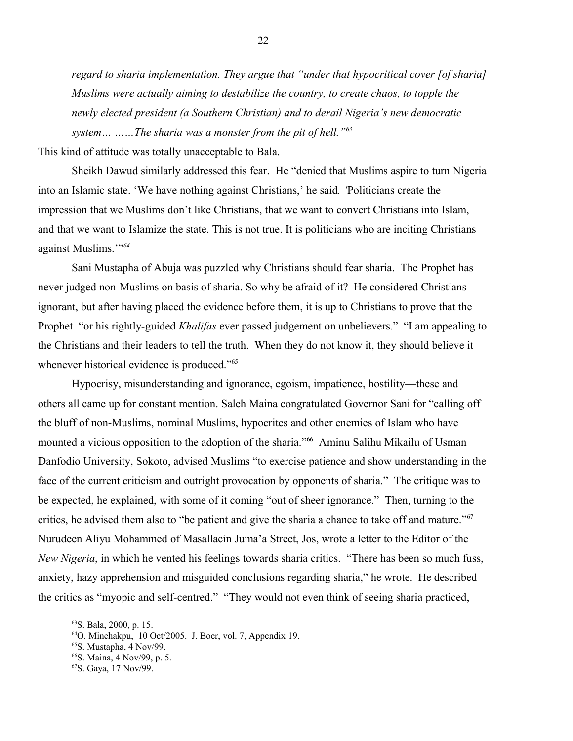*regard to sharia implementation. They argue that "under that hypocritical cover [of sharia] Muslims were actually aiming to destabilize the country, to create chaos, to topple the newly elected president (a Southern Christian) and to derail Nigeria's new democratic system… ……The sharia was a monster from the pit of hell."*[63]

This kind of attitude was totally unacceptable to Bala.

Sheikh Dawud similarly addressed this fear. He "denied that Muslims aspire to turn Nigeria into an Islamic state. 'We have nothing against Christians,' he said. 'Politicians create the impression that we Muslims don't like Christians, that we want to convert Christians into Islam, and that we want to Islamize the state. This is not true. It is politicians who are inciting Christians against Muslims.'"[64]

Sani Mustapha of Abuja was puzzled why Christians should fear sharia. The Prophet has never judged non-Muslims on basis of sharia. So why be afraid of it? He considered Christians ignorant, but after having placed the evidence before them, it is up to Christians to prove that the Prophet "or his rightly-guided *Khalifas* ever passed judgement on unbelievers." "I am appealing to the Christians and their leaders to tell the truth. When they do not know it, they should believe it whenever historical evidence is produced."[65]

Hypocrisy, misunderstanding and ignorance, egoism, impatience, hostility—these and others all came up for constant mention. Saleh Maina congratulated Governor Sani for "calling off the bluff of non-Muslims, nominal Muslims, hypocrites and other enemies of Islam who have mounted a vicious opposition to the adoption of the sharia."[66] Aminu Salihu Mikailu of Usman Danfodio University, Sokoto, advised Muslims "to exercise patience and show understanding in the face of the current criticism and outright provocation by opponents of sharia." The critique was to be expected, he explained, with some of it coming "out of sheer ignorance." Then, turning to the critics, he advised them also to "be patient and give the sharia a chance to take off and mature."[67] Nurudeen Aliyu Mohammed of Masallacin Juma'a Street, Jos, wrote a letter to the Editor of the *New Nigeria*, in which he vented his feelings towards sharia critics. "There has been so much fuss, anxiety, hazy apprehension and misguided conclusions regarding sharia," he wrote. He described the critics as "myopic and self-centred." "They would not even think of seeing sharia practiced,

---

[63] S. Bala, 2000, p. 15.

[64] O. Minchakpu, 10 Oct/2005. J. Boer, vol. 7, Appendix 19.

[65] S. Mustapha, 4 Nov/99.

[66] S. Maina, 4 Nov/99, p. 5.

[67] S. Gaya, 17 Nov/99.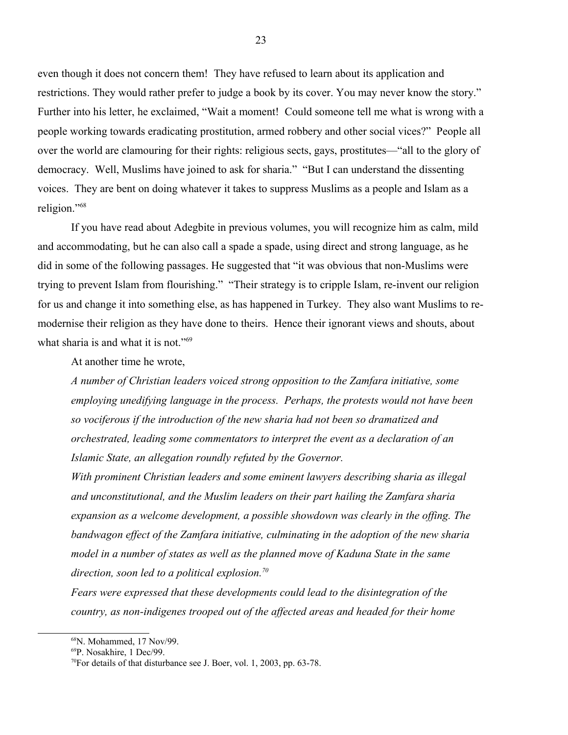even though it does not concern them! They have refused to learn about its application and restrictions. They would rather prefer to judge a book by its cover. You may never know the story." Further into his letter, he exclaimed, "Wait a moment! Could someone tell me what is wrong with a people working towards eradicating prostitution, armed robbery and other social vices?" People all over the world are clamouring for their rights: religious sects, gays, prostitutes—"all to the glory of democracy. Well, Muslims have joined to ask for sharia." "But I can understand the dissenting voices. They are bent on doing whatever it takes to suppress Muslims as a people and Islam as a religion."[68]

If you have read about Adegbite in previous volumes, you will recognize him as calm, mild and accommodating, but he can also call a spade a spade, using direct and strong language, as he did in some of the following passages. He suggested that "it was obvious that non-Muslims were trying to prevent Islam from flourishing." "Their strategy is to cripple Islam, re-invent our religion for us and change it into something else, as has happened in Turkey. They also want Muslims to re-modernise their religion as they have done to theirs. Hence their ignorant views and shouts, about what sharia is and what it is not."[69]

At another time he wrote,

*A number of Christian leaders voiced strong opposition to the Zamfara initiative, some employing unedifying language in the process. Perhaps, the protests would not have been so vociferous if the introduction of the new sharia had not been so dramatized and orchestrated, leading some commentators to interpret the event as a declaration of an Islamic State, an allegation roundly refuted by the Governor.*

*With prominent Christian leaders and some eminent lawyers describing sharia as illegal and unconstitutional, and the Muslim leaders on their part hailing the Zamfara sharia expansion as a welcome development, a possible showdown was clearly in the offing. The bandwagon effect of the Zamfara initiative, culminating in the adoption of the new sharia model in a number of states as well as the planned move of Kaduna State in the same direction, soon led to a political explosion.*[70]

*Fears were expressed that these developments could lead to the disintegration of the country, as non-indigenes trooped out of the affected areas and headed for their home*

---

[68] N. Mohammed, 17 Nov/99.

[69] P. Nosakhire, 1 Dec/99.

[70] For details of that disturbance see J. Boer, vol. 1, 2003, pp. 63-78.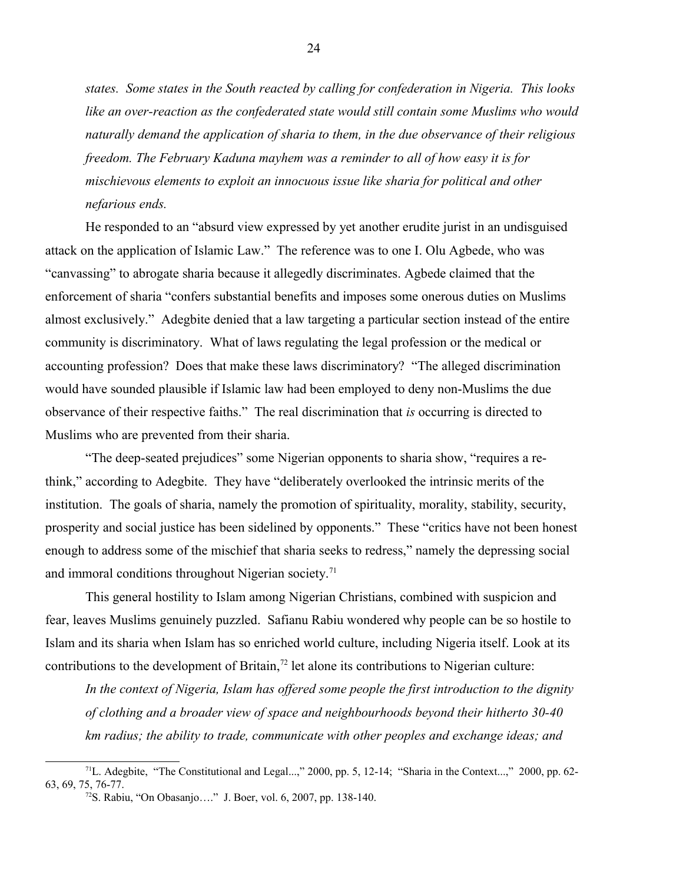*states. Some states in the South reacted by calling for confederation in Nigeria. This looks like an over-reaction as the confederated state would still contain some Muslims who would naturally demand the application of sharia to them, in the due observance of their religious freedom. The February Kaduna mayhem was a reminder to all of how easy it is for mischievous elements to exploit an innocuous issue like sharia for political and other nefarious ends.*

He responded to an "absurd view expressed by yet another erudite jurist in an undisguised attack on the application of Islamic Law." The reference was to one I. Olu Agbede, who was "canvassing" to abrogate sharia because it allegedly discriminates. Agbede claimed that the enforcement of sharia "confers substantial benefits and imposes some onerous duties on Muslims almost exclusively." Adegbite denied that a law targeting a particular section instead of the entire community is discriminatory. What of laws regulating the legal profession or the medical or accounting profession? Does that make these laws discriminatory? "The alleged discrimination would have sounded plausible if Islamic law had been employed to deny non-Muslims the due observance of their respective faiths." The real discrimination that *is* occurring is directed to Muslims who are prevented from their sharia.

"The deep-seated prejudices" some Nigerian opponents to sharia show, "requires a re-think," according to Adegbite. They have "deliberately overlooked the intrinsic merits of the institution. The goals of sharia, namely the promotion of spirituality, morality, stability, security, prosperity and social justice has been sidelined by opponents." These "critics have not been honest enough to address some of the mischief that sharia seeks to redress," namely the depressing social and immoral conditions throughout Nigerian society.[71]

This general hostility to Islam among Nigerian Christians, combined with suspicion and fear, leaves Muslims genuinely puzzled. Safianu Rabiu wondered why people can be so hostile to Islam and its sharia when Islam has so enriched world culture, including Nigeria itself. Look at its contributions to the development of Britain,[72] let alone its contributions to Nigerian culture:

*In the context of Nigeria, Islam has offered some people the first introduction to the dignity of clothing and a broader view of space and neighbourhoods beyond their hitherto 30-40 km radius; the ability to trade, communicate with other peoples and exchange ideas; and*

---

[71] L. Adegbite, "The Constitutional and Legal...," 2000, pp. 5, 12-14; "Sharia in the Context...," 2000, pp. 62-63, 69, 75, 76-77.

[72] S. Rabiu, "On Obasanjo…." J. Boer, vol. 6, 2007, pp. 138-140.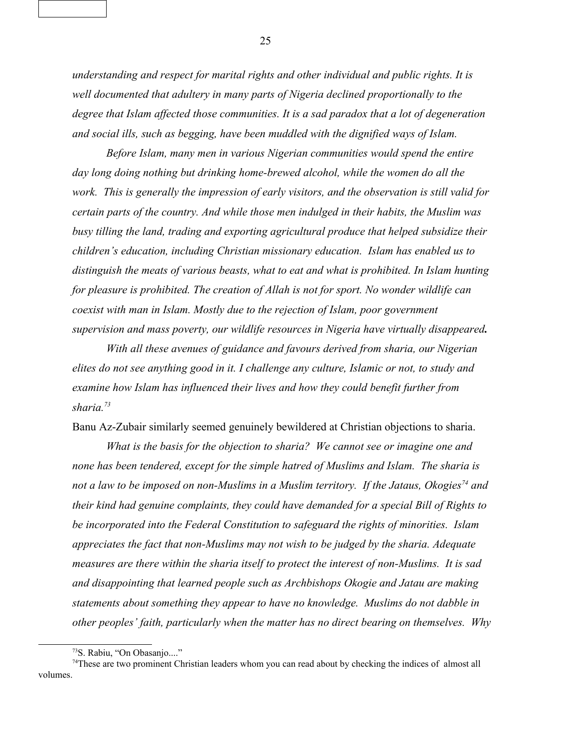*understanding and respect for marital rights and other individual and public rights. It is well documented that adultery in many parts of Nigeria declined proportionally to the degree that Islam affected those communities. It is a sad paradox that a lot of degeneration and social ills, such as begging, have been muddled with the dignified ways of Islam.*

*Before Islam, many men in various Nigerian communities would spend the entire day long doing nothing but drinking home-brewed alcohol, while the women do all the work. This is generally the impression of early visitors, and the observation is still valid for certain parts of the country. And while those men indulged in their habits, the Muslim was busy tilling the land, trading and exporting agricultural produce that helped subsidize their children's education, including Christian missionary education. Islam has enabled us to distinguish the meats of various beasts, what to eat and what is prohibited. In Islam hunting for pleasure is prohibited. The creation of Allah is not for sport. No wonder wildlife can coexist with man in Islam. Mostly due to the rejection of Islam, poor government supervision and mass poverty, our wildlife resources in Nigeria have virtually disappeared.*

*With all these avenues of guidance and favours derived from sharia, our Nigerian elites do not see anything good in it. I challenge any culture, Islamic or not, to study and examine how Islam has influenced their lives and how they could benefit further from sharia.*[73]

Banu Az-Zubair similarly seemed genuinely bewildered at Christian objections to sharia.

*What is the basis for the objection to sharia? We cannot see or imagine one and none has been tendered, except for the simple hatred of Muslims and Islam. The sharia is not a law to be imposed on non-Muslims in a Muslim territory. If the Jataus, Okogies*[74] *and their kind had genuine complaints, they could have demanded for a special Bill of Rights to be incorporated into the Federal Constitution to safeguard the rights of minorities. Islam appreciates the fact that non-Muslims may not wish to be judged by the sharia. Adequate measures are there within the sharia itself to protect the interest of non-Muslims. It is sad and disappointing that learned people such as Archbishops Okogie and Jatau are making statements about something they appear to have no knowledge. Muslims do not dabble in other peoples' faith, particularly when the matter has no direct bearing on themselves. Why*

---

[73] S. Rabiu, "On Obasanjo...."

[74] These are two prominent Christian leaders whom you can read about by checking the indices of almost all volumes.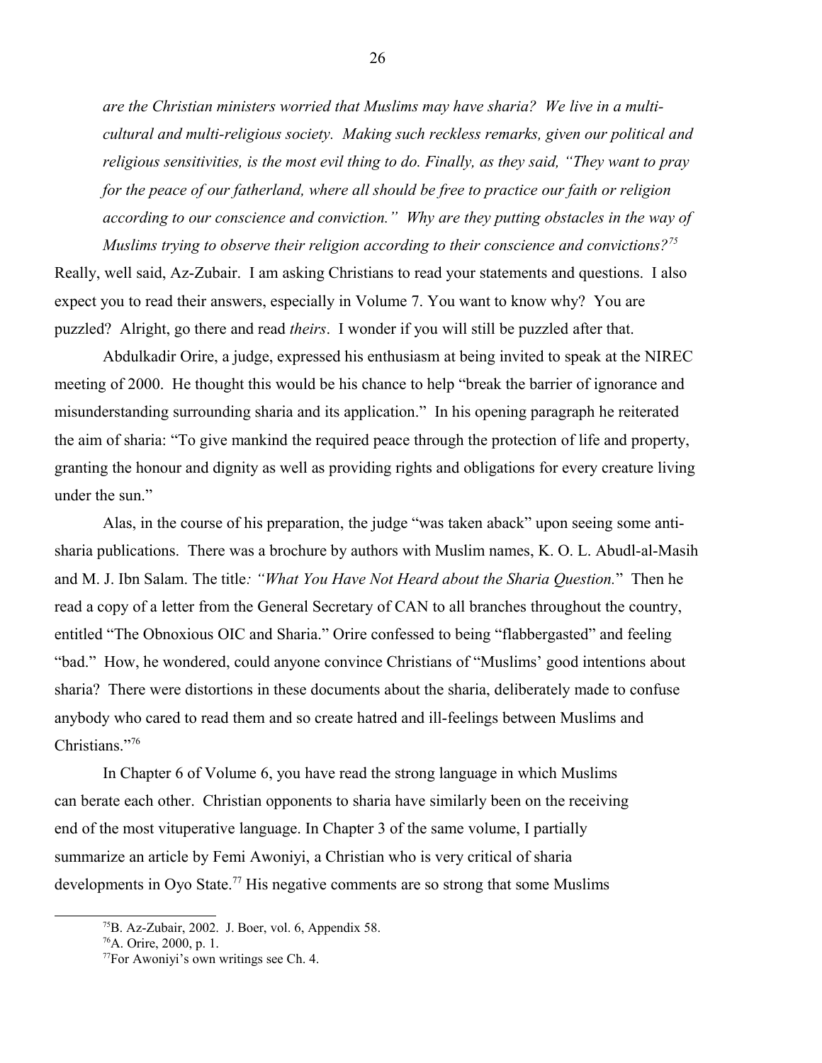*are the Christian ministers worried that Muslims may have sharia? We live in a multi-cultural and multi-religious society. Making such reckless remarks, given our political and religious sensitivities, is the most evil thing to do. Finally, as they said, "They want to pray for the peace of our fatherland, where all should be free to practice our faith or religion according to our conscience and conviction." Why are they putting obstacles in the way of Muslims trying to observe their religion according to their conscience and convictions?*[75]

Really, well said, Az-Zubair. I am asking Christians to read your statements and questions. I also expect you to read their answers, especially in Volume 7. You want to know why? You are puzzled? Alright, go there and read *theirs*. I wonder if you will still be puzzled after that.

Abdulkadir Orire, a judge, expressed his enthusiasm at being invited to speak at the NIREC meeting of 2000. He thought this would be his chance to help "break the barrier of ignorance and misunderstanding surrounding sharia and its application." In his opening paragraph he reiterated the aim of sharia: "To give mankind the required peace through the protection of life and property, granting the honour and dignity as well as providing rights and obligations for every creature living under the sun."

Alas, in the course of his preparation, the judge "was taken aback" upon seeing some anti-sharia publications. There was a brochure by authors with Muslim names, K. O. L. Abudl-al-Masih and M. J. Ibn Salam. The title*: "What You Have Not Heard about the Sharia Question.*" Then he read a copy of a letter from the General Secretary of CAN to all branches throughout the country, entitled "The Obnoxious OIC and Sharia." Orire confessed to being "flabbergasted" and feeling "bad." How, he wondered, could anyone convince Christians of "Muslims' good intentions about sharia? There were distortions in these documents about the sharia, deliberately made to confuse anybody who cared to read them and so create hatred and ill-feelings between Muslims and Christians."[76]

In Chapter 6 of Volume 6, you have read the strong language in which Muslims can berate each other. Christian opponents to sharia have similarly been on the receiving end of the most vituperative language. In Chapter 3 of the same volume, I partially summarize an article by Femi Awoniyi, a Christian who is very critical of sharia developments in Oyo State.[77] His negative comments are so strong that some Muslims

---

[75] B. Az-Zubair, 2002. J. Boer, vol. 6, Appendix 58.

[76] A. Orire, 2000, p. 1.

[77] For Awoniyi's own writings see Ch. 4.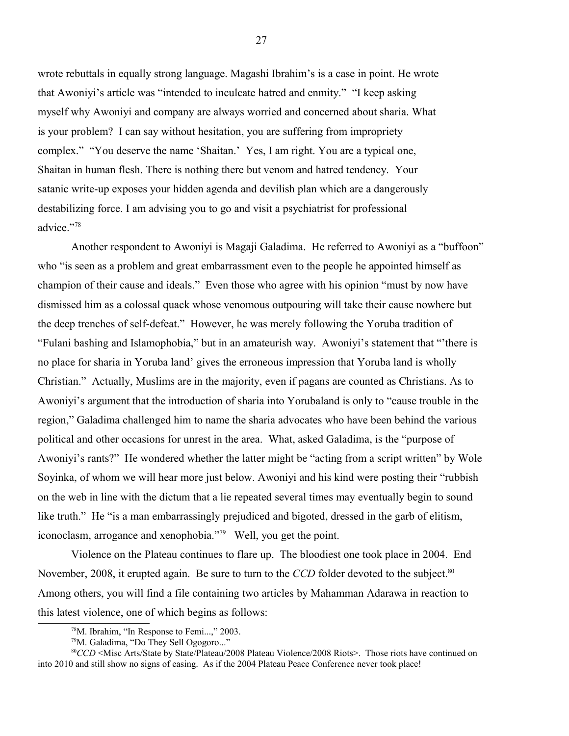wrote rebuttals in equally strong language. Magashi Ibrahim's is a case in point. He wrote that Awoniyi's article was "intended to inculcate hatred and enmity." "I keep asking myself why Awoniyi and company are always worried and concerned about sharia. What is your problem? I can say without hesitation, you are suffering from impropriety complex." "You deserve the name 'Shaitan.' Yes, I am right. You are a typical one, Shaitan in human flesh. There is nothing there but venom and hatred tendency. Your satanic write-up exposes your hidden agenda and devilish plan which are a dangerously destabilizing force. I am advising you to go and visit a psychiatrist for professional advice."[78]

Another respondent to Awoniyi is Magaji Galadima. He referred to Awoniyi as a "buffoon" who "is seen as a problem and great embarrassment even to the people he appointed himself as champion of their cause and ideals." Even those who agree with his opinion "must by now have dismissed him as a colossal quack whose venomous outpouring will take their cause nowhere but the deep trenches of self-defeat." However, he was merely following the Yoruba tradition of "Fulani bashing and Islamophobia," but in an amateurish way. Awoniyi's statement that "'there is no place for sharia in Yoruba land' gives the erroneous impression that Yoruba land is wholly Christian." Actually, Muslims are in the majority, even if pagans are counted as Christians. As to Awoniyi's argument that the introduction of sharia into Yorubaland is only to "cause trouble in the region," Galadima challenged him to name the sharia advocates who have been behind the various political and other occasions for unrest in the area. What, asked Galadima, is the "purpose of Awoniyi's rants?" He wondered whether the latter might be "acting from a script written" by Wole Soyinka, of whom we will hear more just below. Awoniyi and his kind were posting their "rubbish on the web in line with the dictum that a lie repeated several times may eventually begin to sound like truth." He "is a man embarrassingly prejudiced and bigoted, dressed in the garb of elitism, iconoclasm, arrogance and xenophobia."[79] Well, you get the point.

Violence on the Plateau continues to flare up. The bloodiest one took place in 2004. End November, 2008, it erupted again. Be sure to turn to the *CCD* folder devoted to the subject.[80] Among others, you will find a file containing two articles by Mahamman Adarawa in reaction to this latest violence, one of which begins as follows:

---

[78] M. Ibrahim, "In Response to Femi...," 2003.

[79] M. Galadima, "Do They Sell Ogogoro..."

[80] *CCD* <Misc Arts/State by State/Plateau/2008 Plateau Violence/2008 Riots>. Those riots have continued on into 2010 and still show no signs of easing. As if the 2004 Plateau Peace Conference never took place!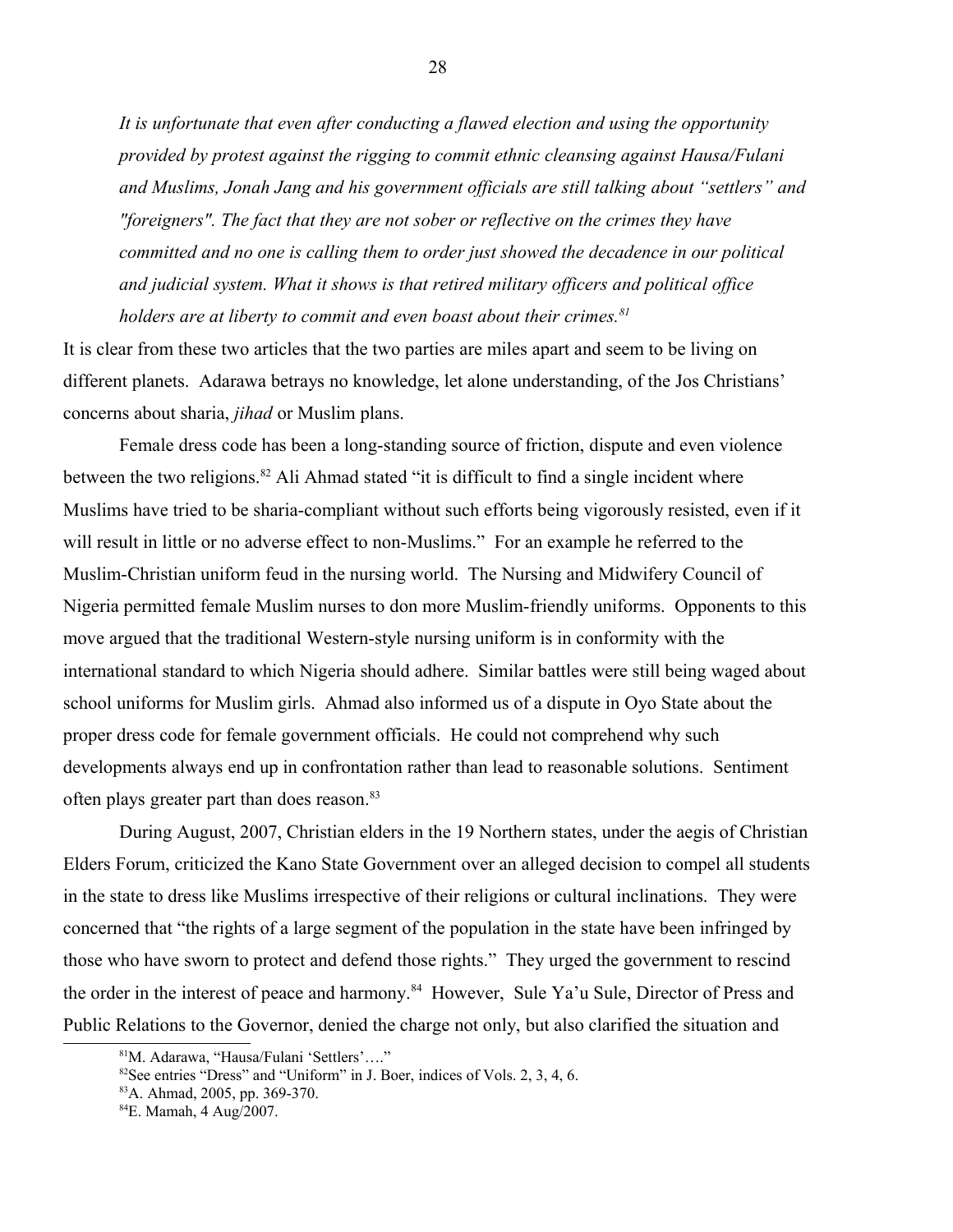*It is unfortunate that even after conducting a flawed election and using the opportunity provided by protest against the rigging to commit ethnic cleansing against Hausa/Fulani and Muslims, Jonah Jang and his government officials are still talking about "settlers" and "foreigners". The fact that they are not sober or reflective on the crimes they have committed and no one is calling them to order just showed the decadence in our political and judicial system. What it shows is that retired military officers and political office holders are at liberty to commit and even boast about their crimes.*[81]

It is clear from these two articles that the two parties are miles apart and seem to be living on different planets. Adarawa betrays no knowledge, let alone understanding, of the Jos Christians' concerns about sharia, *jihad* or Muslim plans.

Female dress code has been a long-standing source of friction, dispute and even violence between the two religions.[82] Ali Ahmad stated "it is difficult to find a single incident where Muslims have tried to be sharia-compliant without such efforts being vigorously resisted, even if it will result in little or no adverse effect to non-Muslims." For an example he referred to the Muslim-Christian uniform feud in the nursing world. The Nursing and Midwifery Council of Nigeria permitted female Muslim nurses to don more Muslim-friendly uniforms. Opponents to this move argued that the traditional Western-style nursing uniform is in conformity with the international standard to which Nigeria should adhere. Similar battles were still being waged about school uniforms for Muslim girls. Ahmad also informed us of a dispute in Oyo State about the proper dress code for female government officials. He could not comprehend why such developments always end up in confrontation rather than lead to reasonable solutions. Sentiment often plays greater part than does reason.[83]

During August, 2007, Christian elders in the 19 Northern states, under the aegis of Christian Elders Forum, criticized the Kano State Government over an alleged decision to compel all students in the state to dress like Muslims irrespective of their religions or cultural inclinations. They were concerned that "the rights of a large segment of the population in the state have been infringed by those who have sworn to protect and defend those rights." They urged the government to rescind the order in the interest of peace and harmony.[84] However, Sule Ya'u Sule, Director of Press and Public Relations to the Governor, denied the charge not only, but also clarified the situation and

---

[81] M. Adarawa, "Hausa/Fulani 'Settlers'…."

[82] See entries "Dress" and "Uniform" in J. Boer, indices of Vols. 2, 3, 4, 6.

[83] A. Ahmad, 2005, pp. 369-370.

[84] E. Mamah, 4 Aug/2007.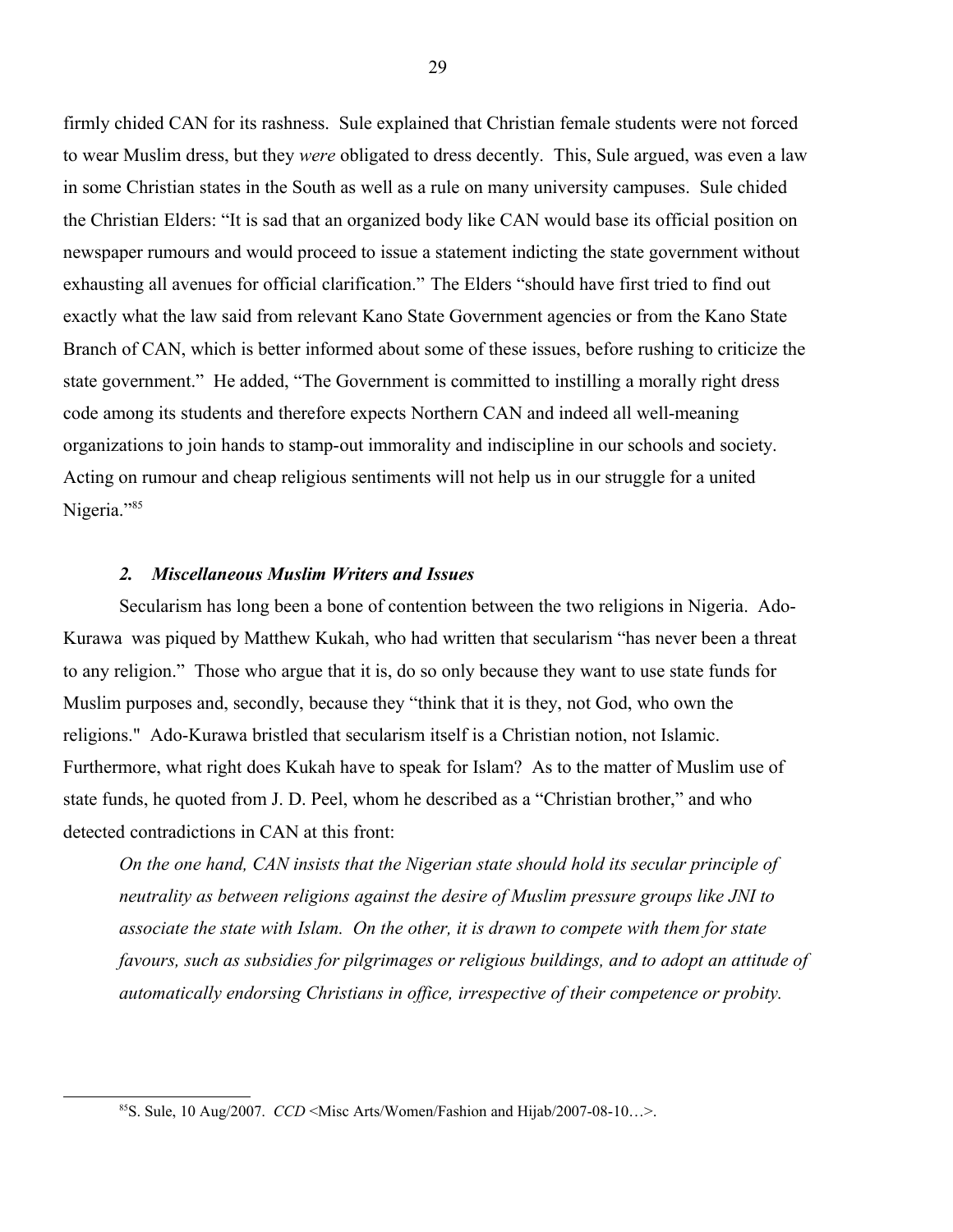firmly chided CAN for its rashness. Sule explained that Christian female students were not forced to wear Muslim dress, but they *were* obligated to dress decently. This, Sule argued, was even a law in some Christian states in the South as well as a rule on many university campuses. Sule chided the Christian Elders: "It is sad that an organized body like CAN would base its official position on newspaper rumours and would proceed to issue a statement indicting the state government without exhausting all avenues for official clarification." The Elders "should have first tried to find out exactly what the law said from relevant Kano State Government agencies or from the Kano State Branch of CAN, which is better informed about some of these issues, before rushing to criticize the state government." He added, "The Government is committed to instilling a morally right dress code among its students and therefore expects Northern CAN and indeed all well-meaning organizations to join hands to stamp-out immorality and indiscipline in our schools and society. Acting on rumour and cheap religious sentiments will not help us in our struggle for a united Nigeria."[85]

### *2. Miscellaneous Muslim Writers and Issues*

Secularism has long been a bone of contention between the two religions in Nigeria. Ado-Kurawa was piqued by Matthew Kukah, who had written that secularism "has never been a threat to any religion." Those who argue that it is, do so only because they want to use state funds for Muslim purposes and, secondly, because they "think that it is they, not God, who own the religions." Ado-Kurawa bristled that secularism itself is a Christian notion, not Islamic. Furthermore, what right does Kukah have to speak for Islam? As to the matter of Muslim use of state funds, he quoted from J. D. Peel, whom he described as a "Christian brother," and who detected contradictions in CAN at this front:

> *On the one hand, CAN insists that the Nigerian state should hold its secular principle of neutrality as between religions against the desire of Muslim pressure groups like JNI to associate the state with Islam. On the other, it is drawn to compete with them for state favours, such as subsidies for pilgrimages or religious buildings, and to adopt an attitude of automatically endorsing Christians in office, irrespective of their competence or probity.*

---

[85] S. Sule, 10 Aug/2007. *CCD* <Misc Arts/Women/Fashion and Hijab/2007-08-10…>.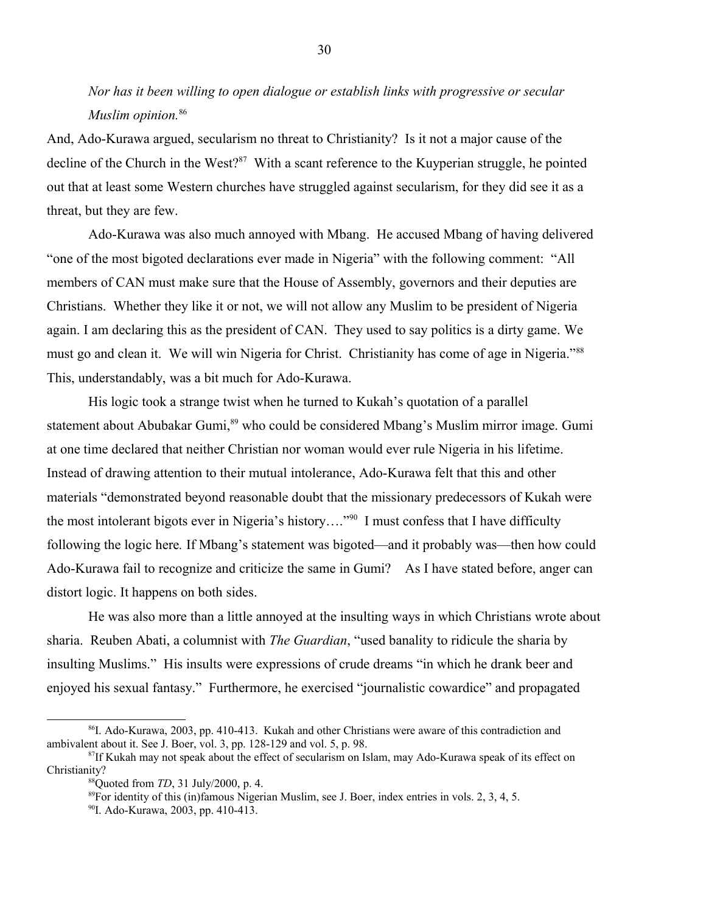*Nor has it been willing to open dialogue or establish links with progressive or secular Muslim opinion.*[86]

And, Ado-Kurawa argued, secularism no threat to Christianity? Is it not a major cause of the decline of the Church in the West?[87] With a scant reference to the Kuyperian struggle, he pointed out that at least some Western churches have struggled against secularism, for they did see it as a threat, but they are few.

Ado-Kurawa was also much annoyed with Mbang. He accused Mbang of having delivered "one of the most bigoted declarations ever made in Nigeria" with the following comment: "All members of CAN must make sure that the House of Assembly, governors and their deputies are Christians. Whether they like it or not, we will not allow any Muslim to be president of Nigeria again. I am declaring this as the president of CAN. They used to say politics is a dirty game. We must go and clean it. We will win Nigeria for Christ. Christianity has come of age in Nigeria."[88] This, understandably, was a bit much for Ado-Kurawa.

His logic took a strange twist when he turned to Kukah's quotation of a parallel statement about Abubakar Gumi,[89] who could be considered Mbang's Muslim mirror image. Gumi at one time declared that neither Christian nor woman would ever rule Nigeria in his lifetime. Instead of drawing attention to their mutual intolerance, Ado-Kurawa felt that this and other materials "demonstrated beyond reasonable doubt that the missionary predecessors of Kukah were the most intolerant bigots ever in Nigeria's history…."[90] I must confess that I have difficulty following the logic here. If Mbang's statement was bigoted—and it probably was—then how could Ado-Kurawa fail to recognize and criticize the same in Gumi? As I have stated before, anger can distort logic. It happens on both sides.

He was also more than a little annoyed at the insulting ways in which Christians wrote about sharia. Reuben Abati, a columnist with *The Guardian*, "used banality to ridicule the sharia by insulting Muslims." His insults were expressions of crude dreams "in which he drank beer and enjoyed his sexual fantasy." Furthermore, he exercised "journalistic cowardice" and propagated

---

[86] I. Ado-Kurawa, 2003, pp. 410-413. Kukah and other Christians were aware of this contradiction and ambivalent about it. See J. Boer, vol. 3, pp. 128-129 and vol. 5, p. 98.

[87] If Kukah may not speak about the effect of secularism on Islam, may Ado-Kurawa speak of its effect on Christianity?

[88] Quoted from *TD*, 31 July/2000, p. 4.

[89] For identity of this (in)famous Nigerian Muslim, see J. Boer, index entries in vols. 2, 3, 4, 5.

[90] I. Ado-Kurawa, 2003, pp. 410-413.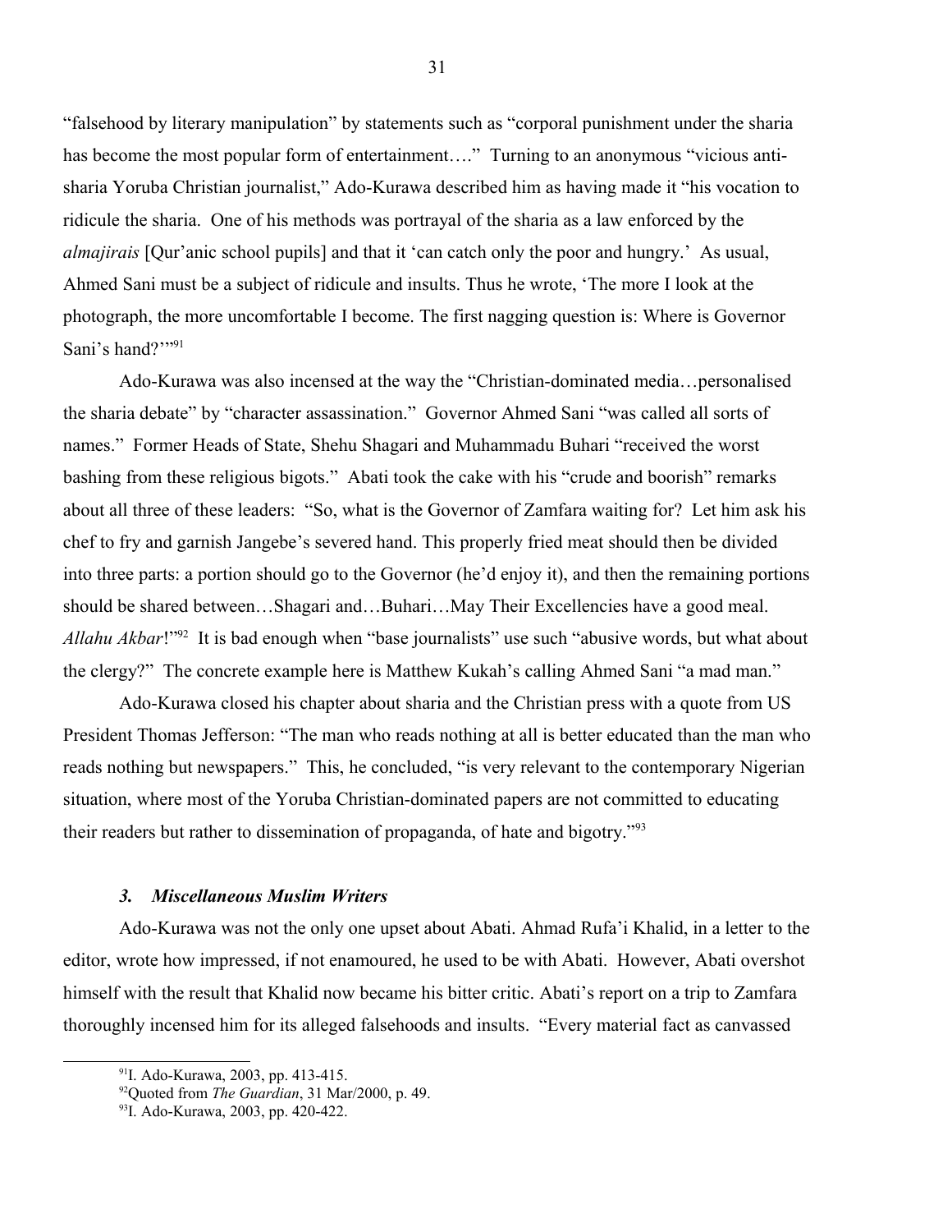"falsehood by literary manipulation" by statements such as "corporal punishment under the sharia has become the most popular form of entertainment…." Turning to an anonymous "vicious anti-sharia Yoruba Christian journalist," Ado-Kurawa described him as having made it "his vocation to ridicule the sharia. One of his methods was portrayal of the sharia as a law enforced by the *almajirais* [Qur'anic school pupils] and that it 'can catch only the poor and hungry.' As usual, Ahmed Sani must be a subject of ridicule and insults. Thus he wrote, 'The more I look at the photograph, the more uncomfortable I become. The first nagging question is: Where is Governor Sani's hand?'"[91]

Ado-Kurawa was also incensed at the way the "Christian-dominated media…personalised the sharia debate" by "character assassination." Governor Ahmed Sani "was called all sorts of names." Former Heads of State, Shehu Shagari and Muhammadu Buhari "received the worst bashing from these religious bigots." Abati took the cake with his "crude and boorish" remarks about all three of these leaders: "So, what is the Governor of Zamfara waiting for? Let him ask his chef to fry and garnish Jangebe's severed hand. This properly fried meat should then be divided into three parts: a portion should go to the Governor (he'd enjoy it), and then the remaining portions should be shared between…Shagari and…Buhari…May Their Excellencies have a good meal. *Allahu Akbar*!"[92] It is bad enough when "base journalists" use such "abusive words, but what about the clergy?" The concrete example here is Matthew Kukah's calling Ahmed Sani "a mad man."

Ado-Kurawa closed his chapter about sharia and the Christian press with a quote from US President Thomas Jefferson: "The man who reads nothing at all is better educated than the man who reads nothing but newspapers." This, he concluded, "is very relevant to the contemporary Nigerian situation, where most of the Yoruba Christian-dominated papers are not committed to educating their readers but rather to dissemination of propaganda, of hate and bigotry."[93]

### *3. Miscellaneous Muslim Writers*

Ado-Kurawa was not the only one upset about Abati. Ahmad Rufa'i Khalid, in a letter to the editor, wrote how impressed, if not enamoured, he used to be with Abati. However, Abati overshot himself with the result that Khalid now became his bitter critic. Abati's report on a trip to Zamfara thoroughly incensed him for its alleged falsehoods and insults. "Every material fact as canvassed

---

[91] I. Ado-Kurawa, 2003, pp. 413-415.

[92] Quoted from *The Guardian*, 31 Mar/2000, p. 49.

[93] I. Ado-Kurawa, 2003, pp. 420-422.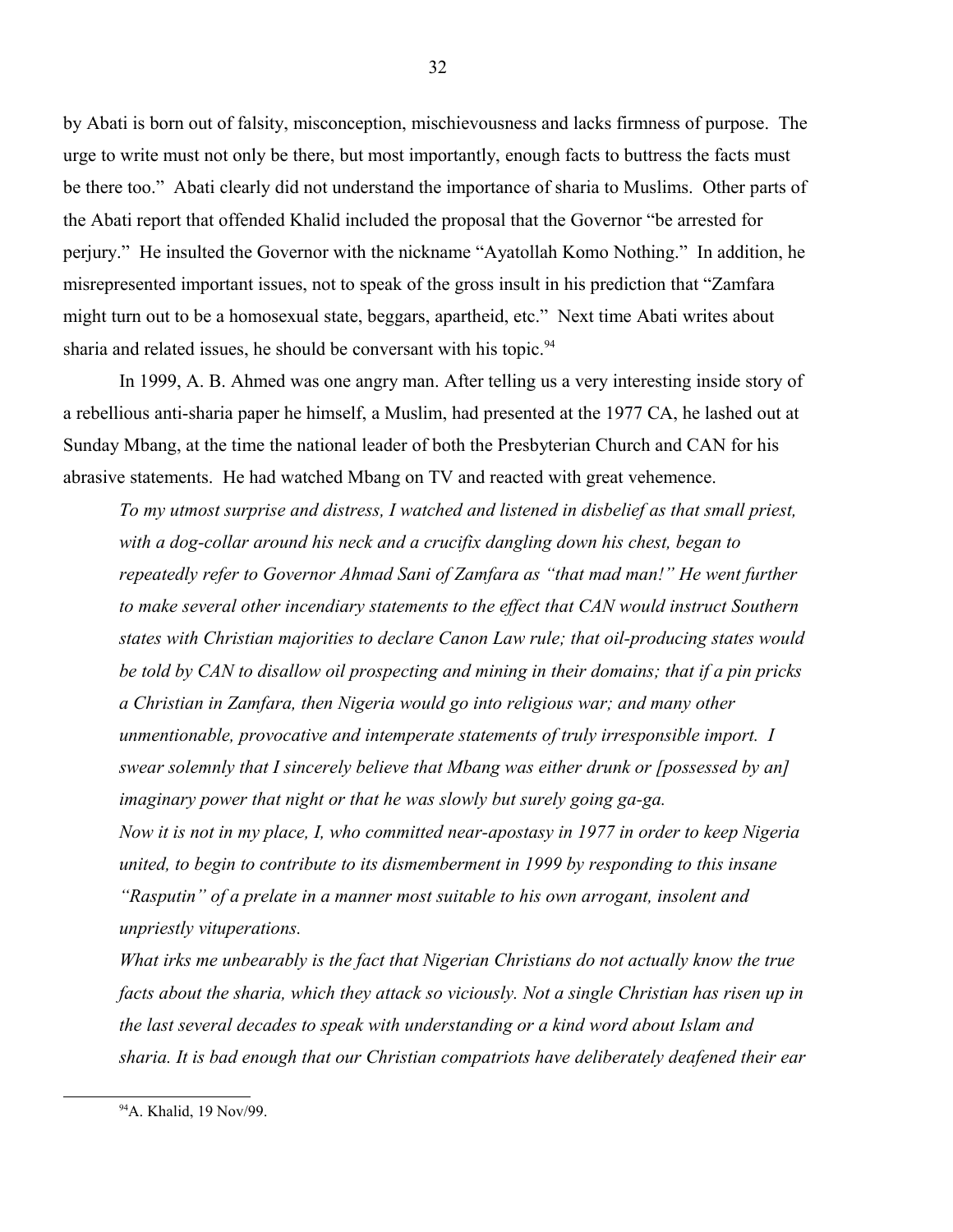by Abati is born out of falsity, misconception, mischievousness and lacks firmness of purpose. The urge to write must not only be there, but most importantly, enough facts to buttress the facts must be there too." Abati clearly did not understand the importance of sharia to Muslims. Other parts of the Abati report that offended Khalid included the proposal that the Governor "be arrested for perjury." He insulted the Governor with the nickname "Ayatollah Komo Nothing." In addition, he misrepresented important issues, not to speak of the gross insult in his prediction that "Zamfara might turn out to be a homosexual state, beggars, apartheid, etc." Next time Abati writes about sharia and related issues, he should be conversant with his topic.[94]

In 1999, A. B. Ahmed was one angry man. After telling us a very interesting inside story of a rebellious anti-sharia paper he himself, a Muslim, had presented at the 1977 CA, he lashed out at Sunday Mbang, at the time the national leader of both the Presbyterian Church and CAN for his abrasive statements. He had watched Mbang on TV and reacted with great vehemence.

> *To my utmost surprise and distress, I watched and listened in disbelief as that small priest, with a dog-collar around his neck and a crucifix dangling down his chest, began to repeatedly refer to Governor Ahmad Sani of Zamfara as "that mad man!" He went further to make several other incendiary statements to the effect that CAN would instruct Southern states with Christian majorities to declare Canon Law rule; that oil-producing states would be told by CAN to disallow oil prospecting and mining in their domains; that if a pin pricks a Christian in Zamfara, then Nigeria would go into religious war; and many other unmentionable, provocative and intemperate statements of truly irresponsible import. I swear solemnly that I sincerely believe that Mbang was either drunk or [possessed by an] imaginary power that night or that he was slowly but surely going ga-ga.*
>
> *Now it is not in my place, I, who committed near-apostasy in 1977 in order to keep Nigeria united, to begin to contribute to its dismemberment in 1999 by responding to this insane "Rasputin" of a prelate in a manner most suitable to his own arrogant, insolent and unpriestly vituperations.*
>
> *What irks me unbearably is the fact that Nigerian Christians do not actually know the true facts about the sharia, which they attack so viciously. Not a single Christian has risen up in the last several decades to speak with understanding or a kind word about Islam and sharia. It is bad enough that our Christian compatriots have deliberately deafened their ear*

[94] A. Khalid, 19 Nov/99.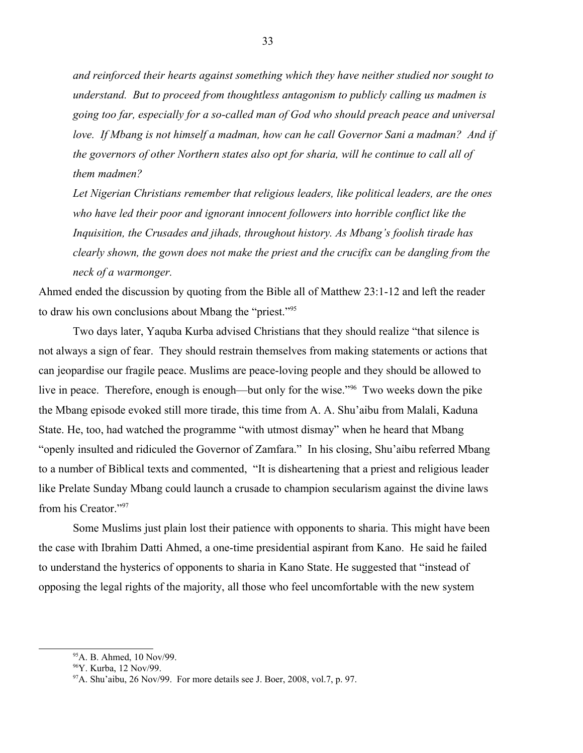*and reinforced their hearts against something which they have neither studied nor sought to understand. But to proceed from thoughtless antagonism to publicly calling us madmen is going too far, especially for a so-called man of God who should preach peace and universal love. If Mbang is not himself a madman, how can he call Governor Sani a madman? And if the governors of other Northern states also opt for sharia, will he continue to call all of them madmen?*

*Let Nigerian Christians remember that religious leaders, like political leaders, are the ones who have led their poor and ignorant innocent followers into horrible conflict like the Inquisition, the Crusades and jihads, throughout history. As Mbang's foolish tirade has clearly shown, the gown does not make the priest and the crucifix can be dangling from the neck of a warmonger.*

Ahmed ended the discussion by quoting from the Bible all of Matthew 23:1-12 and left the reader to draw his own conclusions about Mbang the "priest."[95]

Two days later, Yaquba Kurba advised Christians that they should realize "that silence is not always a sign of fear. They should restrain themselves from making statements or actions that can jeopardise our fragile peace. Muslims are peace-loving people and they should be allowed to live in peace. Therefore, enough is enough—but only for the wise."[96] Two weeks down the pike the Mbang episode evoked still more tirade, this time from A. A. Shu'aibu from Malali, Kaduna State. He, too, had watched the programme "with utmost dismay" when he heard that Mbang "openly insulted and ridiculed the Governor of Zamfara." In his closing, Shu'aibu referred Mbang to a number of Biblical texts and commented, "It is disheartening that a priest and religious leader like Prelate Sunday Mbang could launch a crusade to champion secularism against the divine laws from his Creator."[97]

Some Muslims just plain lost their patience with opponents to sharia. This might have been the case with Ibrahim Datti Ahmed, a one-time presidential aspirant from Kano. He said he failed to understand the hysterics of opponents to sharia in Kano State. He suggested that "instead of opposing the legal rights of the majority, all those who feel uncomfortable with the new system

[95] A. B. Ahmed, 10 Nov/99.

[96] Y. Kurba, 12 Nov/99.

[97] A. Shu'aibu, 26 Nov/99. For more details see J. Boer, 2008, vol.7, p. 97.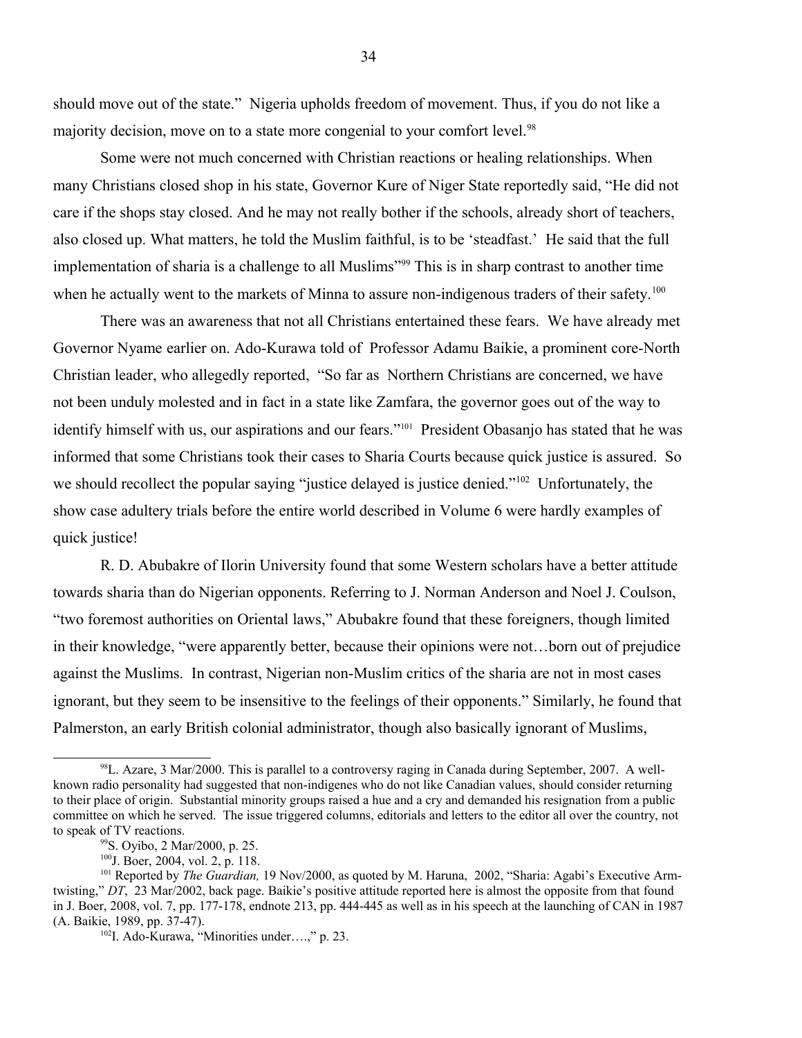should move out of the state." Nigeria upholds freedom of movement. Thus, if you do not like a majority decision, move on to a state more congenial to your comfort level.[98]

Some were not much concerned with Christian reactions or healing relationships. When many Christians closed shop in his state, Governor Kure of Niger State reportedly said, "He did not care if the shops stay closed. And he may not really bother if the schools, already short of teachers, also closed up. What matters, he told the Muslim faithful, is to be 'steadfast.' He said that the full implementation of sharia is a challenge to all Muslims"[99] This is in sharp contrast to another time when he actually went to the markets of Minna to assure non-indigenous traders of their safety.[100]

There was an awareness that not all Christians entertained these fears. We have already met Governor Nyame earlier on. Ado-Kurawa told of Professor Adamu Baikie, a prominent core-North Christian leader, who allegedly reported, "So far as Northern Christians are concerned, we have not been unduly molested and in fact in a state like Zamfara, the governor goes out of the way to identify himself with us, our aspirations and our fears."[101] President Obasanjo has stated that he was informed that some Christians took their cases to Sharia Courts because quick justice is assured. So we should recollect the popular saying "justice delayed is justice denied."[102] Unfortunately, the show case adultery trials before the entire world described in Volume 6 were hardly examples of quick justice!

R. D. Abubakre of Ilorin University found that some Western scholars have a better attitude towards sharia than do Nigerian opponents. Referring to J. Norman Anderson and Noel J. Coulson, "two foremost authorities on Oriental laws," Abubakre found that these foreigners, though limited in their knowledge, "were apparently better, because their opinions were not…born out of prejudice against the Muslims. In contrast, Nigerian non-Muslim critics of the sharia are not in most cases ignorant, but they seem to be insensitive to the feelings of their opponents." Similarly, he found that Palmerston, an early British colonial administrator, though also basically ignorant of Muslims,

---

[98] L. Azare, 3 Mar/2000. This is parallel to a controversy raging in Canada during September, 2007. A well-known radio personality had suggested that non-indigenes who do not like Canadian values, should consider returning to their place of origin. Substantial minority groups raised a hue and a cry and demanded his resignation from a public committee on which he served. The issue triggered columns, editorials and letters to the editor all over the country, not to speak of TV reactions.

[99] S. Oyibo, 2 Mar/2000, p. 25.

[100] J. Boer, 2004, vol. 2, p. 118.

[101] Reported by *The Guardian,* 19 Nov/2000, as quoted by M. Haruna, 2002, "Sharia: Agabi's Executive Arm-twisting," *DT*, 23 Mar/2002, back page. Baikie's positive attitude reported here is almost the opposite from that found in J. Boer, 2008, vol. 7, pp. 177-178, endnote 213, pp. 444-445 as well as in his speech at the launching of CAN in 1987 (A. Baikie, 1989, pp. 37-47).

[102] I. Ado-Kurawa, "Minorities under….," p. 23.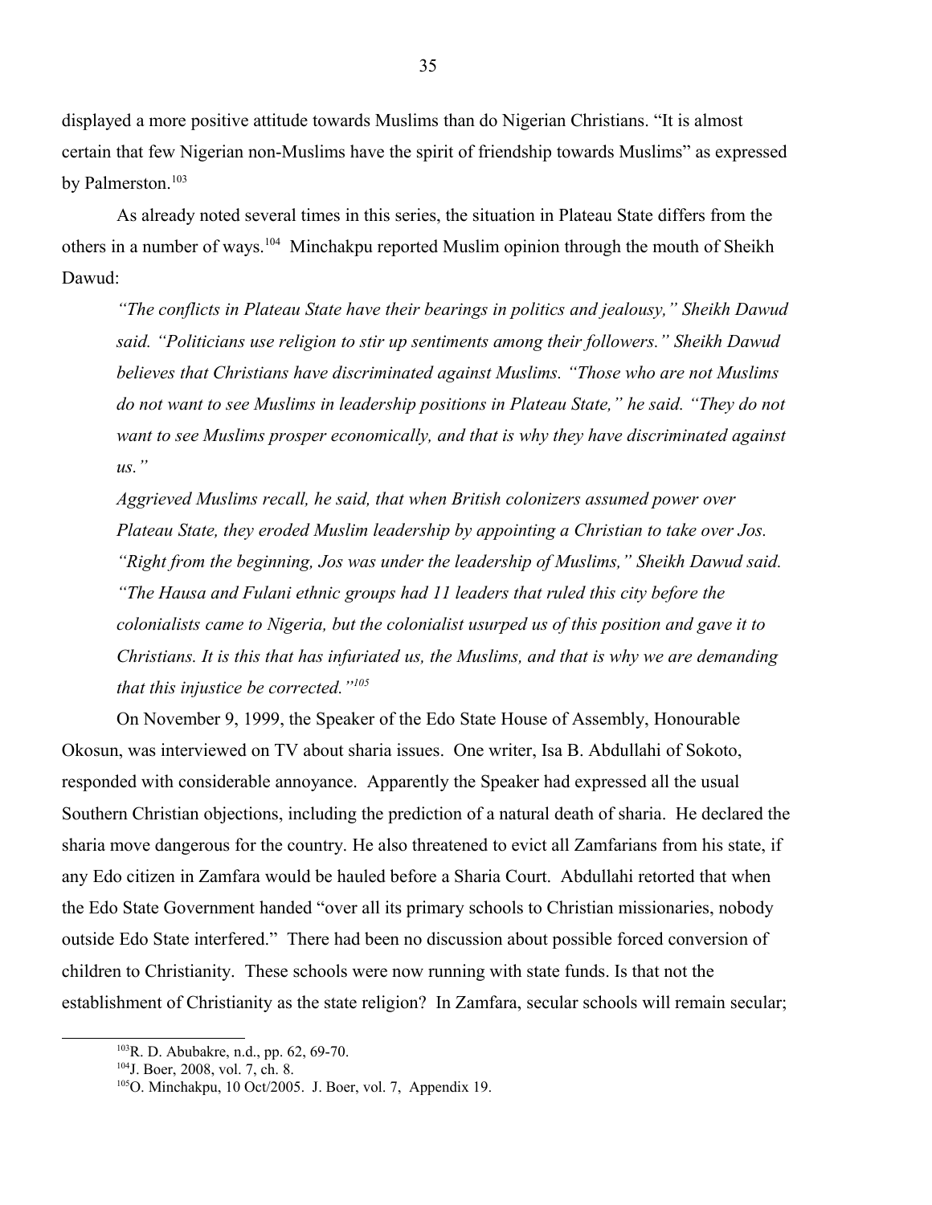displayed a more positive attitude towards Muslims than do Nigerian Christians. "It is almost certain that few Nigerian non-Muslims have the spirit of friendship towards Muslims" as expressed by Palmerston.[103]

As already noted several times in this series, the situation in Plateau State differs from the others in a number of ways.[104] Minchakpu reported Muslim opinion through the mouth of Sheikh Dawud:

> *"The conflicts in Plateau State have their bearings in politics and jealousy," Sheikh Dawud said. "Politicians use religion to stir up sentiments among their followers." Sheikh Dawud believes that Christians have discriminated against Muslims. "Those who are not Muslims do not want to see Muslims in leadership positions in Plateau State," he said. "They do not want to see Muslims prosper economically, and that is why they have discriminated against us."*
>
> *Aggrieved Muslims recall, he said, that when British colonizers assumed power over Plateau State, they eroded Muslim leadership by appointing a Christian to take over Jos. "Right from the beginning, Jos was under the leadership of Muslims," Sheikh Dawud said. "The Hausa and Fulani ethnic groups had 11 leaders that ruled this city before the colonialists came to Nigeria, but the colonialist usurped us of this position and gave it to Christians. It is this that has infuriated us, the Muslims, and that is why we are demanding that this injustice be corrected."*[105]

On November 9, 1999, the Speaker of the Edo State House of Assembly, Honourable Okosun, was interviewed on TV about sharia issues. One writer, Isa B. Abdullahi of Sokoto, responded with considerable annoyance. Apparently the Speaker had expressed all the usual Southern Christian objections, including the prediction of a natural death of sharia. He declared the sharia move dangerous for the country. He also threatened to evict all Zamfarians from his state, if any Edo citizen in Zamfara would be hauled before a Sharia Court. Abdullahi retorted that when the Edo State Government handed "over all its primary schools to Christian missionaries, nobody outside Edo State interfered." There had been no discussion about possible forced conversion of children to Christianity. These schools were now running with state funds. Is that not the establishment of Christianity as the state religion? In Zamfara, secular schools will remain secular;

---

[103] R. D. Abubakre, n.d., pp. 62, 69-70.

[104] J. Boer, 2008, vol. 7, ch. 8.

[105] O. Minchakpu, 10 Oct/2005. J. Boer, vol. 7, Appendix 19.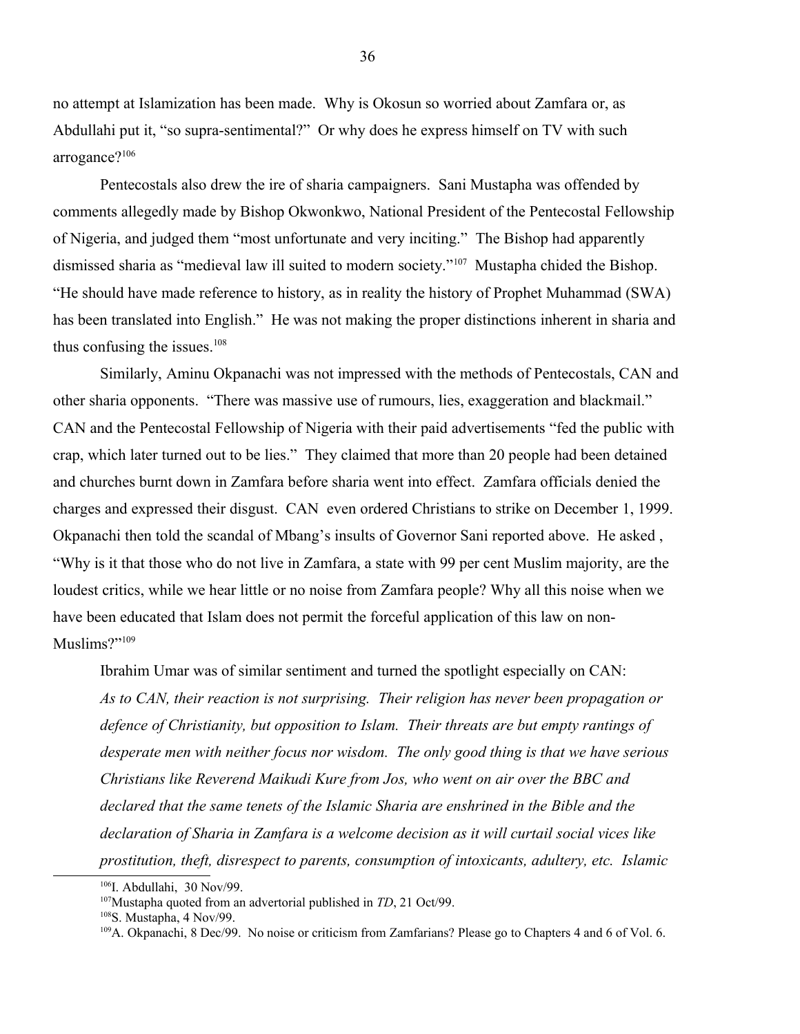no attempt at Islamization has been made. Why is Okosun so worried about Zamfara or, as Abdullahi put it, "so supra-sentimental?" Or why does he express himself on TV with such arrogance?[106]

Pentecostals also drew the ire of sharia campaigners. Sani Mustapha was offended by comments allegedly made by Bishop Okwonkwo, National President of the Pentecostal Fellowship of Nigeria, and judged them "most unfortunate and very inciting." The Bishop had apparently dismissed sharia as "medieval law ill suited to modern society."[107] Mustapha chided the Bishop. "He should have made reference to history, as in reality the history of Prophet Muhammad (SWA) has been translated into English." He was not making the proper distinctions inherent in sharia and thus confusing the issues.[108]

Similarly, Aminu Okpanachi was not impressed with the methods of Pentecostals, CAN and other sharia opponents. "There was massive use of rumours, lies, exaggeration and blackmail." CAN and the Pentecostal Fellowship of Nigeria with their paid advertisements "fed the public with crap, which later turned out to be lies." They claimed that more than 20 people had been detained and churches burnt down in Zamfara before sharia went into effect. Zamfara officials denied the charges and expressed their disgust. CAN even ordered Christians to strike on December 1, 1999. Okpanachi then told the scandal of Mbang's insults of Governor Sani reported above. He asked , "Why is it that those who do not live in Zamfara, a state with 99 per cent Muslim majority, are the loudest critics, while we hear little or no noise from Zamfara people? Why all this noise when we have been educated that Islam does not permit the forceful application of this law on non-Muslims?"[109]

Ibrahim Umar was of similar sentiment and turned the spotlight especially on CAN:

*As to CAN, their reaction is not surprising. Their religion has never been propagation or defence of Christianity, but opposition to Islam. Their threats are but empty rantings of desperate men with neither focus nor wisdom. The only good thing is that we have serious Christians like Reverend Maikudi Kure from Jos, who went on air over the BBC and declared that the same tenets of the Islamic Sharia are enshrined in the Bible and the declaration of Sharia in Zamfara is a welcome decision as it will curtail social vices like prostitution, theft, disrespect to parents, consumption of intoxicants, adultery, etc. Islamic*

---

[106] I. Abdullahi, 30 Nov/99.

[107] Mustapha quoted from an advertorial published in *TD*, 21 Oct/99.

[108] S. Mustapha, 4 Nov/99.

[109] A. Okpanachi, 8 Dec/99. No noise or criticism from Zamfarians? Please go to Chapters 4 and 6 of Vol. 6.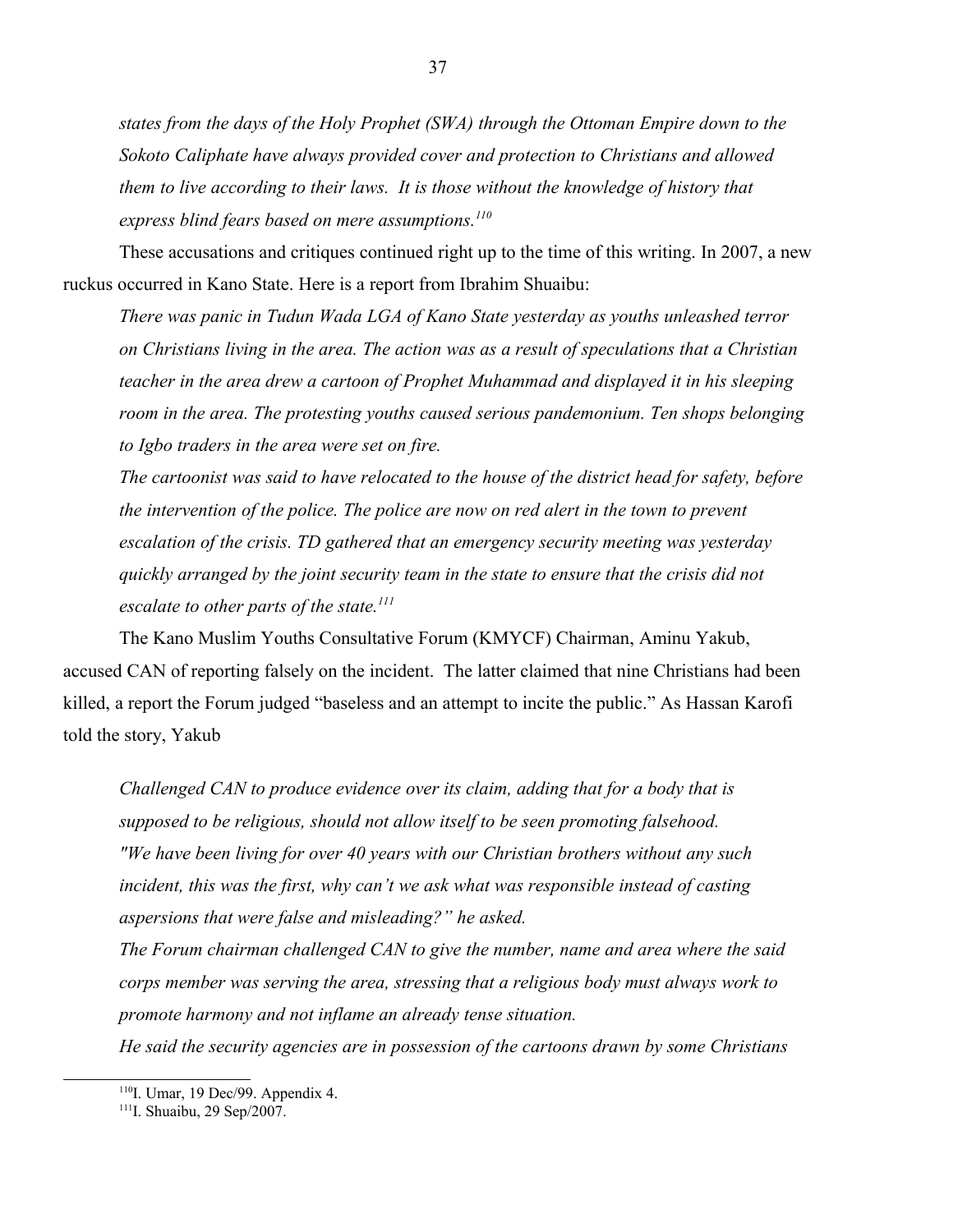*states from the days of the Holy Prophet (SWA) through the Ottoman Empire down to the Sokoto Caliphate have always provided cover and protection to Christians and allowed them to live according to their laws. It is those without the knowledge of history that express blind fears based on mere assumptions.*[110]

These accusations and critiques continued right up to the time of this writing. In 2007, a new ruckus occurred in Kano State. Here is a report from Ibrahim Shuaibu:

*There was panic in Tudun Wada LGA of Kano State yesterday as youths unleashed terror on Christians living in the area. The action was as a result of speculations that a Christian teacher in the area drew a cartoon of Prophet Muhammad and displayed it in his sleeping room in the area. The protesting youths caused serious pandemonium. Ten shops belonging to Igbo traders in the area were set on fire.*

*The cartoonist was said to have relocated to the house of the district head for safety, before the intervention of the police. The police are now on red alert in the town to prevent escalation of the crisis. TD gathered that an emergency security meeting was yesterday quickly arranged by the joint security team in the state to ensure that the crisis did not escalate to other parts of the state.*[111]

The Kano Muslim Youths Consultative Forum (KMYCF) Chairman, Aminu Yakub, accused CAN of reporting falsely on the incident. The latter claimed that nine Christians had been killed, a report the Forum judged "baseless and an attempt to incite the public." As Hassan Karofi told the story, Yakub

*Challenged CAN to produce evidence over its claim, adding that for a body that is supposed to be religious, should not allow itself to be seen promoting falsehood.*

*"We have been living for over 40 years with our Christian brothers without any such incident, this was the first, why can't we ask what was responsible instead of casting aspersions that were false and misleading?" he asked.*

*The Forum chairman challenged CAN to give the number, name and area where the said corps member was serving the area, stressing that a religious body must always work to promote harmony and not inflame an already tense situation.*

*He said the security agencies are in possession of the cartoons drawn by some Christians*

---

[110] I. Umar, 19 Dec/99. Appendix 4.

[111] I. Shuaibu, 29 Sep/2007.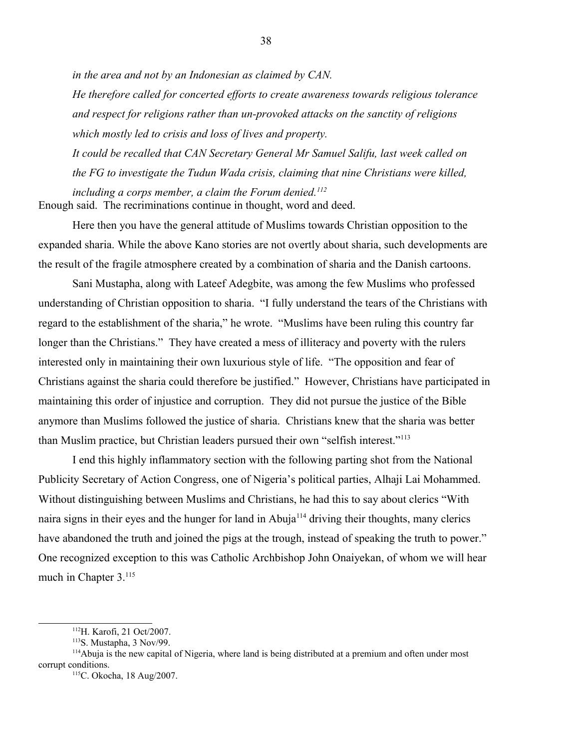*in the area and not by an Indonesian as claimed by CAN.*

*He therefore called for concerted efforts to create awareness towards religious tolerance and respect for religions rather than un-provoked attacks on the sanctity of religions which mostly led to crisis and loss of lives and property.*

*It could be recalled that CAN Secretary General Mr Samuel Salifu, last week called on the FG to investigate the Tudun Wada crisis, claiming that nine Christians were killed, including a corps member, a claim the Forum denied.*[112]

Enough said. The recriminations continue in thought, word and deed.

Here then you have the general attitude of Muslims towards Christian opposition to the expanded sharia. While the above Kano stories are not overtly about sharia, such developments are the result of the fragile atmosphere created by a combination of sharia and the Danish cartoons.

Sani Mustapha, along with Lateef Adegbite, was among the few Muslims who professed understanding of Christian opposition to sharia. "I fully understand the tears of the Christians with regard to the establishment of the sharia," he wrote. "Muslims have been ruling this country far longer than the Christians." They have created a mess of illiteracy and poverty with the rulers interested only in maintaining their own luxurious style of life. "The opposition and fear of Christians against the sharia could therefore be justified." However, Christians have participated in maintaining this order of injustice and corruption. They did not pursue the justice of the Bible anymore than Muslims followed the justice of sharia. Christians knew that the sharia was better than Muslim practice, but Christian leaders pursued their own "selfish interest."[113]

I end this highly inflammatory section with the following parting shot from the National Publicity Secretary of Action Congress, one of Nigeria's political parties, Alhaji Lai Mohammed. Without distinguishing between Muslims and Christians, he had this to say about clerics "With naira signs in their eyes and the hunger for land in Abuja[114] driving their thoughts, many clerics have abandoned the truth and joined the pigs at the trough, instead of speaking the truth to power." One recognized exception to this was Catholic Archbishop John Onaiyekan, of whom we will hear much in Chapter 3.[115]

---

[112] H. Karofi, 21 Oct/2007.

[113] S. Mustapha, 3 Nov/99.

[114] Abuja is the new capital of Nigeria, where land is being distributed at a premium and often under most corrupt conditions.

[115] C. Okocha, 18 Aug/2007.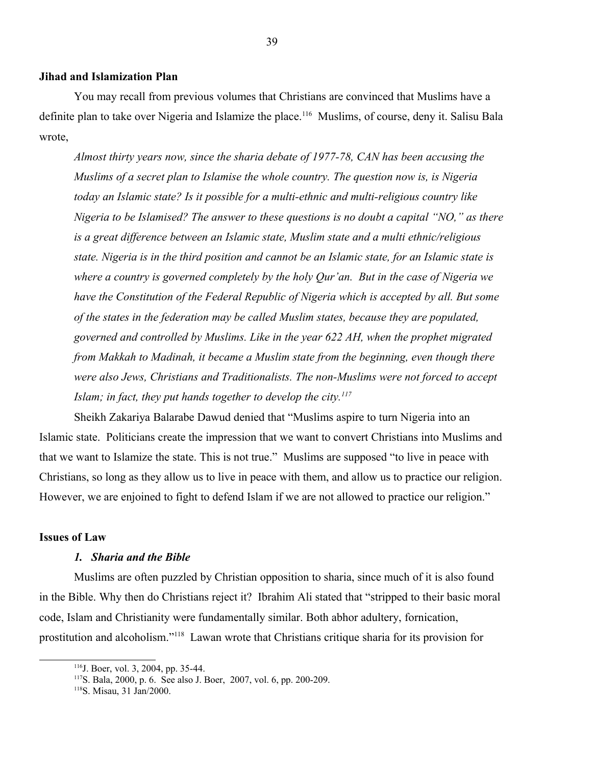**Jihad and Islamization Plan**

You may recall from previous volumes that Christians are convinced that Muslims have a definite plan to take over Nigeria and Islamize the place.[116] Muslims, of course, deny it. Salisu Bala wrote,

> *Almost thirty years now, since the sharia debate of 1977-78, CAN has been accusing the Muslims of a secret plan to Islamise the whole country. The question now is, is Nigeria today an Islamic state? Is it possible for a multi-ethnic and multi-religious country like Nigeria to be Islamised? The answer to these questions is no doubt a capital "NO," as there is a great difference between an Islamic state, Muslim state and a multi ethnic/religious state. Nigeria is in the third position and cannot be an Islamic state, for an Islamic state is where a country is governed completely by the holy Qur'an. But in the case of Nigeria we have the Constitution of the Federal Republic of Nigeria which is accepted by all. But some of the states in the federation may be called Muslim states, because they are populated, governed and controlled by Muslims. Like in the year 622 AH, when the prophet migrated from Makkah to Madinah, it became a Muslim state from the beginning, even though there were also Jews, Christians and Traditionalists. The non-Muslims were not forced to accept Islam; in fact, they put hands together to develop the city.*[117]

Sheikh Zakariya Balarabe Dawud denied that "Muslims aspire to turn Nigeria into an Islamic state. Politicians create the impression that we want to convert Christians into Muslims and that we want to Islamize the state. This is not true." Muslims are supposed "to live in peace with Christians, so long as they allow us to live in peace with them, and allow us to practice our religion. However, we are enjoined to fight to defend Islam if we are not allowed to practice our religion."

**Issues of Law**

***1. Sharia and the Bible***

Muslims are often puzzled by Christian opposition to sharia, since much of it is also found in the Bible. Why then do Christians reject it? Ibrahim Ali stated that "stripped to their basic moral code, Islam and Christianity were fundamentally similar. Both abhor adultery, fornication, prostitution and alcoholism."[118] Lawan wrote that Christians critique sharia for its provision for

---

[116] J. Boer, vol. 3, 2004, pp. 35-44.

[117] S. Bala, 2000, p. 6. See also J. Boer, 2007, vol. 6, pp. 200-209.

[118] S. Misau, 31 Jan/2000.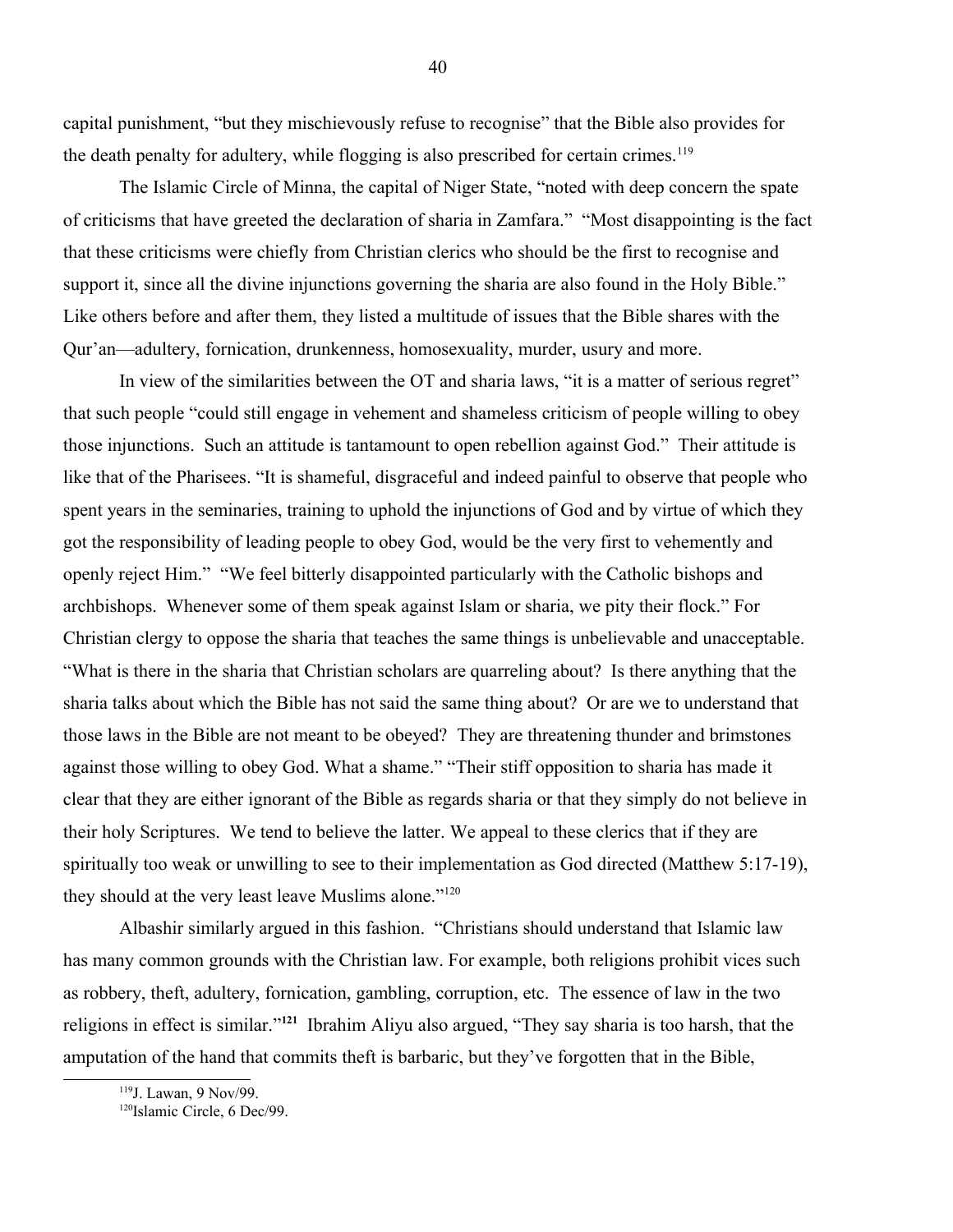capital punishment, "but they mischievously refuse to recognise" that the Bible also provides for the death penalty for adultery, while flogging is also prescribed for certain crimes.[119]

The Islamic Circle of Minna, the capital of Niger State, "noted with deep concern the spate of criticisms that have greeted the declaration of sharia in Zamfara." "Most disappointing is the fact that these criticisms were chiefly from Christian clerics who should be the first to recognise and support it, since all the divine injunctions governing the sharia are also found in the Holy Bible." Like others before and after them, they listed a multitude of issues that the Bible shares with the Qur'an—adultery, fornication, drunkenness, homosexuality, murder, usury and more.

In view of the similarities between the OT and sharia laws, "it is a matter of serious regret" that such people "could still engage in vehement and shameless criticism of people willing to obey those injunctions. Such an attitude is tantamount to open rebellion against God." Their attitude is like that of the Pharisees. "It is shameful, disgraceful and indeed painful to observe that people who spent years in the seminaries, training to uphold the injunctions of God and by virtue of which they got the responsibility of leading people to obey God, would be the very first to vehemently and openly reject Him." "We feel bitterly disappointed particularly with the Catholic bishops and archbishops. Whenever some of them speak against Islam or sharia, we pity their flock." For Christian clergy to oppose the sharia that teaches the same things is unbelievable and unacceptable. "What is there in the sharia that Christian scholars are quarreling about? Is there anything that the sharia talks about which the Bible has not said the same thing about? Or are we to understand that those laws in the Bible are not meant to be obeyed? They are threatening thunder and brimstones against those willing to obey God. What a shame." "Their stiff opposition to sharia has made it clear that they are either ignorant of the Bible as regards sharia or that they simply do not believe in their holy Scriptures. We tend to believe the latter. We appeal to these clerics that if they are spiritually too weak or unwilling to see to their implementation as God directed (Matthew 5:17-19), they should at the very least leave Muslims alone."[120]

Albashir similarly argued in this fashion. "Christians should understand that Islamic law has many common grounds with the Christian law. For example, both religions prohibit vices such as robbery, theft, adultery, fornication, gambling, corruption, etc. The essence of law in the two religions in effect is similar."[121] Ibrahim Aliyu also argued, "They say sharia is too harsh, that the amputation of the hand that commits theft is barbaric, but they've forgotten that in the Bible,

---

[119] J. Lawan, 9 Nov/99.

[120] Islamic Circle, 6 Dec/99.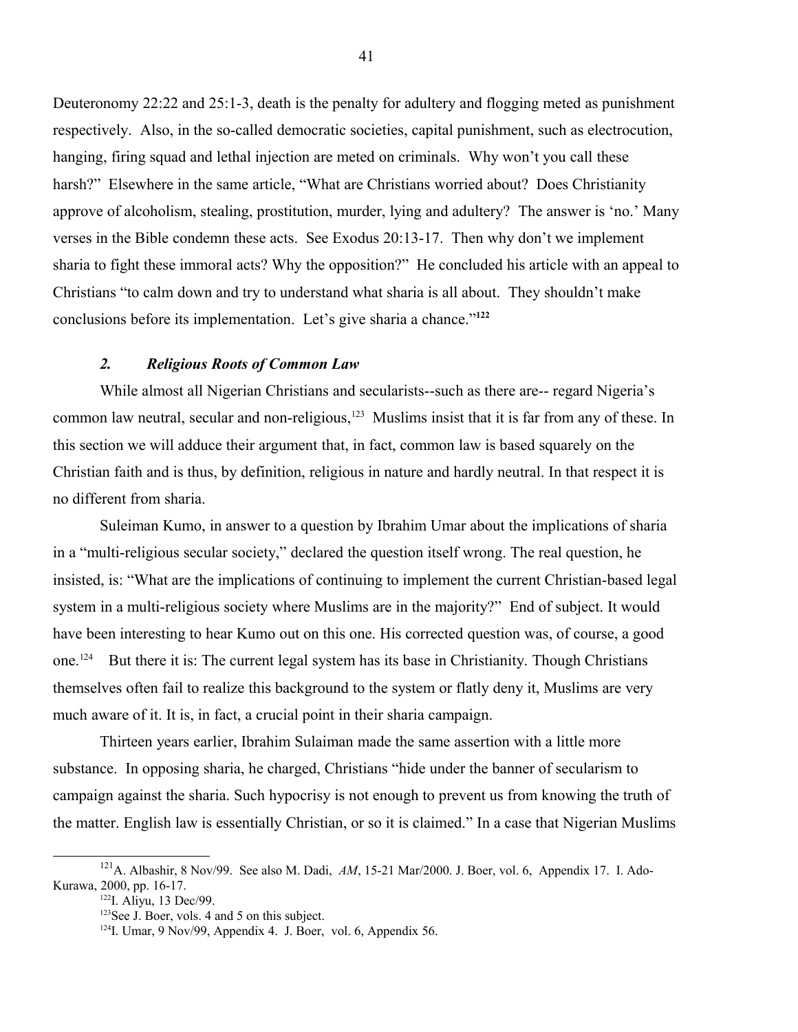Deuteronomy 22:22 and 25:1-3, death is the penalty for adultery and flogging meted as punishment respectively. Also, in the so-called democratic societies, capital punishment, such as electrocution, hanging, firing squad and lethal injection are meted on criminals. Why won't you call these harsh?" Elsewhere in the same article, "What are Christians worried about? Does Christianity approve of alcoholism, stealing, prostitution, murder, lying and adultery? The answer is 'no.' Many verses in the Bible condemn these acts. See Exodus 20:13-17. Then why don't we implement sharia to fight these immoral acts? Why the opposition?" He concluded his article with an appeal to Christians "to calm down and try to understand what sharia is all about. They shouldn't make conclusions before its implementation. Let's give sharia a chance."[122]

### *2. Religious Roots of Common Law*

While almost all Nigerian Christians and secularists--such as there are-- regard Nigeria's common law neutral, secular and non-religious,[123] Muslims insist that it is far from any of these. In this section we will adduce their argument that, in fact, common law is based squarely on the Christian faith and is thus, by definition, religious in nature and hardly neutral. In that respect it is no different from sharia.

Suleiman Kumo, in answer to a question by Ibrahim Umar about the implications of sharia in a "multi-religious secular society," declared the question itself wrong. The real question, he insisted, is: "What are the implications of continuing to implement the current Christian-based legal system in a multi-religious society where Muslims are in the majority?" End of subject. It would have been interesting to hear Kumo out on this one. His corrected question was, of course, a good one.[124] But there it is: The current legal system has its base in Christianity. Though Christians themselves often fail to realize this background to the system or flatly deny it, Muslims are very much aware of it. It is, in fact, a crucial point in their sharia campaign.

Thirteen years earlier, Ibrahim Sulaiman made the same assertion with a little more substance. In opposing sharia, he charged, Christians "hide under the banner of secularism to campaign against the sharia. Such hypocrisy is not enough to prevent us from knowing the truth of the matter. English law is essentially Christian, or so it is claimed." In a case that Nigerian Muslims

---

[121] A. Albashir, 8 Nov/99. See also M. Dadi, *AM*, 15-21 Mar/2000. J. Boer, vol. 6, Appendix 17. I. Ado-Kurawa, 2000, pp. 16-17.

[122] I. Aliyu, 13 Dec/99.

[123] See J. Boer, vols. 4 and 5 on this subject.

[124] I. Umar, 9 Nov/99, Appendix 4. J. Boer, vol. 6, Appendix 56.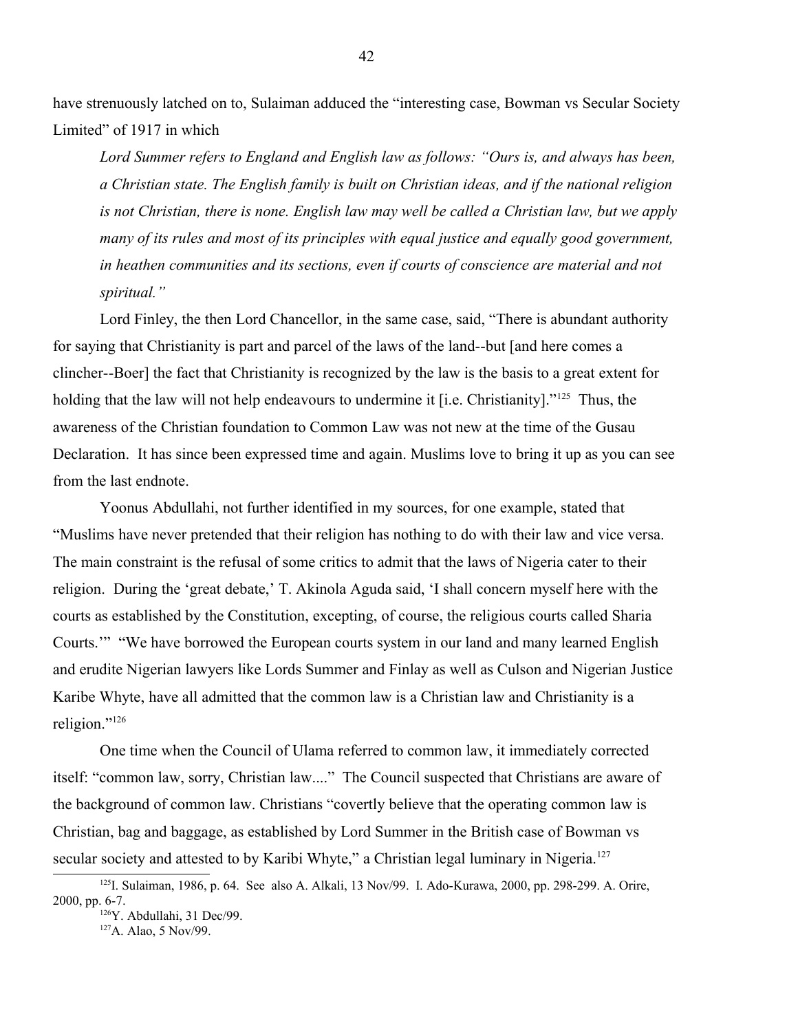have strenuously latched on to, Sulaiman adduced the "interesting case, Bowman vs Secular Society Limited" of 1917 in which

> *Lord Summer refers to England and English law as follows: "Ours is, and always has been, a Christian state. The English family is built on Christian ideas, and if the national religion is not Christian, there is none. English law may well be called a Christian law, but we apply many of its rules and most of its principles with equal justice and equally good government, in heathen communities and its sections, even if courts of conscience are material and not spiritual."*

Lord Finley, the then Lord Chancellor, in the same case, said, "There is abundant authority for saying that Christianity is part and parcel of the laws of the land--but [and here comes a clincher--Boer] the fact that Christianity is recognized by the law is the basis to a great extent for holding that the law will not help endeavours to undermine it [i.e. Christianity]."[125] Thus, the awareness of the Christian foundation to Common Law was not new at the time of the Gusau Declaration. It has since been expressed time and again. Muslims love to bring it up as you can see from the last endnote.

Yoonus Abdullahi, not further identified in my sources, for one example, stated that "Muslims have never pretended that their religion has nothing to do with their law and vice versa. The main constraint is the refusal of some critics to admit that the laws of Nigeria cater to their religion. During the 'great debate,' T. Akinola Aguda said, 'I shall concern myself here with the courts as established by the Constitution, excepting, of course, the religious courts called Sharia Courts.'" "We have borrowed the European courts system in our land and many learned English and erudite Nigerian lawyers like Lords Summer and Finlay as well as Culson and Nigerian Justice Karibe Whyte, have all admitted that the common law is a Christian law and Christianity is a religion."[126]

One time when the Council of Ulama referred to common law, it immediately corrected itself: "common law, sorry, Christian law...." The Council suspected that Christians are aware of the background of common law. Christians "covertly believe that the operating common law is Christian, bag and baggage, as established by Lord Summer in the British case of Bowman vs secular society and attested to by Karibi Whyte," a Christian legal luminary in Nigeria.[127]

---

[125] I. Sulaiman, 1986, p. 64. See also A. Alkali, 13 Nov/99. I. Ado-Kurawa, 2000, pp. 298-299. A. Orire, 2000, pp. 6-7.

[126] Y. Abdullahi, 31 Dec/99.

[127] A. Alao, 5 Nov/99.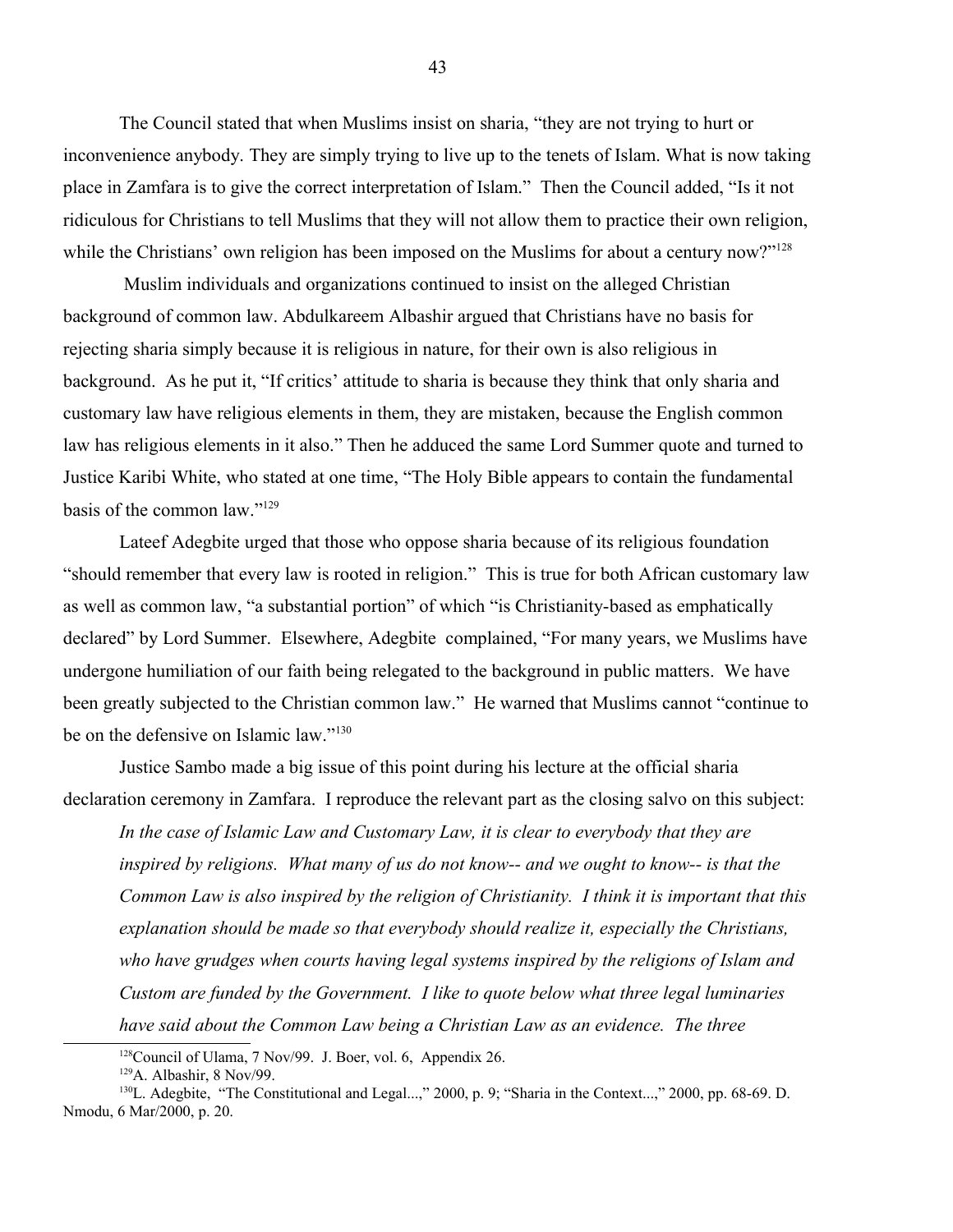The Council stated that when Muslims insist on sharia, "they are not trying to hurt or inconvenience anybody. They are simply trying to live up to the tenets of Islam. What is now taking place in Zamfara is to give the correct interpretation of Islam." Then the Council added, "Is it not ridiculous for Christians to tell Muslims that they will not allow them to practice their own religion, while the Christians' own religion has been imposed on the Muslims for about a century now?"[128]

Muslim individuals and organizations continued to insist on the alleged Christian background of common law. Abdulkareem Albashir argued that Christians have no basis for rejecting sharia simply because it is religious in nature, for their own is also religious in background. As he put it, "If critics' attitude to sharia is because they think that only sharia and customary law have religious elements in them, they are mistaken, because the English common law has religious elements in it also." Then he adduced the same Lord Summer quote and turned to Justice Karibi White, who stated at one time, "The Holy Bible appears to contain the fundamental basis of the common law."[129]

Lateef Adegbite urged that those who oppose sharia because of its religious foundation "should remember that every law is rooted in religion." This is true for both African customary law as well as common law, "a substantial portion" of which "is Christianity-based as emphatically declared" by Lord Summer. Elsewhere, Adegbite complained, "For many years, we Muslims have undergone humiliation of our faith being relegated to the background in public matters. We have been greatly subjected to the Christian common law." He warned that Muslims cannot "continue to be on the defensive on Islamic law."[130]

Justice Sambo made a big issue of this point during his lecture at the official sharia declaration ceremony in Zamfara. I reproduce the relevant part as the closing salvo on this subject:

> *In the case of Islamic Law and Customary Law, it is clear to everybody that they are inspired by religions. What many of us do not know-- and we ought to know-- is that the Common Law is also inspired by the religion of Christianity. I think it is important that this explanation should be made so that everybody should realize it, especially the Christians, who have grudges when courts having legal systems inspired by the religions of Islam and Custom are funded by the Government. I like to quote below what three legal luminaries have said about the Common Law being a Christian Law as an evidence. The three*

---

[128] Council of Ulama, 7 Nov/99. J. Boer, vol. 6, Appendix 26.

[129] A. Albashir, 8 Nov/99.

[130] L. Adegbite, "The Constitutional and Legal...," 2000, p. 9; "Sharia in the Context...," 2000, pp. 68-69. D. Nmodu, 6 Mar/2000, p. 20.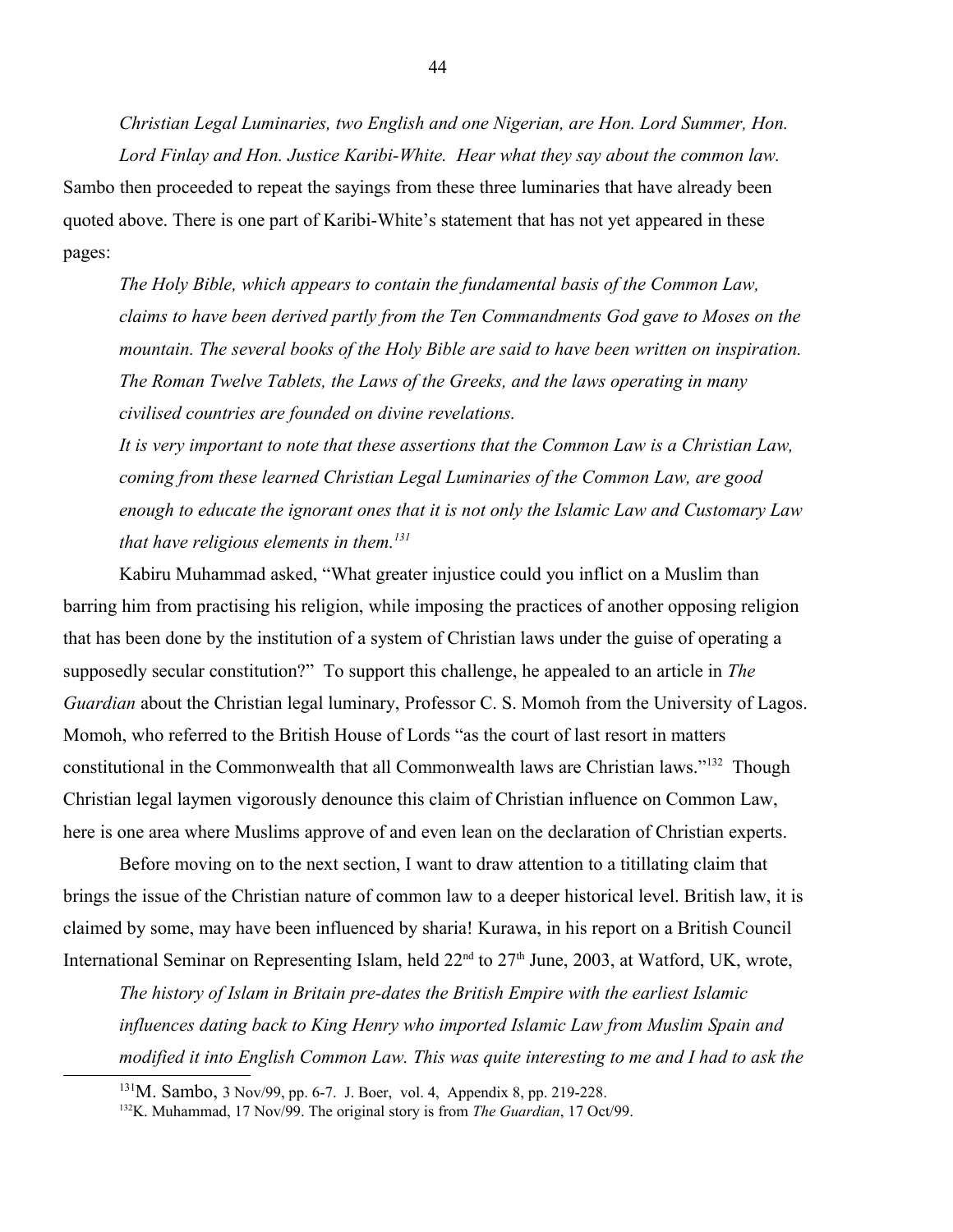*Christian Legal Luminaries, two English and one Nigerian, are Hon. Lord Summer, Hon. Lord Finlay and Hon. Justice Karibi-White. Hear what they say about the common law.*

Sambo then proceeded to repeat the sayings from these three luminaries that have already been quoted above. There is one part of Karibi-White's statement that has not yet appeared in these pages:

> *The Holy Bible, which appears to contain the fundamental basis of the Common Law, claims to have been derived partly from the Ten Commandments God gave to Moses on the mountain. The several books of the Holy Bible are said to have been written on inspiration. The Roman Twelve Tablets, the Laws of the Greeks, and the laws operating in many civilised countries are founded on divine revelations.*
>
> *It is very important to note that these assertions that the Common Law is a Christian Law, coming from these learned Christian Legal Luminaries of the Common Law, are good enough to educate the ignorant ones that it is not only the Islamic Law and Customary Law that have religious elements in them.*[131]

Kabiru Muhammad asked, "What greater injustice could you inflict on a Muslim than barring him from practising his religion, while imposing the practices of another opposing religion that has been done by the institution of a system of Christian laws under the guise of operating a supposedly secular constitution?" To support this challenge, he appealed to an article in *The Guardian* about the Christian legal luminary, Professor C. S. Momoh from the University of Lagos. Momoh, who referred to the British House of Lords "as the court of last resort in matters constitutional in the Commonwealth that all Commonwealth laws are Christian laws."[132] Though Christian legal laymen vigorously denounce this claim of Christian influence on Common Law, here is one area where Muslims approve of and even lean on the declaration of Christian experts.

Before moving on to the next section, I want to draw attention to a titillating claim that brings the issue of the Christian nature of common law to a deeper historical level. British law, it is claimed by some, may have been influenced by sharia! Kurawa, in his report on a British Council International Seminar on Representing Islam, held 22nd to 27th June, 2003, at Watford, UK, wrote,

> *The history of Islam in Britain pre-dates the British Empire with the earliest Islamic influences dating back to King Henry who imported Islamic Law from Muslim Spain and modified it into English Common Law. This was quite interesting to me and I had to ask the*

---

[131] M. Sambo, 3 Nov/99, pp. 6-7. J. Boer, vol. 4, Appendix 8, pp. 219-228.

[132] K. Muhammad, 17 Nov/99. The original story is from *The Guardian*, 17 Oct/99.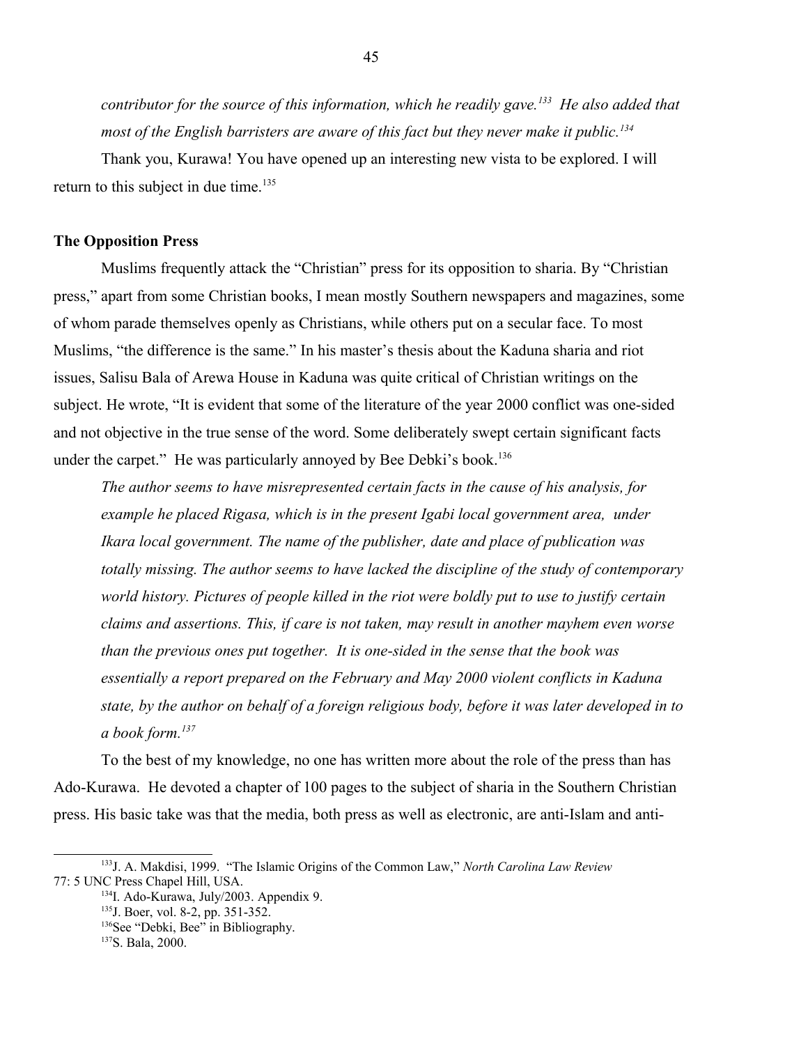*contributor for the source of this information, which he readily gave.*[133] *He also added that most of the English barristers are aware of this fact but they never make it public.*[134]

Thank you, Kurawa! You have opened up an interesting new vista to be explored. I will return to this subject in due time.[135]

**The Opposition Press**

Muslims frequently attack the "Christian" press for its opposition to sharia. By "Christian press," apart from some Christian books, I mean mostly Southern newspapers and magazines, some of whom parade themselves openly as Christians, while others put on a secular face. To most Muslims, "the difference is the same." In his master's thesis about the Kaduna sharia and riot issues, Salisu Bala of Arewa House in Kaduna was quite critical of Christian writings on the subject. He wrote, "It is evident that some of the literature of the year 2000 conflict was one-sided and not objective in the true sense of the word. Some deliberately swept certain significant facts under the carpet." He was particularly annoyed by Bee Debki's book.[136]

> *The author seems to have misrepresented certain facts in the cause of his analysis, for example he placed Rigasa, which is in the present Igabi local government area, under Ikara local government. The name of the publisher, date and place of publication was totally missing. The author seems to have lacked the discipline of the study of contemporary world history. Pictures of people killed in the riot were boldly put to use to justify certain claims and assertions. This, if care is not taken, may result in another mayhem even worse than the previous ones put together. It is one-sided in the sense that the book was essentially a report prepared on the February and May 2000 violent conflicts in Kaduna state, by the author on behalf of a foreign religious body, before it was later developed in to a book form.*[137]

To the best of my knowledge, no one has written more about the role of the press than has Ado-Kurawa. He devoted a chapter of 100 pages to the subject of sharia in the Southern Christian press. His basic take was that the media, both press as well as electronic, are anti-Islam and anti-

---

[133] J. A. Makdisi, 1999. "The Islamic Origins of the Common Law," *North Carolina Law Review* 77: 5 UNC Press Chapel Hill, USA.

[134] I. Ado-Kurawa, July/2003. Appendix 9.

[135] J. Boer, vol. 8-2, pp. 351-352.

[136] See "Debki, Bee" in Bibliography.

[137] S. Bala, 2000.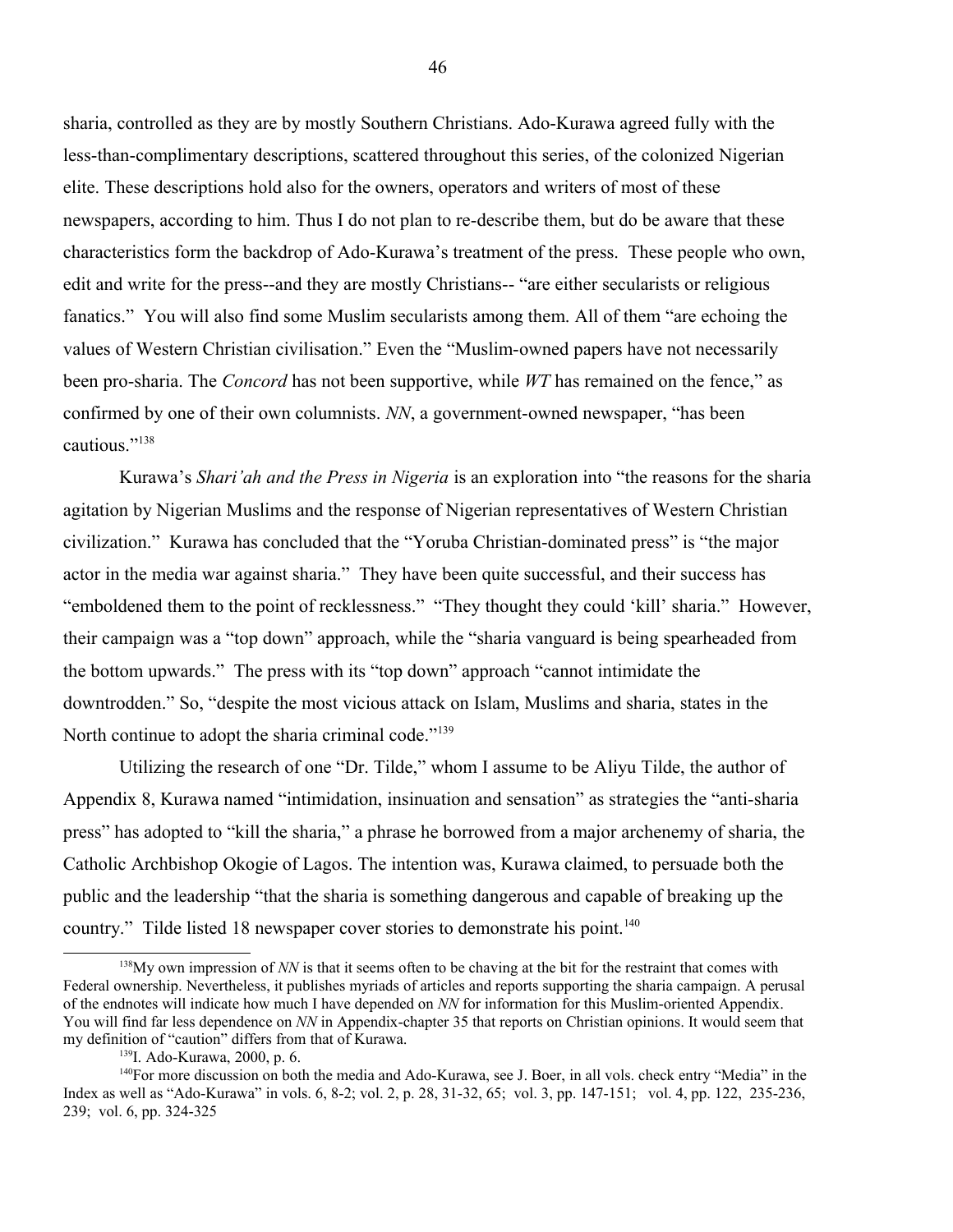sharia, controlled as they are by mostly Southern Christians. Ado-Kurawa agreed fully with the less-than-complimentary descriptions, scattered throughout this series, of the colonized Nigerian elite. These descriptions hold also for the owners, operators and writers of most of these newspapers, according to him. Thus I do not plan to re-describe them, but do be aware that these characteristics form the backdrop of Ado-Kurawa's treatment of the press. These people who own, edit and write for the press--and they are mostly Christians-- "are either secularists or religious fanatics." You will also find some Muslim secularists among them. All of them "are echoing the values of Western Christian civilisation." Even the "Muslim-owned papers have not necessarily been pro-sharia. The *Concord* has not been supportive, while *WT* has remained on the fence," as confirmed by one of their own columnists. *NN*, a government-owned newspaper, "has been cautious."[138]

Kurawa's *Shari'ah and the Press in Nigeria* is an exploration into "the reasons for the sharia agitation by Nigerian Muslims and the response of Nigerian representatives of Western Christian civilization." Kurawa has concluded that the "Yoruba Christian-dominated press" is "the major actor in the media war against sharia." They have been quite successful, and their success has "emboldened them to the point of recklessness." "They thought they could 'kill' sharia." However, their campaign was a "top down" approach, while the "sharia vanguard is being spearheaded from the bottom upwards." The press with its "top down" approach "cannot intimidate the downtrodden." So, "despite the most vicious attack on Islam, Muslims and sharia, states in the North continue to adopt the sharia criminal code."[139]

Utilizing the research of one "Dr. Tilde," whom I assume to be Aliyu Tilde, the author of Appendix 8, Kurawa named "intimidation, insinuation and sensation" as strategies the "anti-sharia press" has adopted to "kill the sharia," a phrase he borrowed from a major archenemy of sharia, the Catholic Archbishop Okogie of Lagos. The intention was, Kurawa claimed, to persuade both the public and the leadership "that the sharia is something dangerous and capable of breaking up the country." Tilde listed 18 newspaper cover stories to demonstrate his point.[140]

---

[138] My own impression of *NN* is that it seems often to be chaving at the bit for the restraint that comes with Federal ownership. Nevertheless, it publishes myriads of articles and reports supporting the sharia campaign. A perusal of the endnotes will indicate how much I have depended on *NN* for information for this Muslim-oriented Appendix. You will find far less dependence on *NN* in Appendix-chapter 35 that reports on Christian opinions. It would seem that my definition of "caution" differs from that of Kurawa.

[139] I. Ado-Kurawa, 2000, p. 6.

[140] For more discussion on both the media and Ado-Kurawa, see J. Boer, in all vols. check entry "Media" in the Index as well as "Ado-Kurawa" in vols. 6, 8-2; vol. 2, p. 28, 31-32, 65; vol. 3, pp. 147-151; vol. 4, pp. 122, 235-236, 239; vol. 6, pp. 324-325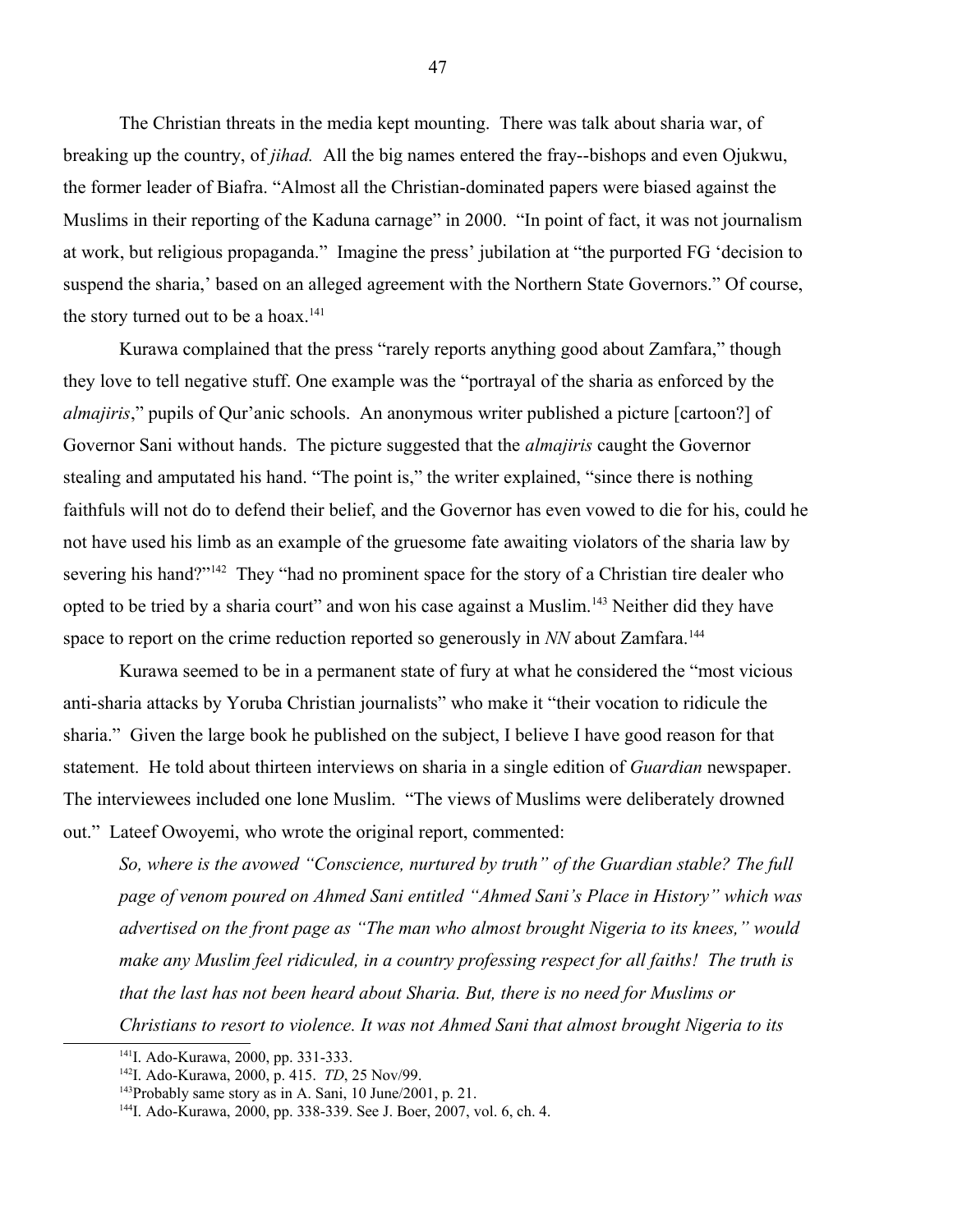The Christian threats in the media kept mounting. There was talk about sharia war, of breaking up the country, of *jihad.* All the big names entered the fray--bishops and even Ojukwu, the former leader of Biafra. "Almost all the Christian-dominated papers were biased against the Muslims in their reporting of the Kaduna carnage" in 2000. "In point of fact, it was not journalism at work, but religious propaganda." Imagine the press' jubilation at "the purported FG 'decision to suspend the sharia,' based on an alleged agreement with the Northern State Governors." Of course, the story turned out to be a hoax.[141]

Kurawa complained that the press "rarely reports anything good about Zamfara," though they love to tell negative stuff. One example was the "portrayal of the sharia as enforced by the *almajiris*," pupils of Qur'anic schools. An anonymous writer published a picture [cartoon?] of Governor Sani without hands. The picture suggested that the *almajiris* caught the Governor stealing and amputated his hand. "The point is," the writer explained, "since there is nothing faithfuls will not do to defend their belief, and the Governor has even vowed to die for his, could he not have used his limb as an example of the gruesome fate awaiting violators of the sharia law by severing his hand?"[142] They "had no prominent space for the story of a Christian tire dealer who opted to be tried by a sharia court" and won his case against a Muslim.[143] Neither did they have space to report on the crime reduction reported so generously in *NN* about Zamfara.[144]

Kurawa seemed to be in a permanent state of fury at what he considered the "most vicious anti-sharia attacks by Yoruba Christian journalists" who make it "their vocation to ridicule the sharia." Given the large book he published on the subject, I believe I have good reason for that statement. He told about thirteen interviews on sharia in a single edition of *Guardian* newspaper. The interviewees included one lone Muslim. "The views of Muslims were deliberately drowned out." Lateef Owoyemi, who wrote the original report, commented:

> *So, where is the avowed "Conscience, nurtured by truth" of the Guardian stable? The full page of venom poured on Ahmed Sani entitled "Ahmed Sani's Place in History" which was advertised on the front page as "The man who almost brought Nigeria to its knees," would make any Muslim feel ridiculed, in a country professing respect for all faiths! The truth is that the last has not been heard about Sharia. But, there is no need for Muslims or Christians to resort to violence. It was not Ahmed Sani that almost brought Nigeria to its*

---

[141] I. Ado-Kurawa, 2000, pp. 331-333.

[142] I. Ado-Kurawa, 2000, p. 415. *TD*, 25 Nov/99.

[143] Probably same story as in A. Sani, 10 June/2001, p. 21.

[144] I. Ado-Kurawa, 2000, pp. 338-339. See J. Boer, 2007, vol. 6, ch. 4.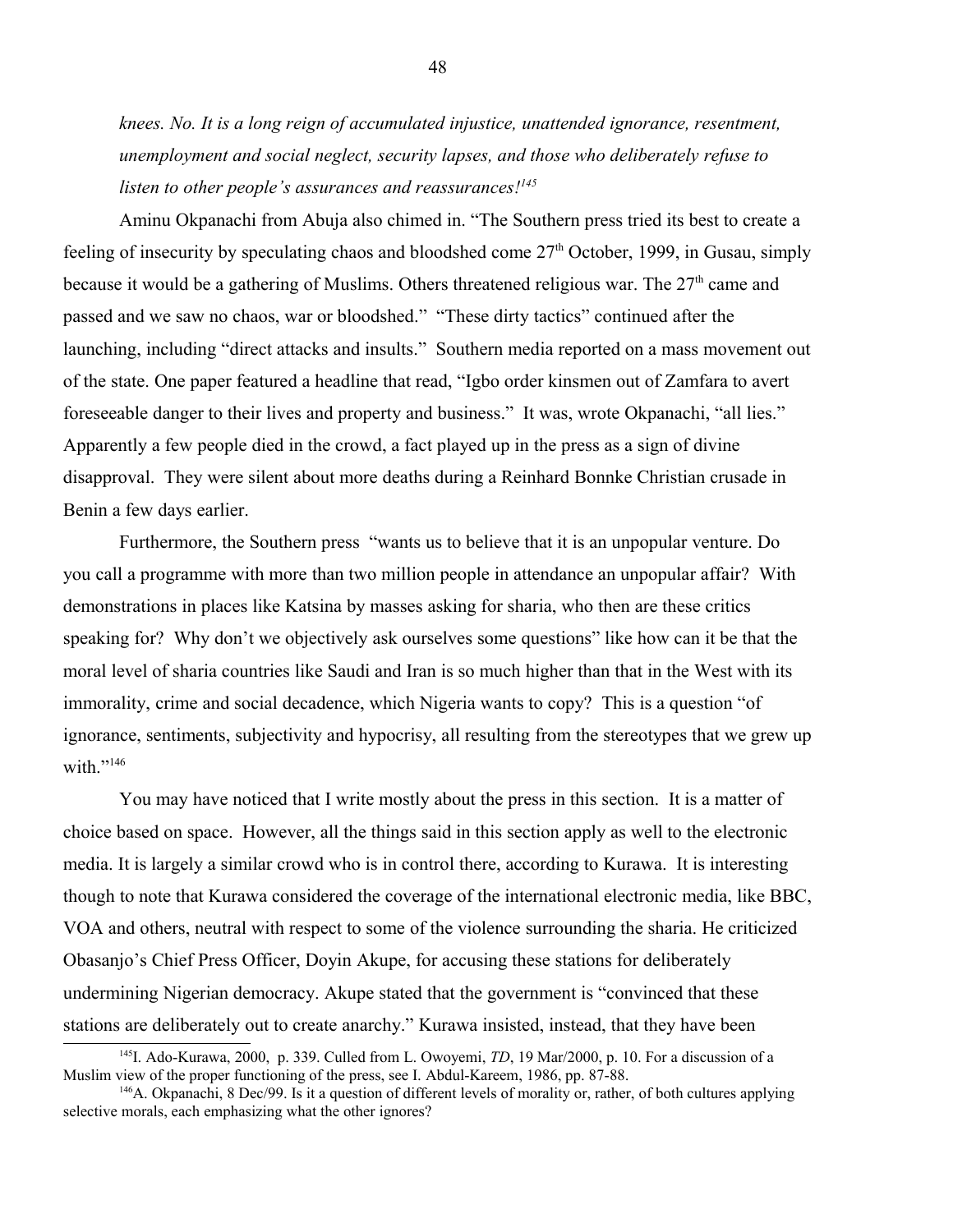*knees. No. It is a long reign of accumulated injustice, unattended ignorance, resentment, unemployment and social neglect, security lapses, and those who deliberately refuse to listen to other people's assurances and reassurances!*[145]

Aminu Okpanachi from Abuja also chimed in. "The Southern press tried its best to create a feeling of insecurity by speculating chaos and bloodshed come 27th October, 1999, in Gusau, simply because it would be a gathering of Muslims. Others threatened religious war. The 27th came and passed and we saw no chaos, war or bloodshed." "These dirty tactics" continued after the launching, including "direct attacks and insults." Southern media reported on a mass movement out of the state. One paper featured a headline that read, "Igbo order kinsmen out of Zamfara to avert foreseeable danger to their lives and property and business." It was, wrote Okpanachi, "all lies." Apparently a few people died in the crowd, a fact played up in the press as a sign of divine disapproval. They were silent about more deaths during a Reinhard Bonnke Christian crusade in Benin a few days earlier.

Furthermore, the Southern press "wants us to believe that it is an unpopular venture. Do you call a programme with more than two million people in attendance an unpopular affair? With demonstrations in places like Katsina by masses asking for sharia, who then are these critics speaking for? Why don't we objectively ask ourselves some questions" like how can it be that the moral level of sharia countries like Saudi and Iran is so much higher than that in the West with its immorality, crime and social decadence, which Nigeria wants to copy? This is a question "of ignorance, sentiments, subjectivity and hypocrisy, all resulting from the stereotypes that we grew up with."[146]

You may have noticed that I write mostly about the press in this section. It is a matter of choice based on space. However, all the things said in this section apply as well to the electronic media. It is largely a similar crowd who is in control there, according to Kurawa. It is interesting though to note that Kurawa considered the coverage of the international electronic media, like BBC, VOA and others, neutral with respect to some of the violence surrounding the sharia. He criticized Obasanjo's Chief Press Officer, Doyin Akupe, for accusing these stations for deliberately undermining Nigerian democracy. Akupe stated that the government is "convinced that these stations are deliberately out to create anarchy." Kurawa insisted, instead, that they have been

---

[145] I. Ado-Kurawa, 2000, p. 339. Culled from L. Owoyemi, *TD*, 19 Mar/2000, p. 10. For a discussion of a Muslim view of the proper functioning of the press, see I. Abdul-Kareem, 1986, pp. 87-88.

[146] A. Okpanachi, 8 Dec/99. Is it a question of different levels of morality or, rather, of both cultures applying selective morals, each emphasizing what the other ignores?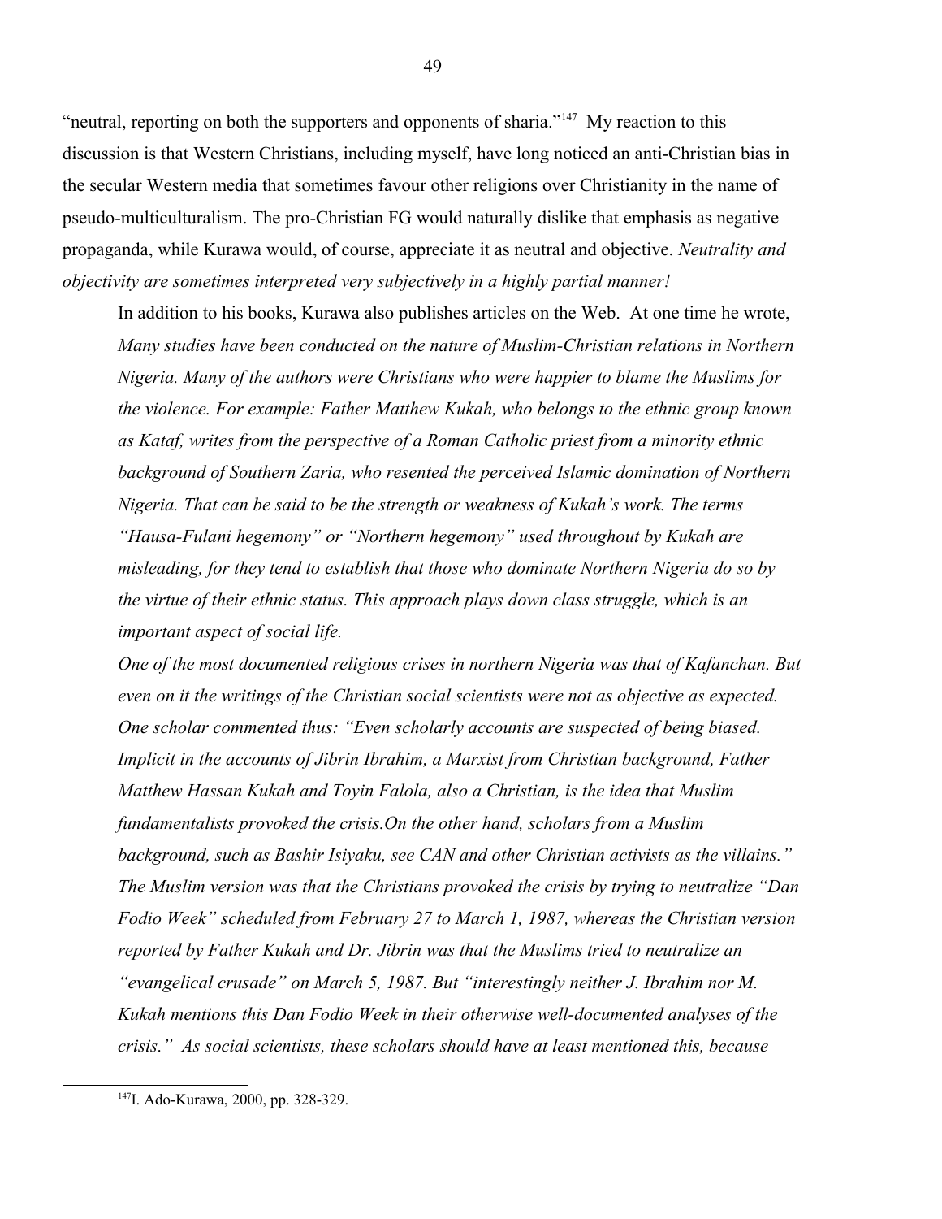"neutral, reporting on both the supporters and opponents of sharia."[147] My reaction to this discussion is that Western Christians, including myself, have long noticed an anti-Christian bias in the secular Western media that sometimes favour other religions over Christianity in the name of pseudo-multiculturalism. The pro-Christian FG would naturally dislike that emphasis as negative propaganda, while Kurawa would, of course, appreciate it as neutral and objective. *Neutrality and objectivity are sometimes interpreted very subjectively in a highly partial manner!*

In addition to his books, Kurawa also publishes articles on the Web. At one time he wrote,

> *Many studies have been conducted on the nature of Muslim-Christian relations in Northern Nigeria. Many of the authors were Christians who were happier to blame the Muslims for the violence. For example: Father Matthew Kukah, who belongs to the ethnic group known as Kataf, writes from the perspective of a Roman Catholic priest from a minority ethnic background of Southern Zaria, who resented the perceived Islamic domination of Northern Nigeria. That can be said to be the strength or weakness of Kukah's work. The terms "Hausa-Fulani hegemony" or "Northern hegemony" used throughout by Kukah are misleading, for they tend to establish that those who dominate Northern Nigeria do so by the virtue of their ethnic status. This approach plays down class struggle, which is an important aspect of social life.*
>
> *One of the most documented religious crises in northern Nigeria was that of Kafanchan. But even on it the writings of the Christian social scientists were not as objective as expected. One scholar commented thus: "Even scholarly accounts are suspected of being biased. Implicit in the accounts of Jibrin Ibrahim, a Marxist from Christian background, Father Matthew Hassan Kukah and Toyin Falola, also a Christian, is the idea that Muslim fundamentalists provoked the crisis.On the other hand, scholars from a Muslim background, such as Bashir Isiyaku, see CAN and other Christian activists as the villains." The Muslim version was that the Christians provoked the crisis by trying to neutralize "Dan Fodio Week" scheduled from February 27 to March 1, 1987, whereas the Christian version reported by Father Kukah and Dr. Jibrin was that the Muslims tried to neutralize an "evangelical crusade" on March 5, 1987. But "interestingly neither J. Ibrahim nor M. Kukah mentions this Dan Fodio Week in their otherwise well-documented analyses of the crisis." As social scientists, these scholars should have at least mentioned this, because*

---

[147] I. Ado-Kurawa, 2000, pp. 328-329.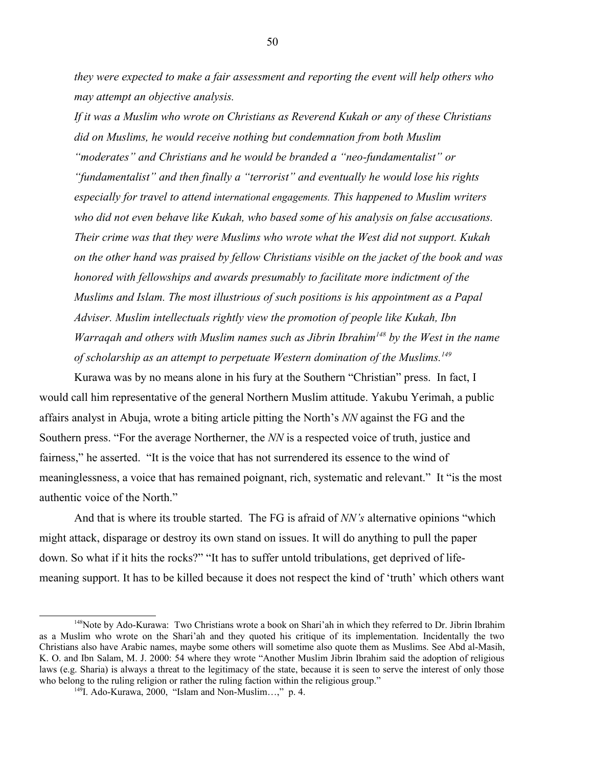*they were expected to make a fair assessment and reporting the event will help others who may attempt an objective analysis.*

*If it was a Muslim who wrote on Christians as Reverend Kukah or any of these Christians did on Muslims, he would receive nothing but condemnation from both Muslim "moderates" and Christians and he would be branded a "neo-fundamentalist" or "fundamentalist" and then finally a "terrorist" and eventually he would lose his rights especially for travel to attend international engagements. This happened to Muslim writers who did not even behave like Kukah, who based some of his analysis on false accusations. Their crime was that they were Muslims who wrote what the West did not support. Kukah on the other hand was praised by fellow Christians visible on the jacket of the book and was honored with fellowships and awards presumably to facilitate more indictment of the Muslims and Islam. The most illustrious of such positions is his appointment as a Papal Adviser. Muslim intellectuals rightly view the promotion of people like Kukah, Ibn Warraqah and others with Muslim names such as Jibrin Ibrahim*[148] *by the West in the name of scholarship as an attempt to perpetuate Western domination of the Muslims.*[149]

Kurawa was by no means alone in his fury at the Southern "Christian" press. In fact, I would call him representative of the general Northern Muslim attitude. Yakubu Yerimah, a public affairs analyst in Abuja, wrote a biting article pitting the North's *NN* against the FG and the Southern press. "For the average Northerner, the *NN* is a respected voice of truth, justice and fairness," he asserted. "It is the voice that has not surrendered its essence to the wind of meaninglessness, a voice that has remained poignant, rich, systematic and relevant." It "is the most authentic voice of the North."

And that is where its trouble started. The FG is afraid of *NN's* alternative opinions "which might attack, disparage or destroy its own stand on issues. It will do anything to pull the paper down. So what if it hits the rocks?" "It has to suffer untold tribulations, get deprived of life-meaning support. It has to be killed because it does not respect the kind of 'truth' which others want

---

[148] Note by Ado-Kurawa: Two Christians wrote a book on Shari'ah in which they referred to Dr. Jibrin Ibrahim as a Muslim who wrote on the Shari'ah and they quoted his critique of its implementation. Incidentally the two Christians also have Arabic names, maybe some others will sometime also quote them as Muslims. See Abd al-Masih, K. O. and Ibn Salam, M. J. 2000: 54 where they wrote "Another Muslim Jibrin Ibrahim said the adoption of religious laws (e.g. Sharia) is always a threat to the legitimacy of the state, because it is seen to serve the interest of only those who belong to the ruling religion or rather the ruling faction within the religious group."

[149] I. Ado-Kurawa, 2000, "Islam and Non-Muslim…," p. 4.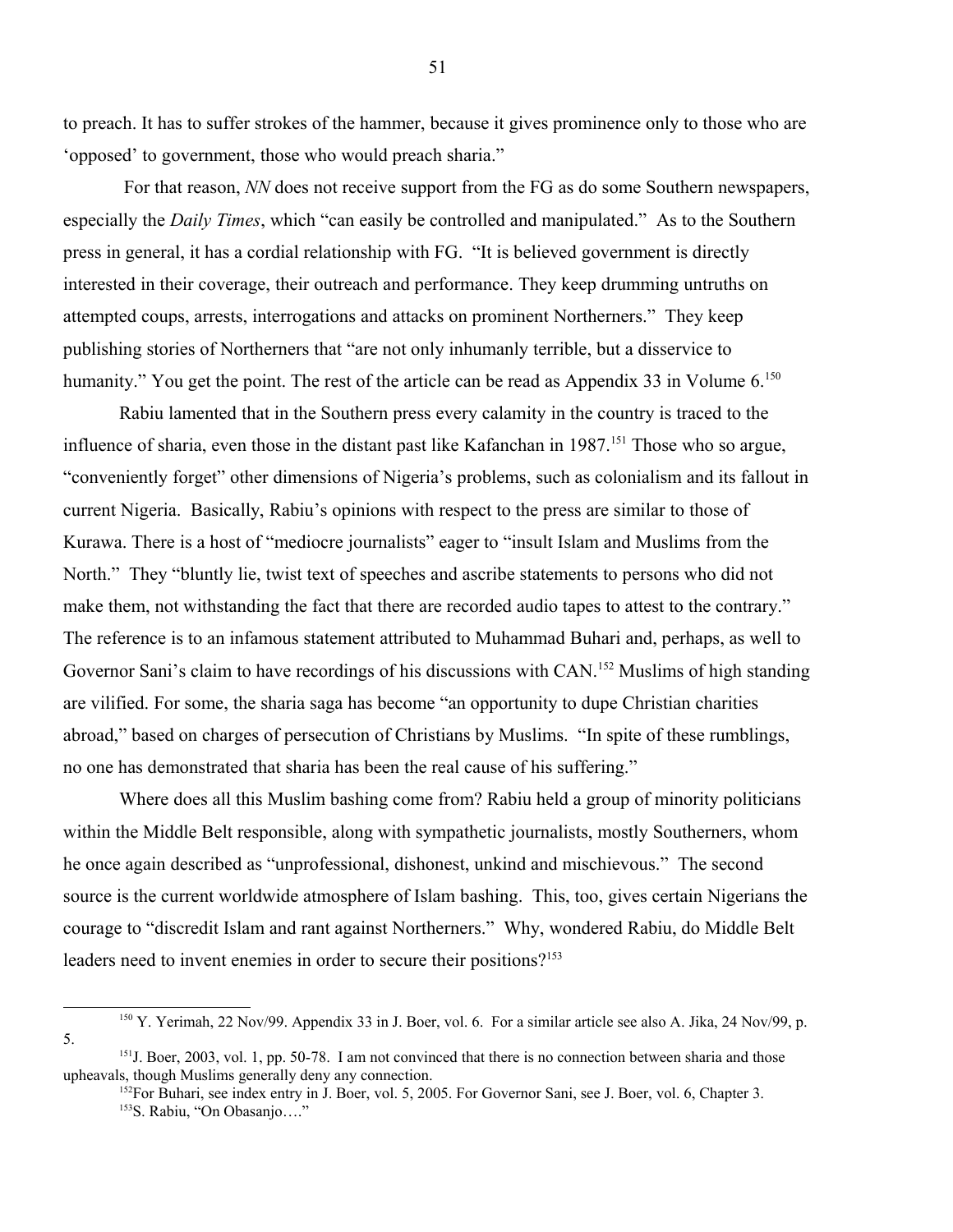to preach. It has to suffer strokes of the hammer, because it gives prominence only to those who are 'opposed' to government, those who would preach sharia."

For that reason, *NN* does not receive support from the FG as do some Southern newspapers, especially the *Daily Times*, which "can easily be controlled and manipulated." As to the Southern press in general, it has a cordial relationship with FG. "It is believed government is directly interested in their coverage, their outreach and performance. They keep drumming untruths on attempted coups, arrests, interrogations and attacks on prominent Northerners." They keep publishing stories of Northerners that "are not only inhumanly terrible, but a disservice to humanity." You get the point. The rest of the article can be read as Appendix 33 in Volume 6.[150]

Rabiu lamented that in the Southern press every calamity in the country is traced to the influence of sharia, even those in the distant past like Kafanchan in 1987.[151] Those who so argue, "conveniently forget" other dimensions of Nigeria's problems, such as colonialism and its fallout in current Nigeria. Basically, Rabiu's opinions with respect to the press are similar to those of Kurawa. There is a host of "mediocre journalists" eager to "insult Islam and Muslims from the North." They "bluntly lie, twist text of speeches and ascribe statements to persons who did not make them, not withstanding the fact that there are recorded audio tapes to attest to the contrary." The reference is to an infamous statement attributed to Muhammad Buhari and, perhaps, as well to Governor Sani's claim to have recordings of his discussions with CAN.[152] Muslims of high standing are vilified. For some, the sharia saga has become "an opportunity to dupe Christian charities abroad," based on charges of persecution of Christians by Muslims. "In spite of these rumblings, no one has demonstrated that sharia has been the real cause of his suffering."

Where does all this Muslim bashing come from? Rabiu held a group of minority politicians within the Middle Belt responsible, along with sympathetic journalists, mostly Southerners, whom he once again described as "unprofessional, dishonest, unkind and mischievous." The second source is the current worldwide atmosphere of Islam bashing. This, too, gives certain Nigerians the courage to "discredit Islam and rant against Northerners." Why, wondered Rabiu, do Middle Belt leaders need to invent enemies in order to secure their positions?[153]

---

[150] Y. Yerimah, 22 Nov/99. Appendix 33 in J. Boer, vol. 6. For a similar article see also A. Jika, 24 Nov/99, p. 5.

[151] J. Boer, 2003, vol. 1, pp. 50-78. I am not convinced that there is no connection between sharia and those upheavals, though Muslims generally deny any connection.

[152] For Buhari, see index entry in J. Boer, vol. 5, 2005. For Governor Sani, see J. Boer, vol. 6, Chapter 3.

[153] S. Rabiu, "On Obasanjo…."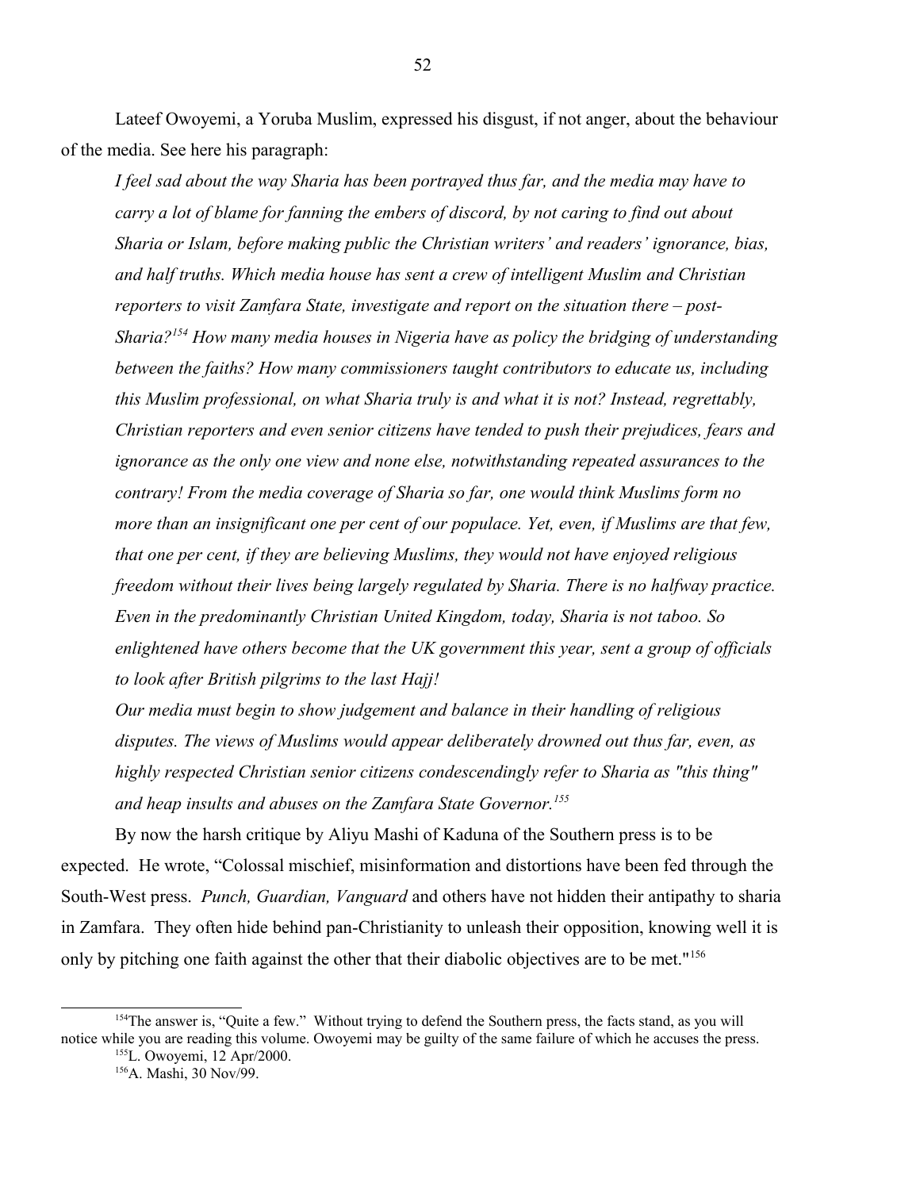Lateef Owoyemi, a Yoruba Muslim, expressed his disgust, if not anger, about the behaviour of the media. See here his paragraph:

> *I feel sad about the way Sharia has been portrayed thus far, and the media may have to carry a lot of blame for fanning the embers of discord, by not caring to find out about Sharia or Islam, before making public the Christian writers' and readers' ignorance, bias, and half truths. Which media house has sent a crew of intelligent Muslim and Christian reporters to visit Zamfara State, investigate and report on the situation there – post-Sharia?*[154] *How many media houses in Nigeria have as policy the bridging of understanding between the faiths? How many commissioners taught contributors to educate us, including this Muslim professional, on what Sharia truly is and what it is not? Instead, regrettably, Christian reporters and even senior citizens have tended to push their prejudices, fears and ignorance as the only one view and none else, notwithstanding repeated assurances to the contrary! From the media coverage of Sharia so far, one would think Muslims form no more than an insignificant one per cent of our populace. Yet, even, if Muslims are that few, that one per cent, if they are believing Muslims, they would not have enjoyed religious freedom without their lives being largely regulated by Sharia. There is no halfway practice. Even in the predominantly Christian United Kingdom, today, Sharia is not taboo. So enlightened have others become that the UK government this year, sent a group of officials to look after British pilgrims to the last Hajj!*
>
> *Our media must begin to show judgement and balance in their handling of religious disputes. The views of Muslims would appear deliberately drowned out thus far, even, as highly respected Christian senior citizens condescendingly refer to Sharia as "this thing" and heap insults and abuses on the Zamfara State Governor.*[155]

By now the harsh critique by Aliyu Mashi of Kaduna of the Southern press is to be expected. He wrote, "Colossal mischief, misinformation and distortions have been fed through the South-West press. *Punch, Guardian, Vanguard* and others have not hidden their antipathy to sharia in Zamfara. They often hide behind pan-Christianity to unleash their opposition, knowing well it is only by pitching one faith against the other that their diabolic objectives are to be met."[156]

---

[154] The answer is, "Quite a few." Without trying to defend the Southern press, the facts stand, as you will notice while you are reading this volume. Owoyemi may be guilty of the same failure of which he accuses the press.

[155] L. Owoyemi, 12 Apr/2000.

[156] A. Mashi, 30 Nov/99.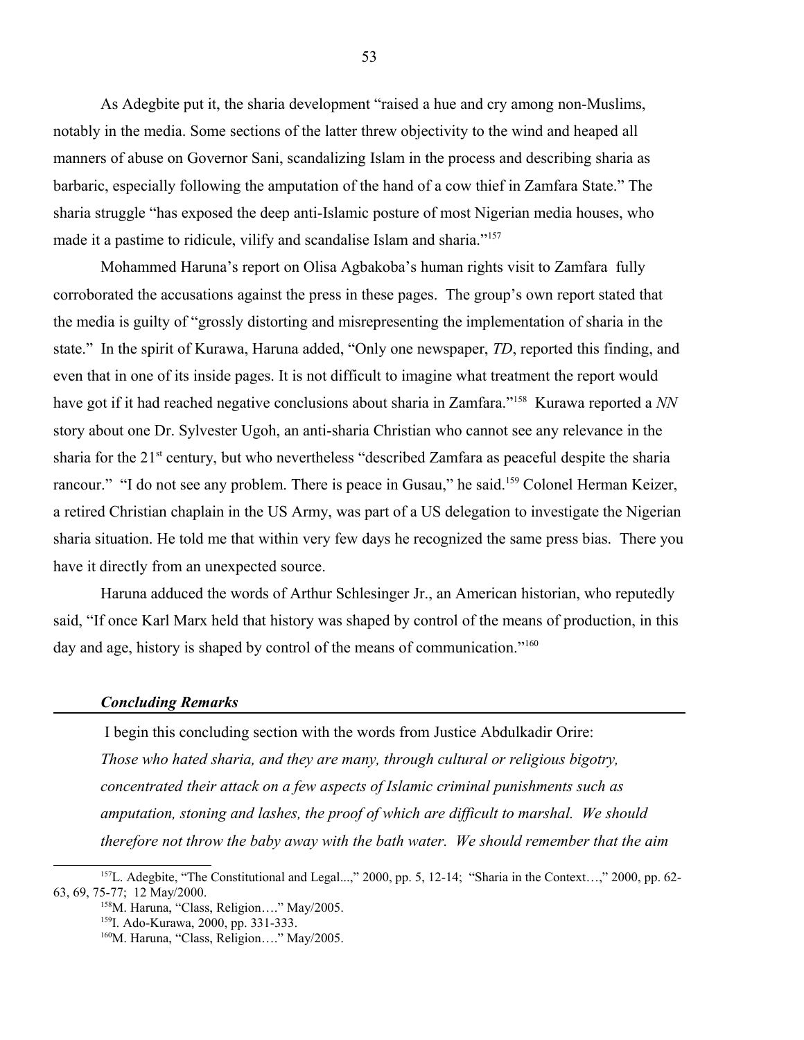As Adegbite put it, the sharia development "raised a hue and cry among non-Muslims, notably in the media. Some sections of the latter threw objectivity to the wind and heaped all manners of abuse on Governor Sani, scandalizing Islam in the process and describing sharia as barbaric, especially following the amputation of the hand of a cow thief in Zamfara State." The sharia struggle "has exposed the deep anti-Islamic posture of most Nigerian media houses, who made it a pastime to ridicule, vilify and scandalise Islam and sharia."[157]

Mohammed Haruna's report on Olisa Agbakoba's human rights visit to Zamfara fully corroborated the accusations against the press in these pages. The group's own report stated that the media is guilty of "grossly distorting and misrepresenting the implementation of sharia in the state." In the spirit of Kurawa, Haruna added, "Only one newspaper, *TD*, reported this finding, and even that in one of its inside pages. It is not difficult to imagine what treatment the report would have got if it had reached negative conclusions about sharia in Zamfara."[158] Kurawa reported a *NN* story about one Dr. Sylvester Ugoh, an anti-sharia Christian who cannot see any relevance in the sharia for the 21st century, but who nevertheless "described Zamfara as peaceful despite the sharia rancour." "I do not see any problem. There is peace in Gusau," he said.[159] Colonel Herman Keizer, a retired Christian chaplain in the US Army, was part of a US delegation to investigate the Nigerian sharia situation. He told me that within very few days he recognized the same press bias. There you have it directly from an unexpected source.

Haruna adduced the words of Arthur Schlesinger Jr., an American historian, who reputedly said, "If once Karl Marx held that history was shaped by control of the means of production, in this day and age, history is shaped by control of the means of communication."[160]

### *Concluding Remarks*

I begin this concluding section with the words from Justice Abdulkadir Orire:

*Those who hated sharia, and they are many, through cultural or religious bigotry, concentrated their attack on a few aspects of Islamic criminal punishments such as amputation, stoning and lashes, the proof of which are difficult to marshal. We should therefore not throw the baby away with the bath water. We should remember that the aim*

---

[157] L. Adegbite, "The Constitutional and Legal...," 2000, pp. 5, 12-14; "Sharia in the Context…," 2000, pp. 62-63, 69, 75-77; 12 May/2000.

[158] M. Haruna, "Class, Religion…." May/2005.

[159] I. Ado-Kurawa, 2000, pp. 331-333.

[160] M. Haruna, "Class, Religion…." May/2005.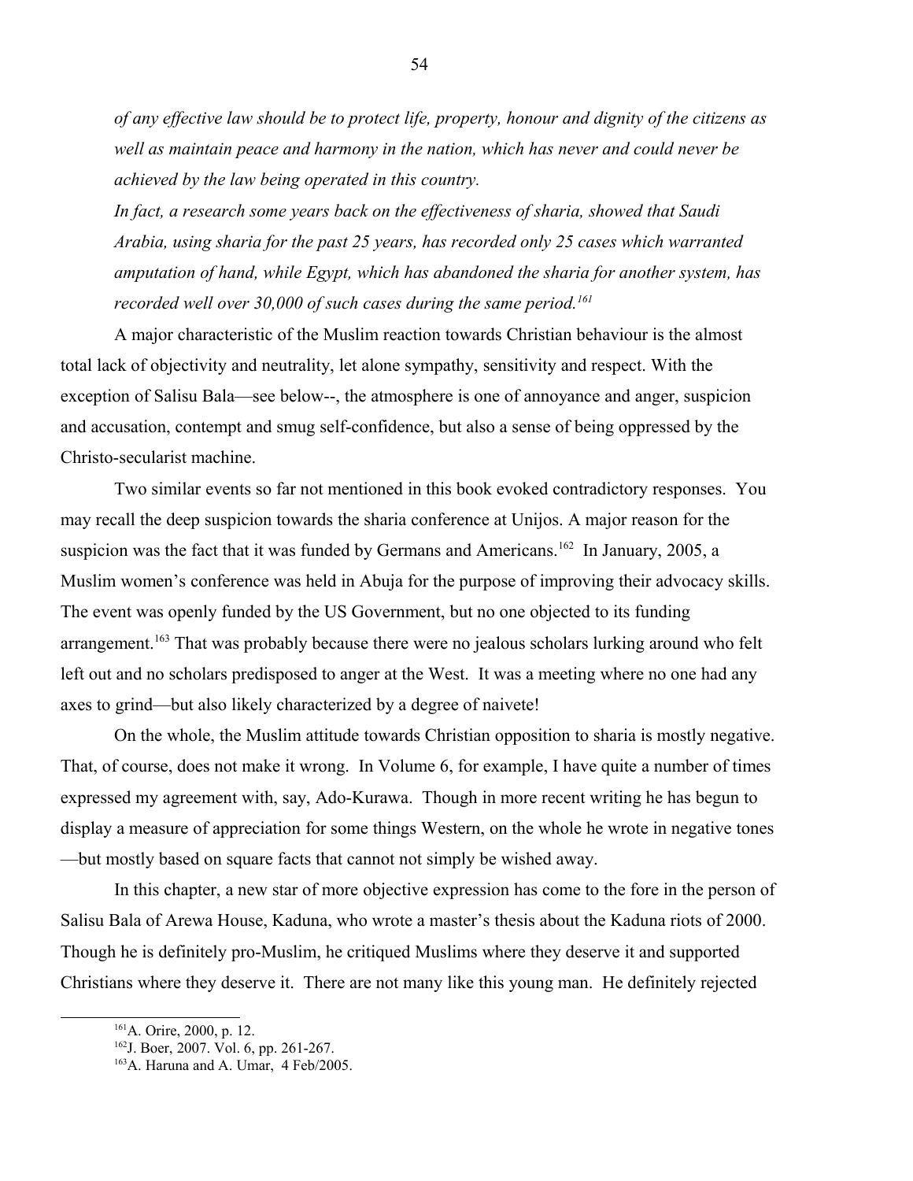*of any effective law should be to protect life, property, honour and dignity of the citizens as well as maintain peace and harmony in the nation, which has never and could never be achieved by the law being operated in this country.*

*In fact, a research some years back on the effectiveness of sharia, showed that Saudi Arabia, using sharia for the past 25 years, has recorded only 25 cases which warranted amputation of hand, while Egypt, which has abandoned the sharia for another system, has recorded well over 30,000 of such cases during the same period.*[161]

A major characteristic of the Muslim reaction towards Christian behaviour is the almost total lack of objectivity and neutrality, let alone sympathy, sensitivity and respect. With the exception of Salisu Bala—see below--, the atmosphere is one of annoyance and anger, suspicion and accusation, contempt and smug self-confidence, but also a sense of being oppressed by the Christo-secularist machine.

Two similar events so far not mentioned in this book evoked contradictory responses. You may recall the deep suspicion towards the sharia conference at Unijos. A major reason for the suspicion was the fact that it was funded by Germans and Americans.[162] In January, 2005, a Muslim women's conference was held in Abuja for the purpose of improving their advocacy skills. The event was openly funded by the US Government, but no one objected to its funding arrangement.[163] That was probably because there were no jealous scholars lurking around who felt left out and no scholars predisposed to anger at the West. It was a meeting where no one had any axes to grind—but also likely characterized by a degree of naivete!

On the whole, the Muslim attitude towards Christian opposition to sharia is mostly negative. That, of course, does not make it wrong. In Volume 6, for example, I have quite a number of times expressed my agreement with, say, Ado-Kurawa. Though in more recent writing he has begun to display a measure of appreciation for some things Western, on the whole he wrote in negative tones—but mostly based on square facts that cannot not simply be wished away.

In this chapter, a new star of more objective expression has come to the fore in the person of Salisu Bala of Arewa House, Kaduna, who wrote a master's thesis about the Kaduna riots of 2000. Though he is definitely pro-Muslim, he critiqued Muslims where they deserve it and supported Christians where they deserve it. There are not many like this young man. He definitely rejected

[161] A. Orire, 2000, p. 12.

[162] J. Boer, 2007. Vol. 6, pp. 261-267.

[163] A. Haruna and A. Umar, 4 Feb/2005.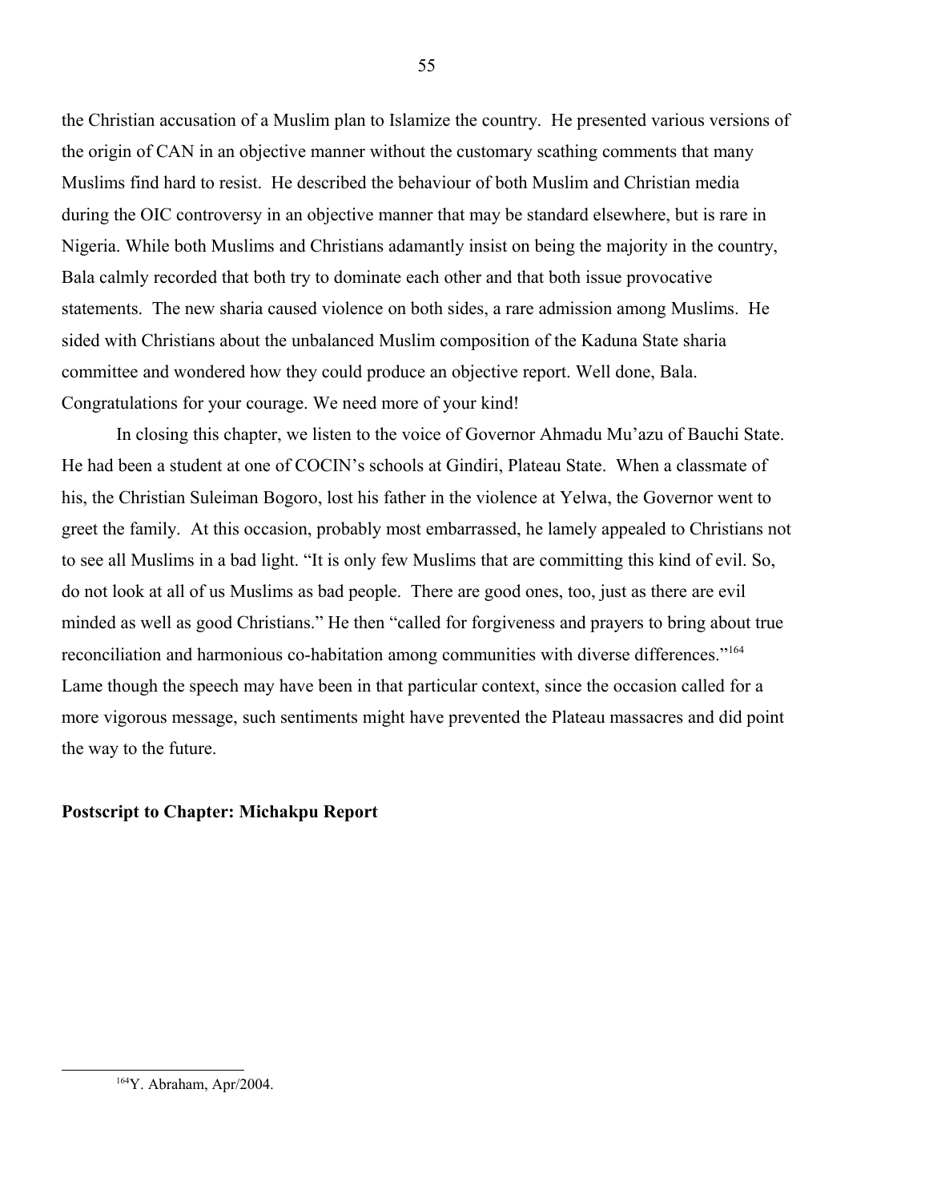the Christian accusation of a Muslim plan to Islamize the country. He presented various versions of the origin of CAN in an objective manner without the customary scathing comments that many Muslims find hard to resist. He described the behaviour of both Muslim and Christian media during the OIC controversy in an objective manner that may be standard elsewhere, but is rare in Nigeria. While both Muslims and Christians adamantly insist on being the majority in the country, Bala calmly recorded that both try to dominate each other and that both issue provocative statements. The new sharia caused violence on both sides, a rare admission among Muslims. He sided with Christians about the unbalanced Muslim composition of the Kaduna State sharia committee and wondered how they could produce an objective report. Well done, Bala. Congratulations for your courage. We need more of your kind!

In closing this chapter, we listen to the voice of Governor Ahmadu Mu'azu of Bauchi State. He had been a student at one of COCIN's schools at Gindiri, Plateau State. When a classmate of his, the Christian Suleiman Bogoro, lost his father in the violence at Yelwa, the Governor went to greet the family. At this occasion, probably most embarrassed, he lamely appealed to Christians not to see all Muslims in a bad light. "It is only few Muslims that are committing this kind of evil. So, do not look at all of us Muslims as bad people. There are good ones, too, just as there are evil minded as well as good Christians." He then "called for forgiveness and prayers to bring about true reconciliation and harmonious co-habitation among communities with diverse differences."[164] Lame though the speech may have been in that particular context, since the occasion called for a more vigorous message, such sentiments might have prevented the Plateau massacres and did point the way to the future.

**Postscript to Chapter: Michakpu Report**

[164] Y. Abraham, Apr/2004.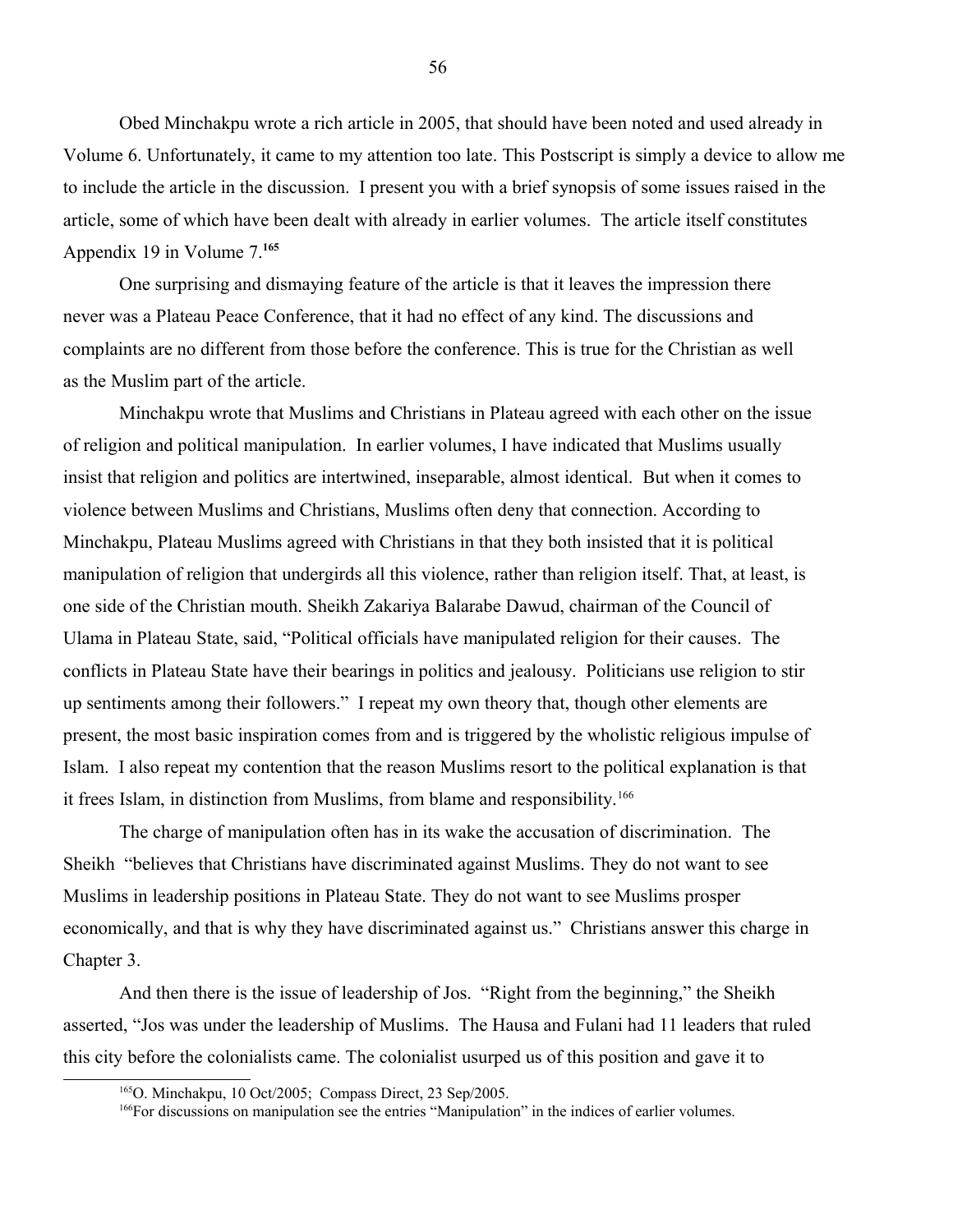Obed Minchakpu wrote a rich article in 2005, that should have been noted and used already in Volume 6. Unfortunately, it came to my attention too late. This Postscript is simply a device to allow me to include the article in the discussion. I present you with a brief synopsis of some issues raised in the article, some of which have been dealt with already in earlier volumes. The article itself constitutes Appendix 19 in Volume 7.[165]

One surprising and dismaying feature of the article is that it leaves the impression there never was a Plateau Peace Conference, that it had no effect of any kind. The discussions and complaints are no different from those before the conference. This is true for the Christian as well as the Muslim part of the article.

Minchakpu wrote that Muslims and Christians in Plateau agreed with each other on the issue of religion and political manipulation. In earlier volumes, I have indicated that Muslims usually insist that religion and politics are intertwined, inseparable, almost identical. But when it comes to violence between Muslims and Christians, Muslims often deny that connection. According to Minchakpu, Plateau Muslims agreed with Christians in that they both insisted that it is political manipulation of religion that undergirds all this violence, rather than religion itself. That, at least, is one side of the Christian mouth. Sheikh Zakariya Balarabe Dawud, chairman of the Council of Ulama in Plateau State, said, "Political officials have manipulated religion for their causes. The conflicts in Plateau State have their bearings in politics and jealousy. Politicians use religion to stir up sentiments among their followers." I repeat my own theory that, though other elements are present, the most basic inspiration comes from and is triggered by the wholistic religious impulse of Islam. I also repeat my contention that the reason Muslims resort to the political explanation is that it frees Islam, in distinction from Muslims, from blame and responsibility.[166]

The charge of manipulation often has in its wake the accusation of discrimination. The Sheikh "believes that Christians have discriminated against Muslims. They do not want to see Muslims in leadership positions in Plateau State. They do not want to see Muslims prosper economically, and that is why they have discriminated against us." Christians answer this charge in Chapter 3.

And then there is the issue of leadership of Jos. "Right from the beginning," the Sheikh asserted, "Jos was under the leadership of Muslims. The Hausa and Fulani had 11 leaders that ruled this city before the colonialists came. The colonialist usurped us of this position and gave it to

---

[165] O. Minchakpu, 10 Oct/2005; Compass Direct, 23 Sep/2005.

[166] For discussions on manipulation see the entries "Manipulation" in the indices of earlier volumes.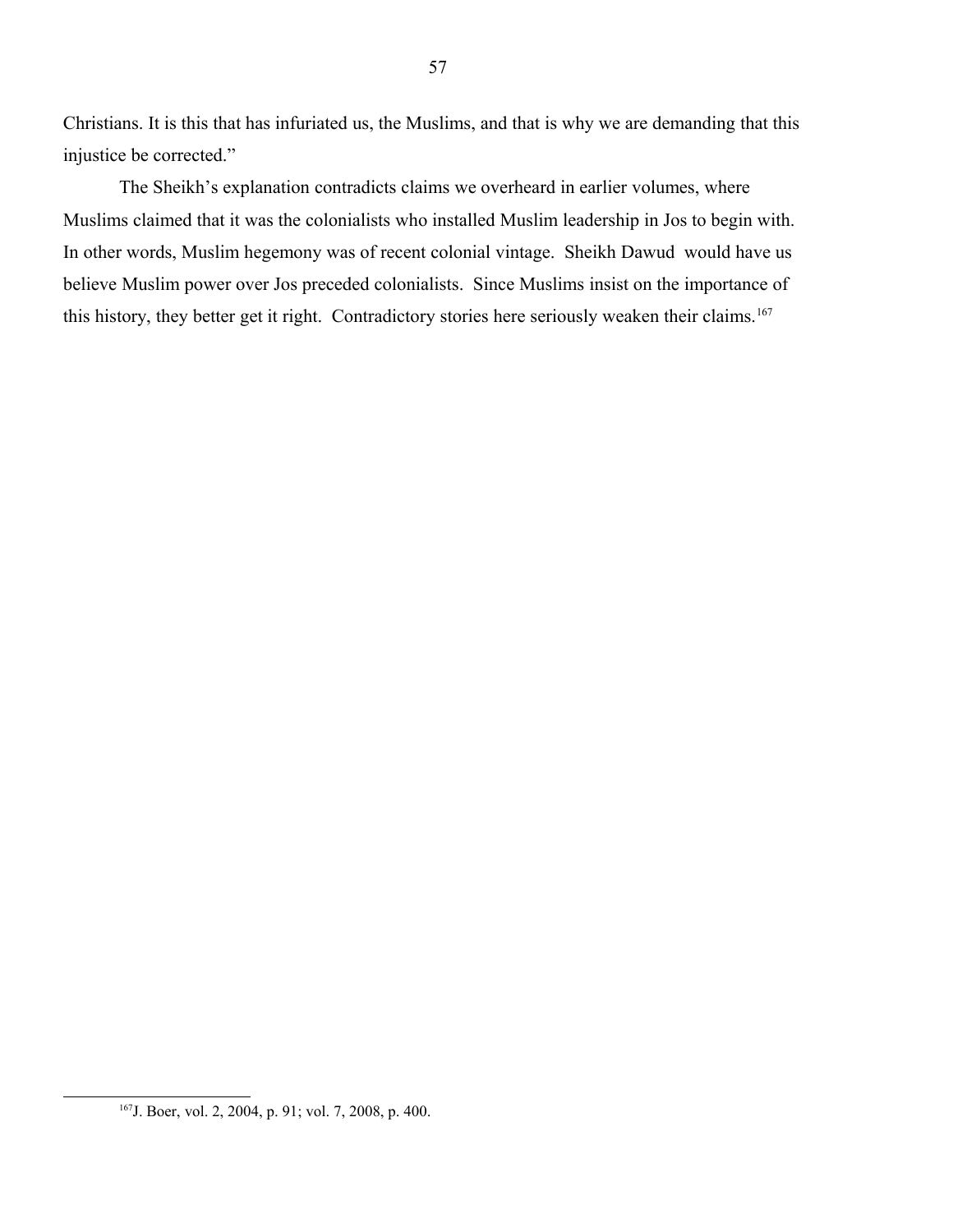Christians. It is this that has infuriated us, the Muslims, and that is why we are demanding that this injustice be corrected."

The Sheikh's explanation contradicts claims we overheard in earlier volumes, where Muslims claimed that it was the colonialists who installed Muslim leadership in Jos to begin with. In other words, Muslim hegemony was of recent colonial vintage. Sheikh Dawud would have us believe Muslim power over Jos preceded colonialists. Since Muslims insist on the importance of this history, they better get it right. Contradictory stories here seriously weaken their claims.[167]

[167] J. Boer, vol. 2, 2004, p. 91; vol. 7, 2008, p. 400.